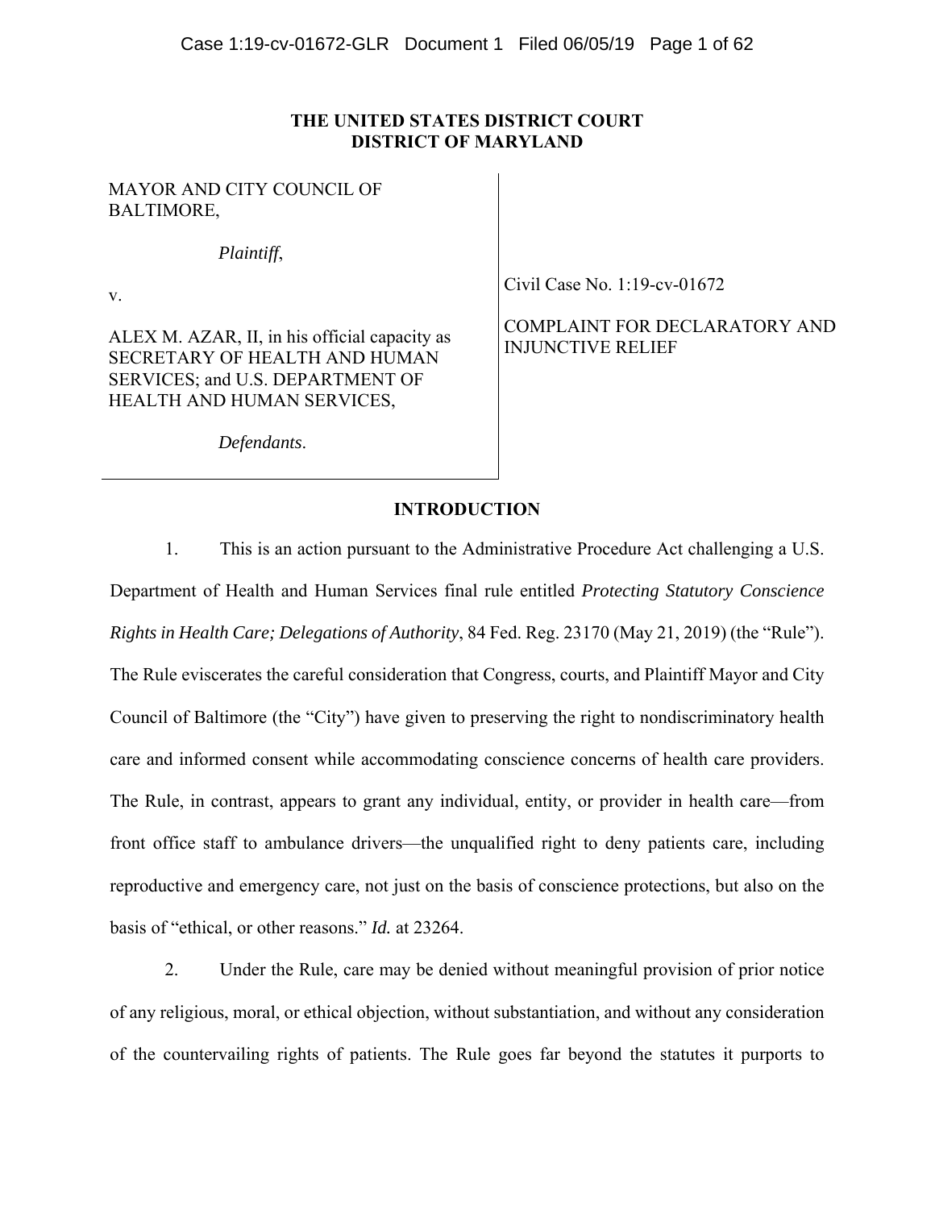**THE UNITED STATES DISTRICT COURT**
**DISTRICT OF MAYLAND**

| | |
|---|---|
| MAYOR AND CITY COUNCIL OF BALTIMORE,<br><br>*Plaintiff*,<br><br>v.<br><br>ALEX M. AZAR, II, in his official capacity as SECRETARY OF HEALTH AND HUMAN SERVICES; and U.S. DEPARTMENT OF HEALTH AND HUMAN SERVICES,<br><br>*Defendants*. | Civil Case No. 1:19-cv-01672<br><br>COMPLAINT FOR DECLARATORY AND INJUNCTIVE RELIEF |

## INTRODUCTION

1. This is an action pursuant to the Administrative Procedure Act challenging a U.S. Department of Health and Human Services final rule entitled *Protecting Statutory Conscience Rights in Health Care; Delegations of Authority*, 84 Fed. Reg. 23170 (May 21, 2019) (the "Rule"). The Rule eviscerates the careful consideration that Congress, courts, and Plaintiff Mayor and City Council of Baltimore (the "City") have given to preserving the right to nondiscriminatory health care and informed consent while accommodating conscience concerns of health care providers. The Rule, in contrast, appears to grant any individual, entity, or provider in health care—from front office staff to ambulance drivers—the unqualified right to deny patients care, including reproductive and emergency care, not just on the basis of conscience protections, but also on the basis of "ethical, or other reasons." *Id.* at 23264.

2. Under the Rule, care may be denied without meaningful provision of prior notice of any religious, moral, or ethical objection, without substantiation, and without any consideration of the countervailing rights of patients. The Rule goes far beyond the statutes it purports to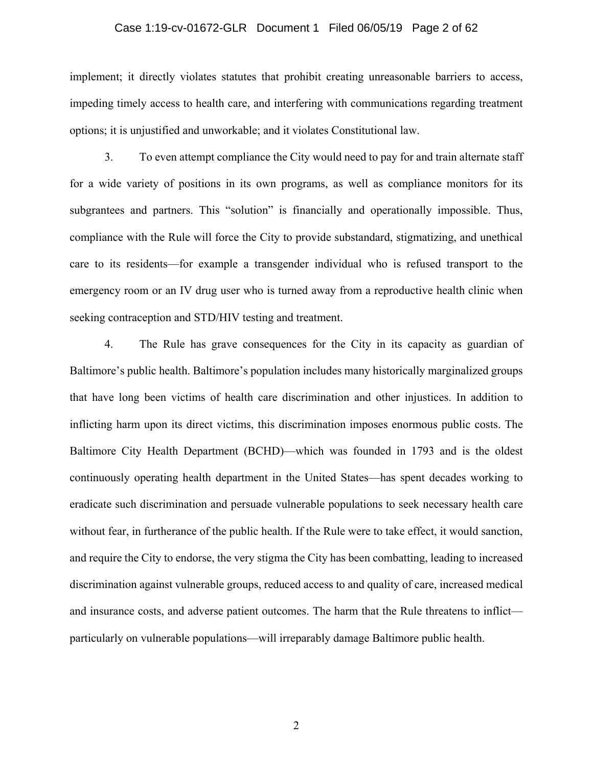implement; it directly violates statutes that prohibit creating unreasonable barriers to access, impeding timely access to health care, and interfering with communications regarding treatment options; it is unjustified and unworkable; and it violates Constitutional law.

3. To even attempt compliance the City would need to pay for and train alternate staff for a wide variety of positions in its own programs, as well as compliance monitors for its subgrantees and partners. This "solution" is financially and operationally impossible. Thus, compliance with the Rule will force the City to provide substandard, stigmatizing, and unethical care to its residents—for example a transgender individual who is refused transport to the emergency room or an IV drug user who is turned away from a reproductive health clinic when seeking contraception and STD/HIV testing and treatment.

4. The Rule has grave consequences for the City in its capacity as guardian of Baltimore's public health. Baltimore's population includes many historically marginalized groups that have long been victims of health care discrimination and other injustices. In addition to inflicting harm upon its direct victims, this discrimination imposes enormous public costs. The Baltimore City Health Department (BCHD)—which was founded in 1793 and is the oldest continuously operating health department in the United States—has spent decades working to eradicate such discrimination and persuade vulnerable populations to seek necessary health care without fear, in furtherance of the public health. If the Rule were to take effect, it would sanction, and require the City to endorse, the very stigma the City has been combatting, leading to increased discrimination against vulnerable groups, reduced access to and quality of care, increased medical and insurance costs, and adverse patient outcomes. The harm that the Rule threatens to inflict—particularly on vulnerable populations—will irreparably damage Baltimore public health.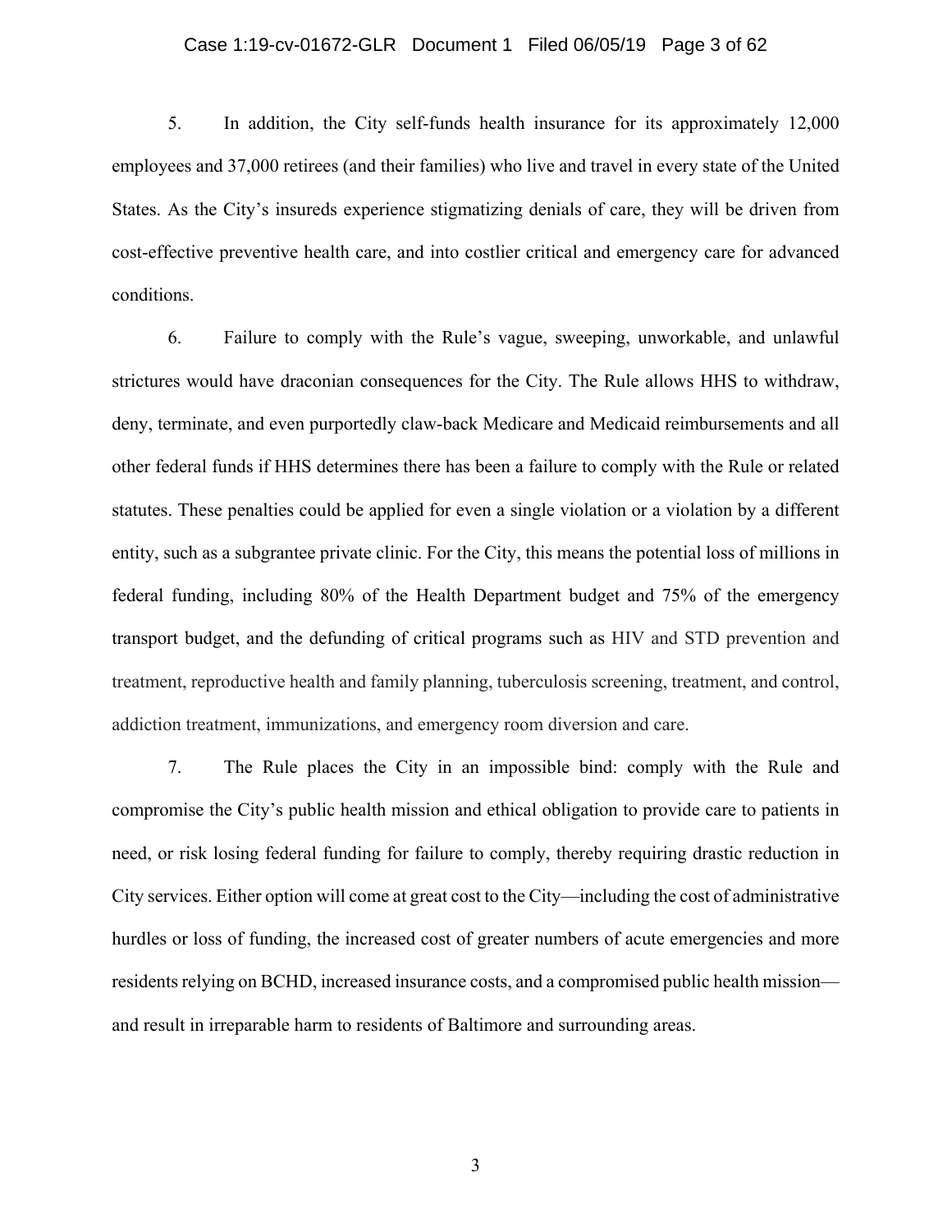5. In addition, the City self-funds health insurance for its approximately 12,000 employees and 37,000 retirees (and their families) who live and travel in every state of the United States. As the City's insureds experience stigmatizing denials of care, they will be driven from cost-effective preventive health care, and into costlier critical and emergency care for advanced conditions.

6. Failure to comply with the Rule's vague, sweeping, unworkable, and unlawful strictures would have draconian consequences for the City. The Rule allows HHS to withdraw, deny, terminate, and even purportedly claw-back Medicare and Medicaid reimbursements and all other federal funds if HHS determines there has been a failure to comply with the Rule or related statutes. These penalties could be applied for even a single violation or a violation by a different entity, such as a subgrantee private clinic. For the City, this means the potential loss of millions in federal funding, including 80% of the Health Department budget and 75% of the emergency transport budget, and the defunding of critical programs such as HIV and STD prevention and treatment, reproductive health and family planning, tuberculosis screening, treatment, and control, addiction treatment, immunizations, and emergency room diversion and care.

7. The Rule places the City in an impossible bind: comply with the Rule and compromise the City's public health mission and ethical obligation to provide care to patients in need, or risk losing federal funding for failure to comply, thereby requiring drastic reduction in City services. Either option will come at great cost to the City—including the cost of administrative hurdles or loss of funding, the increased cost of greater numbers of acute emergencies and more residents relying on BCHD, increased insurance costs, and a compromised public health mission—and result in irreparable harm to residents of Baltimore and surrounding areas.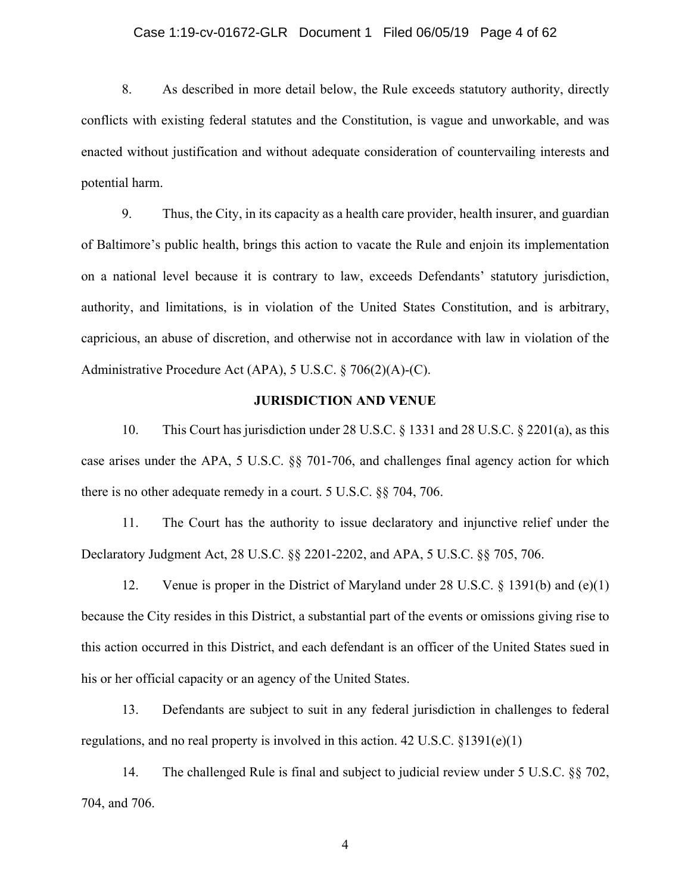8. As described in more detail below, the Rule exceeds statutory authority, directly conflicts with existing federal statutes and the Constitution, is vague and unworkable, and was enacted without justification and without adequate consideration of countervailing interests and potential harm.

9. Thus, the City, in its capacity as a health care provider, health insurer, and guardian of Baltimore's public health, brings this action to vacate the Rule and enjoin its implementation on a national level because it is contrary to law, exceeds Defendants' statutory jurisdiction, authority, and limitations, is in violation of the United States Constitution, and is arbitrary, capricious, an abuse of discretion, and otherwise not in accordance with law in violation of the Administrative Procedure Act (APA), 5 U.S.C. § 706(2)(A)-(C).

## JURISDICTION AND VENUE

10. This Court has jurisdiction under 28 U.S.C. § 1331 and 28 U.S.C. § 2201(a), as this case arises under the APA, 5 U.S.C. §§ 701-706, and challenges final agency action for which there is no other adequate remedy in a court. 5 U.S.C. §§ 704, 706.

11. The Court has the authority to issue declaratory and injunctive relief under the Declaratory Judgment Act, 28 U.S.C. §§ 2201-2202, and APA, 5 U.S.C. §§ 705, 706.

12. Venue is proper in the District of Maryland under 28 U.S.C. § 1391(b) and (e)(1) because the City resides in this District, a substantial part of the events or omissions giving rise to this action occurred in this District, and each defendant is an officer of the United States sued in his or her official capacity or an agency of the United States.

13. Defendants are subject to suit in any federal jurisdiction in challenges to federal regulations, and no real property is involved in this action. 42 U.S.C. §1391(e)(1)

14. The challenged Rule is final and subject to judicial review under 5 U.S.C. §§ 702, 704, and 706.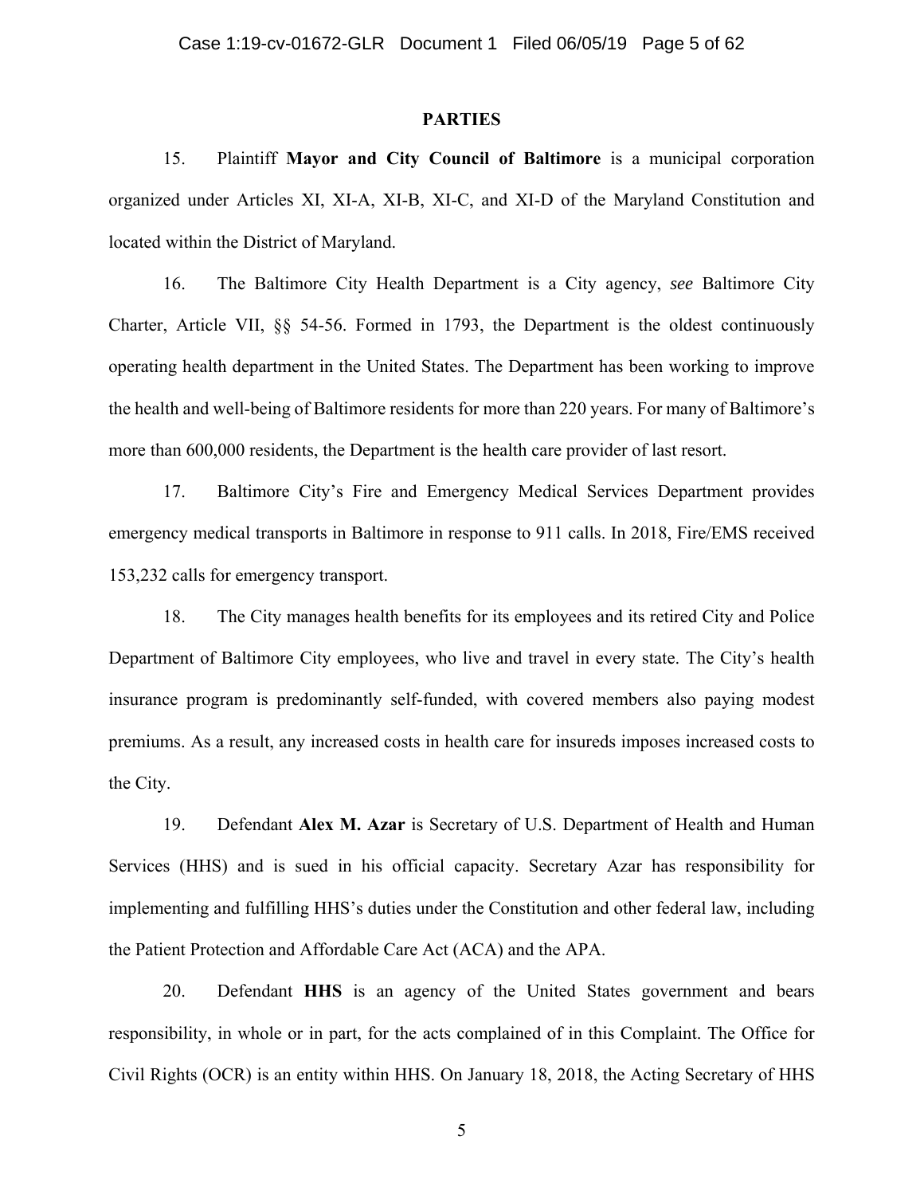## PARTIES

15. Plaintiff **Mayor and City Council of Baltimore** is a municipal corporation organized under Articles XI, XI-A, XI-B, XI-C, and XI-D of the Maryland Constitution and located within the District of Maryland.

16. The Baltimore City Health Department is a City agency, *see* Baltimore City Charter, Article VII, §§ 54-56. Formed in 1793, the Department is the oldest continuously operating health department in the United States. The Department has been working to improve the health and well-being of Baltimore residents for more than 220 years. For many of Baltimore's more than 600,000 residents, the Department is the health care provider of last resort.

17. Baltimore City's Fire and Emergency Medical Services Department provides emergency medical transports in Baltimore in response to 911 calls. In 2018, Fire/EMS received 153,232 calls for emergency transport.

18. The City manages health benefits for its employees and its retired City and Police Department of Baltimore City employees, who live and travel in every state. The City's health insurance program is predominantly self-funded, with covered members also paying modest premiums. As a result, any increased costs in health care for insureds imposes increased costs to the City.

19. Defendant **Alex M. Azar** is Secretary of U.S. Department of Health and Human Services (HHS) and is sued in his official capacity. Secretary Azar has responsibility for implementing and fulfilling HHS's duties under the Constitution and other federal law, including the Patient Protection and Affordable Care Act (ACA) and the APA.

20. Defendant **HHS** is an agency of the United States government and bears responsibility, in whole or in part, for the acts complained of in this Complaint. The Office for Civil Rights (OCR) is an entity within HHS. On January 18, 2018, the Acting Secretary of HHS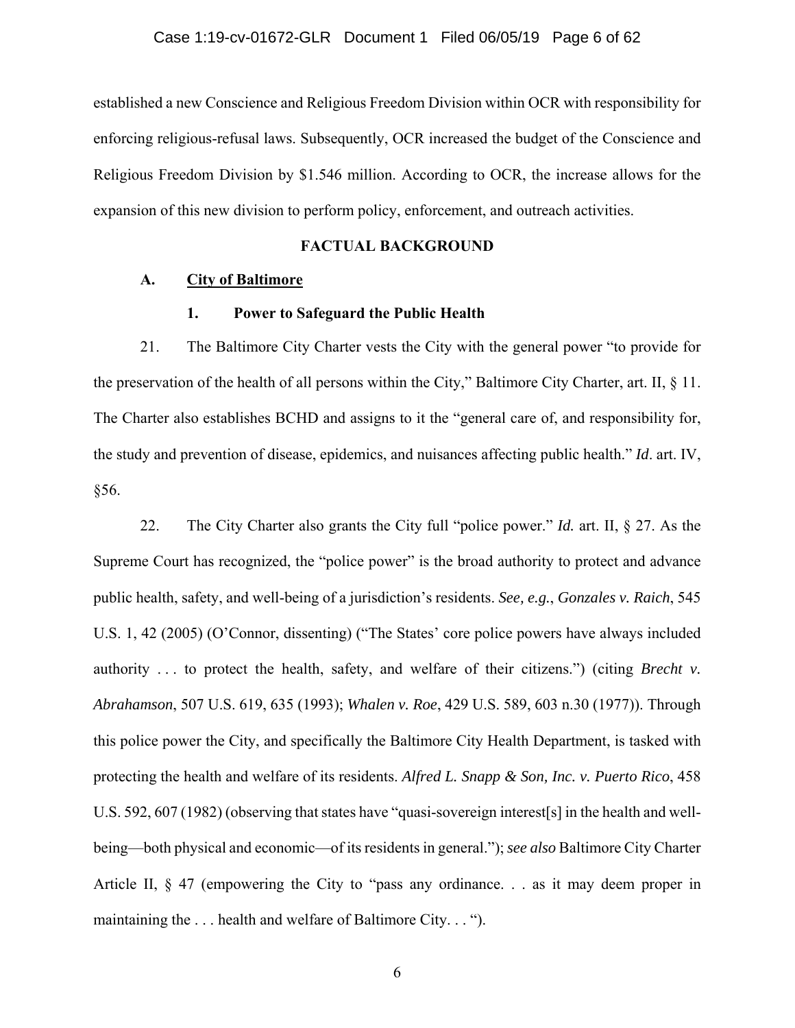established a new Conscience and Religious Freedom Division within OCR with responsibility for enforcing religious-refusal laws. Subsequently, OCR increased the budget of the Conscience and Religious Freedom Division by $1.546 million. According to OCR, the increase allows for the expansion of this new division to perform policy, enforcement, and outreach activities.

## FACTUAL BACKGROUND

### A. City of Baltimore

#### 1. Power to Safeguard the Public Health

21. The Baltimore City Charter vests the City with the general power "to provide for the preservation of the health of all persons within the City," Baltimore City Charter, art. II, § 11. The Charter also establishes BCHD and assigns to it the "general care of, and responsibility for, the study and prevention of disease, epidemics, and nuisances affecting public health." *Id*. art. IV, §56.

22. The City Charter also grants the City full "police power." *Id.* art. II, § 27. As the Supreme Court has recognized, the "police power" is the broad authority to protect and advance public health, safety, and well-being of a jurisdiction's residents. *See, e.g.*, *Gonzales v. Raich*, 545 U.S. 1, 42 (2005) (O'Connor, dissenting) ("The States' core police powers have always included authority . . . to protect the health, safety, and welfare of their citizens.") (citing *Brecht v. Abrahamson*, 507 U.S. 619, 635 (1993); *Whalen v. Roe*, 429 U.S. 589, 603 n.30 (1977)). Through this police power the City, and specifically the Baltimore City Health Department, is tasked with protecting the health and welfare of its residents. *Alfred L. Snapp & Son, Inc. v. Puerto Rico*, 458 U.S. 592, 607 (1982) (observing that states have "quasi-sovereign interest[s] in the health and well-being—both physical and economic—of its residents in general."); *see also* Baltimore City Charter Article II, § 47 (empowering the City to "pass any ordinance. . . as it may deem proper in maintaining the . . . health and welfare of Baltimore City. . . ").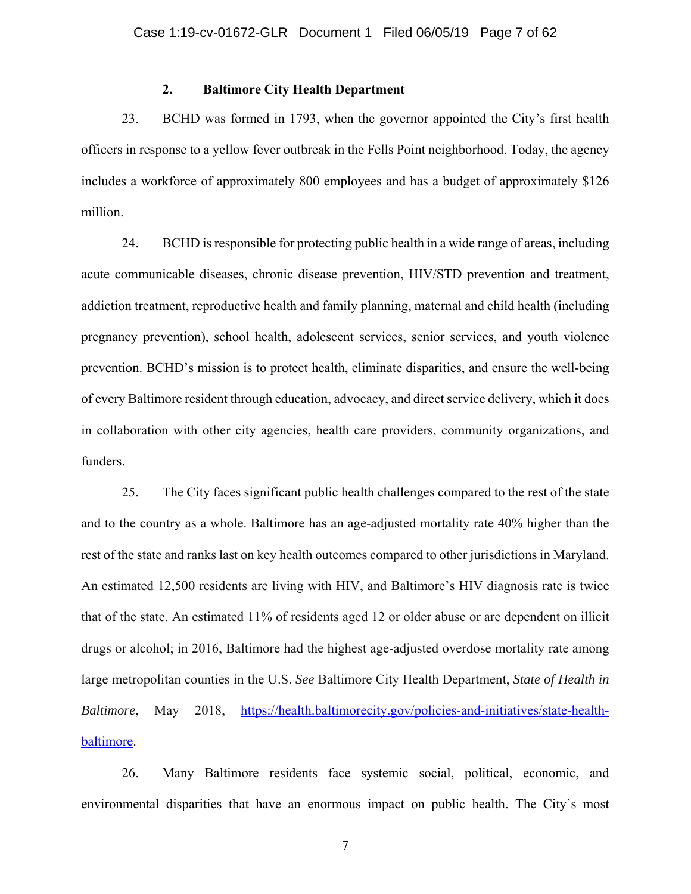### 2. Baltimore City Health Department

23. BCHD was formed in 1793, when the governor appointed the City's first health officers in response to a yellow fever outbreak in the Fells Point neighborhood. Today, the agency includes a workforce of approximately 800 employees and has a budget of approximately $126 million.

24. BCHD is responsible for protecting public health in a wide range of areas, including acute communicable diseases, chronic disease prevention, HIV/STD prevention and treatment, addiction treatment, reproductive health and family planning, maternal and child health (including pregnancy prevention), school health, adolescent services, senior services, and youth violence prevention. BCHD's mission is to protect health, eliminate disparities, and ensure the well-being of every Baltimore resident through education, advocacy, and direct service delivery, which it does in collaboration with other city agencies, health care providers, community organizations, and funders.

25. The City faces significant public health challenges compared to the rest of the state and to the country as a whole. Baltimore has an age-adjusted mortality rate 40% higher than the rest of the state and ranks last on key health outcomes compared to other jurisdictions in Maryland. An estimated 12,500 residents are living with HIV, and Baltimore's HIV diagnosis rate is twice that of the state. An estimated 11% of residents aged 12 or older abuse or are dependent on illicit drugs or alcohol; in 2016, Baltimore had the highest age-adjusted overdose mortality rate among large metropolitan counties in the U.S. *See* Baltimore City Health Department, *State of Health in Baltimore*, May 2018, https://health.baltimorecity.gov/policies-and-initiatives/state-health-baltimore.

26. Many Baltimore residents face systemic social, political, economic, and environmental disparities that have an enormous impact on public health. The City's most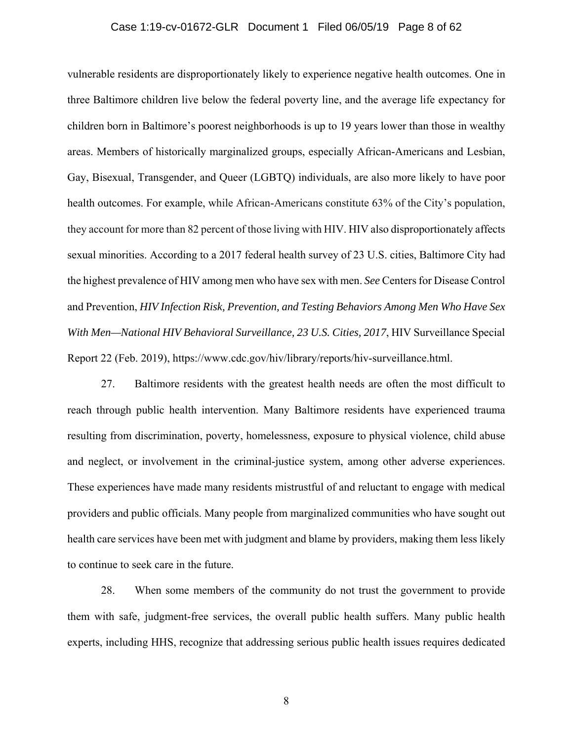vulnerable residents are disproportionately likely to experience negative health outcomes. One in three Baltimore children live below the federal poverty line, and the average life expectancy for children born in Baltimore's poorest neighborhoods is up to 19 years lower than those in wealthy areas. Members of historically marginalized groups, especially African-Americans and Lesbian, Gay, Bisexual, Transgender, and Queer (LGBTQ) individuals, are also more likely to have poor health outcomes. For example, while African-Americans constitute 63% of the City's population, they account for more than 82 percent of those living with HIV. HIV also disproportionately affects sexual minorities. According to a 2017 federal health survey of 23 U.S. cities, Baltimore City had the highest prevalence of HIV among men who have sex with men. *See* Centers for Disease Control and Prevention, *HIV Infection Risk, Prevention, and Testing Behaviors Among Men Who Have Sex With Men—National HIV Behavioral Surveillance, 23 U.S. Cities, 2017*, HIV Surveillance Special Report 22 (Feb. 2019), https://www.cdc.gov/hiv/library/reports/hiv-surveillance.html.

27. Baltimore residents with the greatest health needs are often the most difficult to reach through public health intervention. Many Baltimore residents have experienced trauma resulting from discrimination, poverty, homelessness, exposure to physical violence, child abuse and neglect, or involvement in the criminal-justice system, among other adverse experiences. These experiences have made many residents mistrustful of and reluctant to engage with medical providers and public officials. Many people from marginalized communities who have sought out health care services have been met with judgment and blame by providers, making them less likely to continue to seek care in the future.

28. When some members of the community do not trust the government to provide them with safe, judgment-free services, the overall public health suffers. Many public health experts, including HHS, recognize that addressing serious public health issues requires dedicated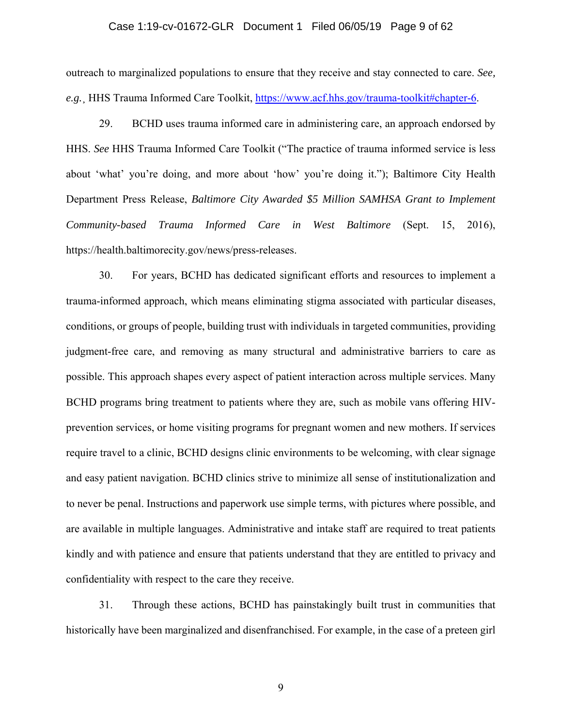outreach to marginalized populations to ensure that they receive and stay connected to care. *See, e.g.*¸ HHS Trauma Informed Care Toolkit, https://www.acf.hhs.gov/trauma-toolkit#chapter-6.

29. BCHD uses trauma informed care in administering care, an approach endorsed by HHS. *See* HHS Trauma Informed Care Toolkit ("The practice of trauma informed service is less about 'what' you're doing, and more about 'how' you're doing it."); Baltimore City Health Department Press Release, *Baltimore City Awarded $5 Million SAMHSA Grant to Implement Community-based Trauma Informed Care in West Baltimore* (Sept. 15, 2016), https://health.baltimorecity.gov/news/press-releases.

30. For years, BCHD has dedicated significant efforts and resources to implement a trauma-informed approach, which means eliminating stigma associated with particular diseases, conditions, or groups of people, building trust with individuals in targeted communities, providing judgment-free care, and removing as many structural and administrative barriers to care as possible. This approach shapes every aspect of patient interaction across multiple services. Many BCHD programs bring treatment to patients where they are, such as mobile vans offering HIV-prevention services, or home visiting programs for pregnant women and new mothers. If services require travel to a clinic, BCHD designs clinic environments to be welcoming, with clear signage and easy patient navigation. BCHD clinics strive to minimize all sense of institutionalization and to never be penal. Instructions and paperwork use simple terms, with pictures where possible, and are available in multiple languages. Administrative and intake staff are required to treat patients kindly and with patience and ensure that patients understand that they are entitled to privacy and confidentiality with respect to the care they receive.

31. Through these actions, BCHD has painstakingly built trust in communities that historically have been marginalized and disenfranchised. For example, in the case of a preteen girl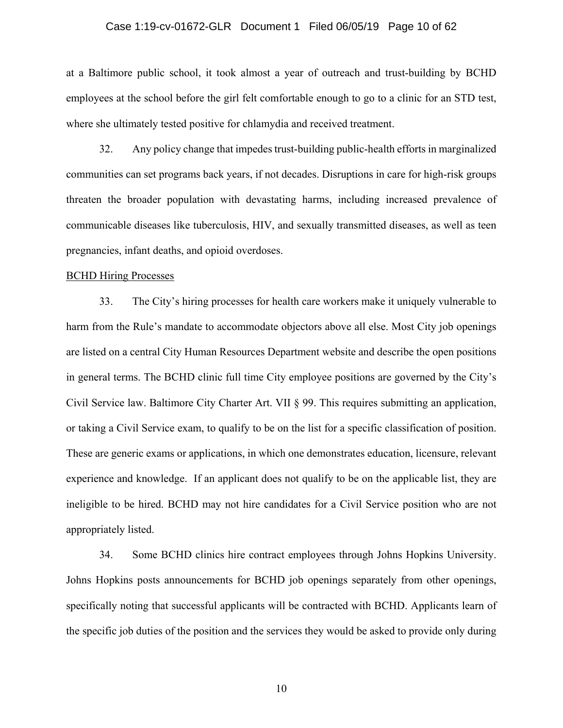at a Baltimore public school, it took almost a year of outreach and trust-building by BCHD employees at the school before the girl felt comfortable enough to go to a clinic for an STD test, where she ultimately tested positive for chlamydia and received treatment.

32. Any policy change that impedes trust-building public-health efforts in marginalized communities can set programs back years, if not decades. Disruptions in care for high-risk groups threaten the broader population with devastating harms, including increased prevalence of communicable diseases like tuberculosis, HIV, and sexually transmitted diseases, as well as teen pregnancies, infant deaths, and opioid overdoses.

<u>BCHD Hiring Processes</u>

33. The City's hiring processes for health care workers make it uniquely vulnerable to harm from the Rule's mandate to accommodate objectors above all else. Most City job openings are listed on a central City Human Resources Department website and describe the open positions in general terms. The BCHD clinic full time City employee positions are governed by the City's Civil Service law. Baltimore City Charter Art. VII § 99. This requires submitting an application, or taking a Civil Service exam, to qualify to be on the list for a specific classification of position. These are generic exams or applications, in which one demonstrates education, licensure, relevant experience and knowledge. If an applicant does not qualify to be on the applicable list, they are ineligible to be hired. BCHD may not hire candidates for a Civil Service position who are not appropriately listed.

34. Some BCHD clinics hire contract employees through Johns Hopkins University. Johns Hopkins posts announcements for BCHD job openings separately from other openings, specifically noting that successful applicants will be contracted with BCHD. Applicants learn of the specific job duties of the position and the services they would be asked to provide only during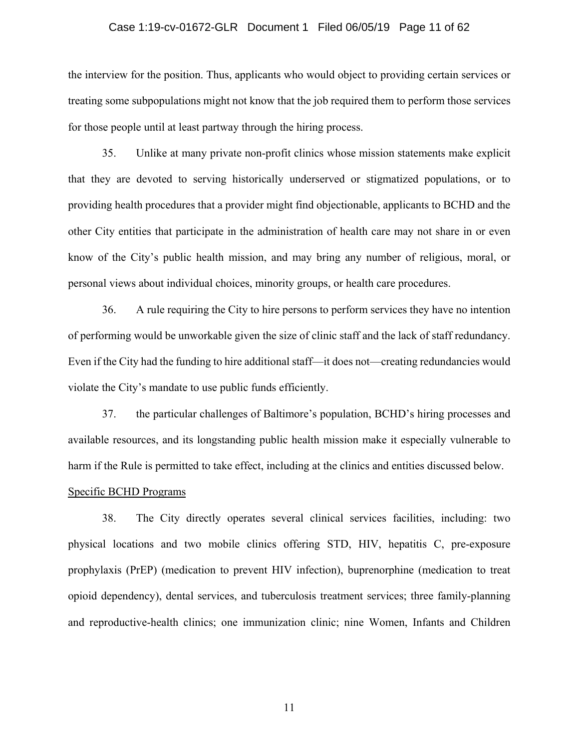the interview for the position. Thus, applicants who would object to providing certain services or treating some subpopulations might not know that the job required them to perform those services for those people until at least partway through the hiring process.

35. Unlike at many private non-profit clinics whose mission statements make explicit that they are devoted to serving historically underserved or stigmatized populations, or to providing health procedures that a provider might find objectionable, applicants to BCHD and the other City entities that participate in the administration of health care may not share in or even know of the City's public health mission, and may bring any number of religious, moral, or personal views about individual choices, minority groups, or health care procedures.

36. A rule requiring the City to hire persons to perform services they have no intention of performing would be unworkable given the size of clinic staff and the lack of staff redundancy. Even if the City had the funding to hire additional staff—it does not—creating redundancies would violate the City's mandate to use public funds efficiently.

37. the particular challenges of Baltimore's population, BCHD's hiring processes and available resources, and its longstanding public health mission make it especially vulnerable to harm if the Rule is permitted to take effect, including at the clinics and entities discussed below.

Specific BCHD Programs

38. The City directly operates several clinical services facilities, including: two physical locations and two mobile clinics offering STD, HIV, hepatitis C, pre-exposure prophylaxis (PrEP) (medication to prevent HIV infection), buprenorphine (medication to treat opioid dependency), dental services, and tuberculosis treatment services; three family-planning and reproductive-health clinics; one immunization clinic; nine Women, Infants and Children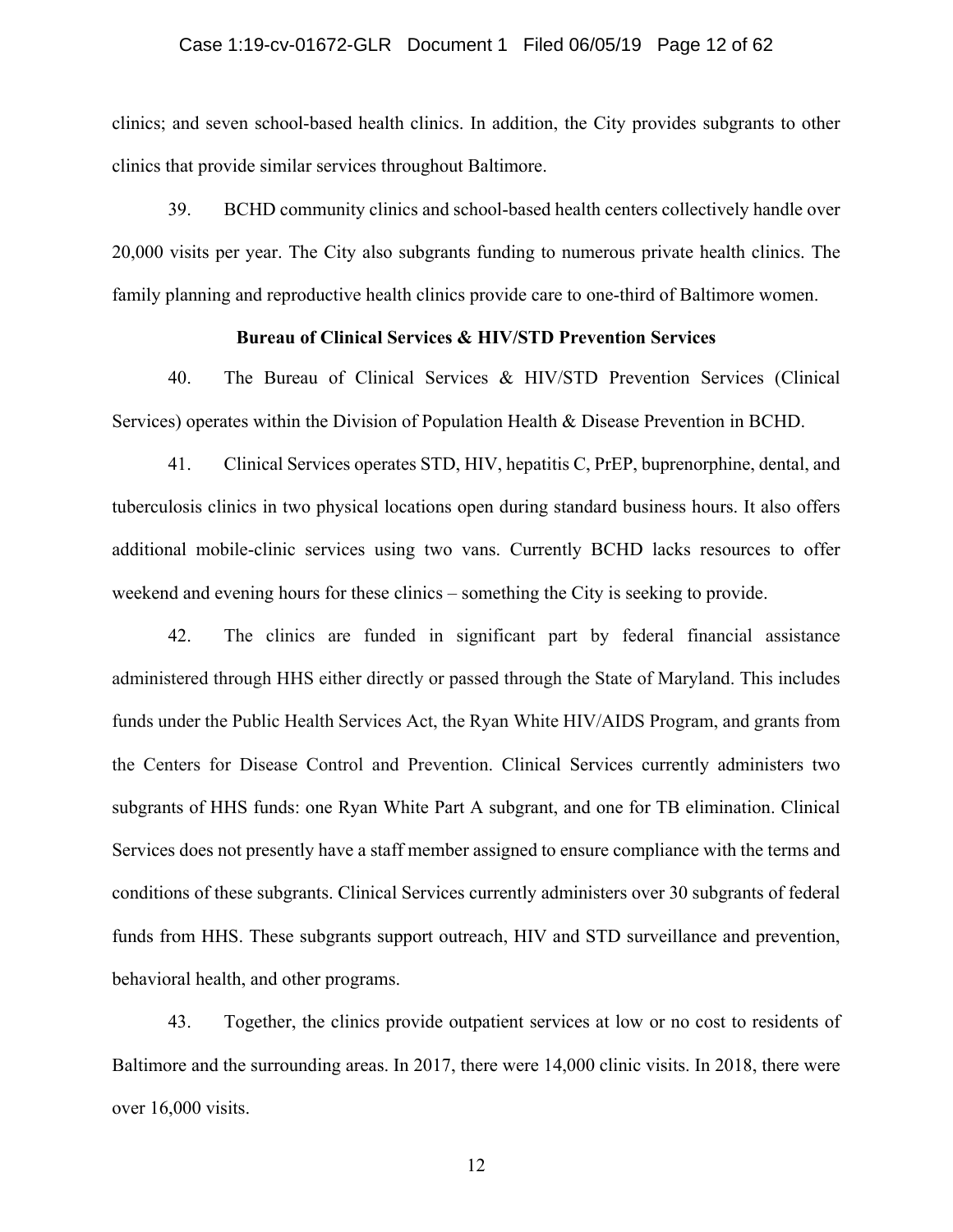clinics; and seven school-based health clinics. In addition, the City provides subgrants to other clinics that provide similar services throughout Baltimore.

39. BCHD community clinics and school-based health centers collectively handle over 20,000 visits per year. The City also subgrants funding to numerous private health clinics. The family planning and reproductive health clinics provide care to one-third of Baltimore women.

**Bureau of Clinical Services & HIV/STD Prevention Services**

40. The Bureau of Clinical Services & HIV/STD Prevention Services (Clinical Services) operates within the Division of Population Health & Disease Prevention in BCHD.

41. Clinical Services operates STD, HIV, hepatitis C, PrEP, buprenorphine, dental, and tuberculosis clinics in two physical locations open during standard business hours. It also offers additional mobile-clinic services using two vans. Currently BCHD lacks resources to offer weekend and evening hours for these clinics – something the City is seeking to provide.

42. The clinics are funded in significant part by federal financial assistance administered through HHS either directly or passed through the State of Maryland. This includes funds under the Public Health Services Act, the Ryan White HIV/AIDS Program, and grants from the Centers for Disease Control and Prevention. Clinical Services currently administers two subgrants of HHS funds: one Ryan White Part A subgrant, and one for TB elimination. Clinical Services does not presently have a staff member assigned to ensure compliance with the terms and conditions of these subgrants. Clinical Services currently administers over 30 subgrants of federal funds from HHS. These subgrants support outreach, HIV and STD surveillance and prevention, behavioral health, and other programs.

43. Together, the clinics provide outpatient services at low or no cost to residents of Baltimore and the surrounding areas. In 2017, there were 14,000 clinic visits. In 2018, there were over 16,000 visits.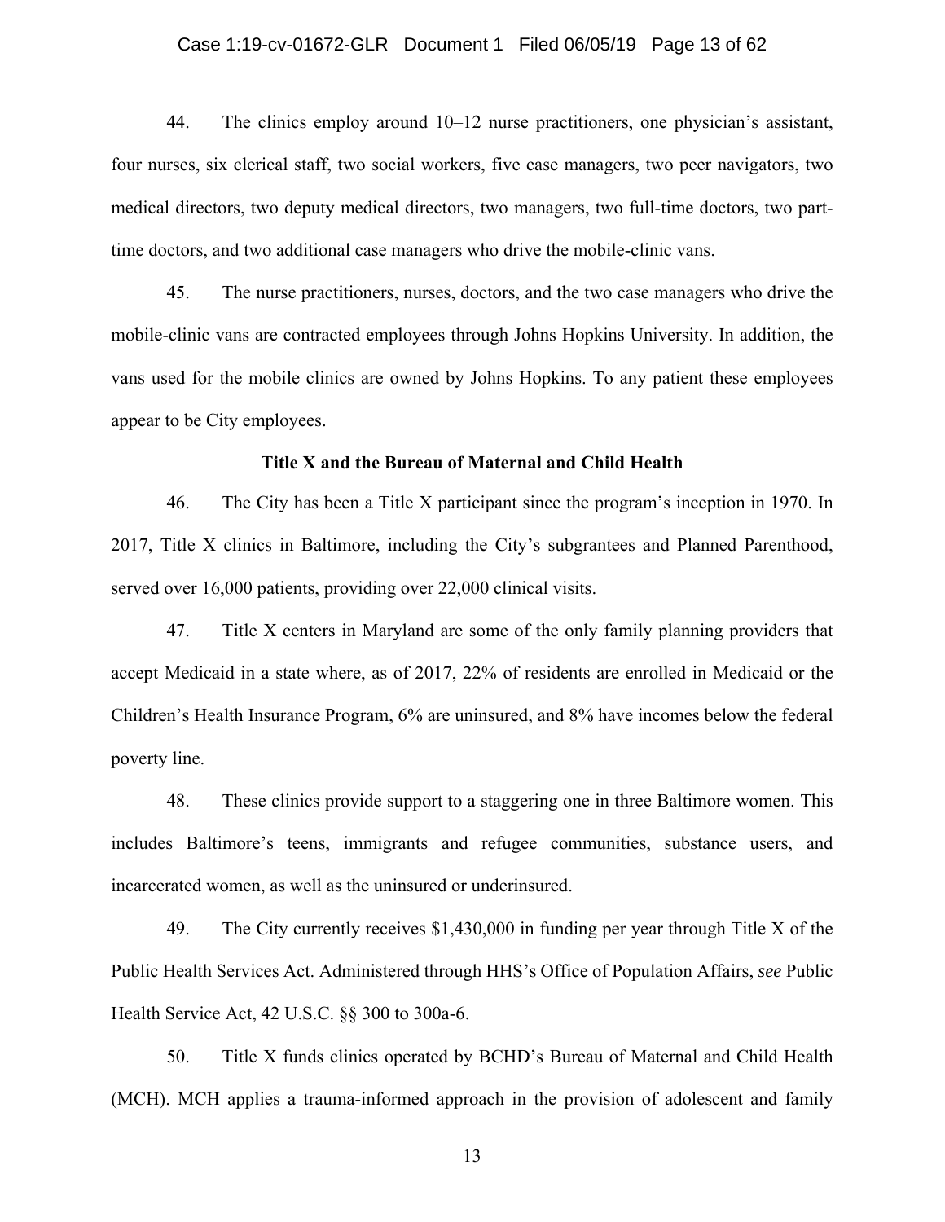44. The clinics employ around 10–12 nurse practitioners, one physician's assistant, four nurses, six clerical staff, two social workers, five case managers, two peer navigators, two medical directors, two deputy medical directors, two managers, two full-time doctors, two part-time doctors, and two additional case managers who drive the mobile-clinic vans.

45. The nurse practitioners, nurses, doctors, and the two case managers who drive the mobile-clinic vans are contracted employees through Johns Hopkins University. In addition, the vans used for the mobile clinics are owned by Johns Hopkins. To any patient these employees appear to be City employees.

**Title X and the Bureau of Maternal and Child Health**

46. The City has been a Title X participant since the program's inception in 1970. In 2017, Title X clinics in Baltimore, including the City's subgrantees and Planned Parenthood, served over 16,000 patients, providing over 22,000 clinical visits.

47. Title X centers in Maryland are some of the only family planning providers that accept Medicaid in a state where, as of 2017, 22% of residents are enrolled in Medicaid or the Children's Health Insurance Program, 6% are uninsured, and 8% have incomes below the federal poverty line.

48. These clinics provide support to a staggering one in three Baltimore women. This includes Baltimore's teens, immigrants and refugee communities, substance users, and incarcerated women, as well as the uninsured or underinsured.

49. The City currently receives $1,430,000 in funding per year through Title X of the Public Health Services Act. Administered through HHS's Office of Population Affairs, *see* Public Health Service Act, 42 U.S.C. §§ 300 to 300a-6.

50. Title X funds clinics operated by BCHD's Bureau of Maternal and Child Health (MCH). MCH applies a trauma-informed approach in the provision of adolescent and family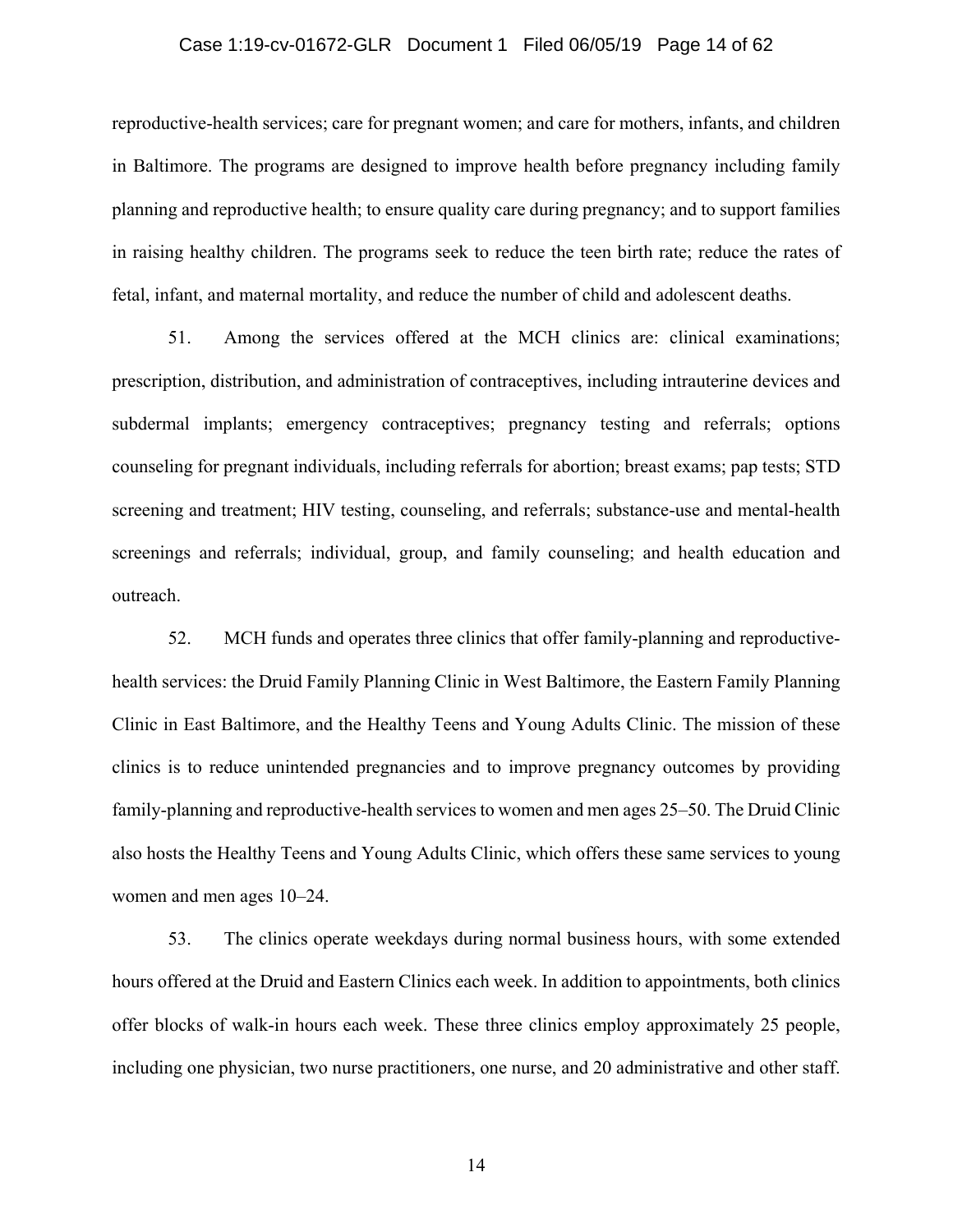reproductive-health services; care for pregnant women; and care for mothers, infants, and children in Baltimore. The programs are designed to improve health before pregnancy including family planning and reproductive health; to ensure quality care during pregnancy; and to support families in raising healthy children. The programs seek to reduce the teen birth rate; reduce the rates of fetal, infant, and maternal mortality, and reduce the number of child and adolescent deaths.

51. Among the services offered at the MCH clinics are: clinical examinations; prescription, distribution, and administration of contraceptives, including intrauterine devices and subdermal implants; emergency contraceptives; pregnancy testing and referrals; options counseling for pregnant individuals, including referrals for abortion; breast exams; pap tests; STD screening and treatment; HIV testing, counseling, and referrals; substance-use and mental-health screenings and referrals; individual, group, and family counseling; and health education and outreach.

52. MCH funds and operates three clinics that offer family-planning and reproductive-health services: the Druid Family Planning Clinic in West Baltimore, the Eastern Family Planning Clinic in East Baltimore, and the Healthy Teens and Young Adults Clinic. The mission of these clinics is to reduce unintended pregnancies and to improve pregnancy outcomes by providing family-planning and reproductive-health services to women and men ages 25–50. The Druid Clinic also hosts the Healthy Teens and Young Adults Clinic, which offers these same services to young women and men ages 10–24.

53. The clinics operate weekdays during normal business hours, with some extended hours offered at the Druid and Eastern Clinics each week. In addition to appointments, both clinics offer blocks of walk-in hours each week. These three clinics employ approximately 25 people, including one physician, two nurse practitioners, one nurse, and 20 administrative and other staff.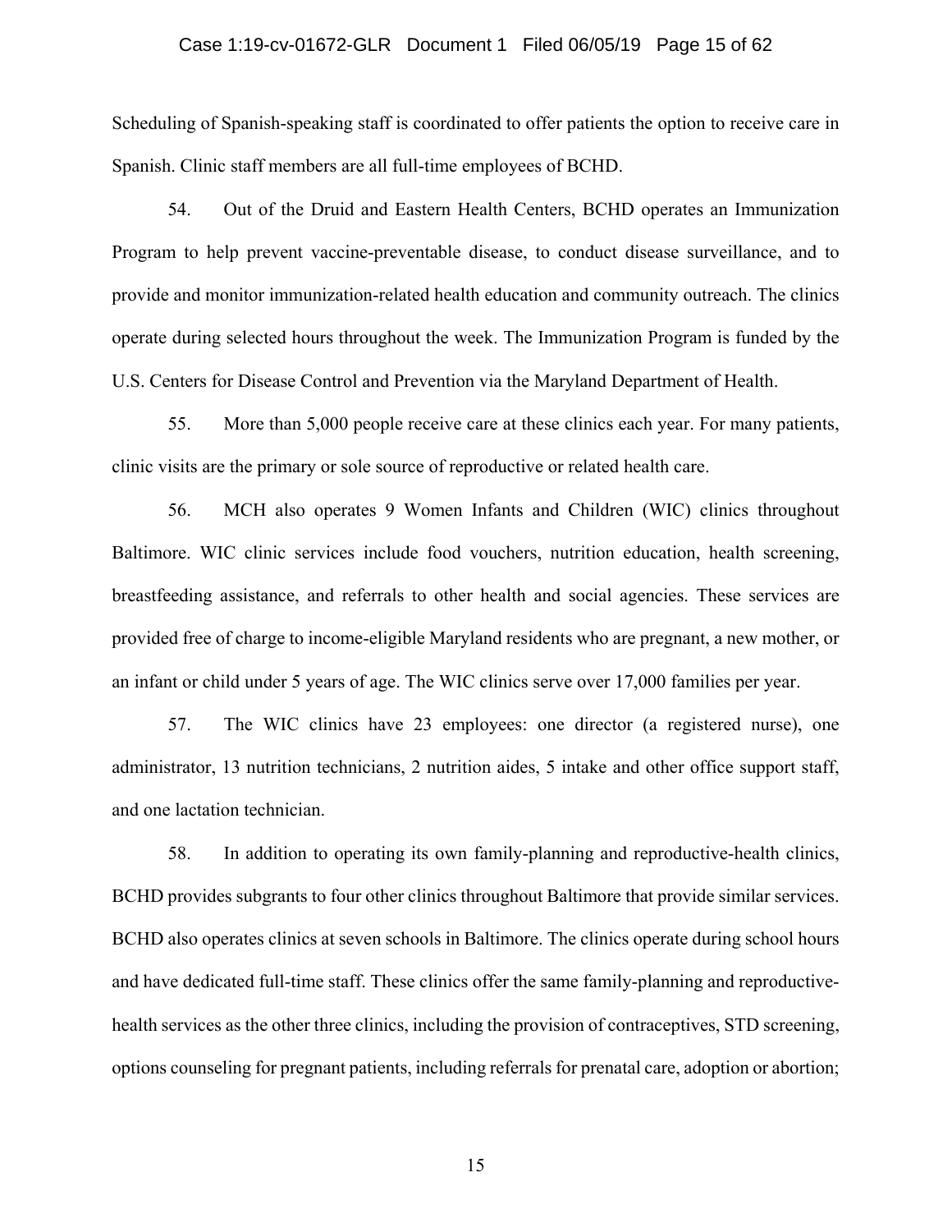Scheduling of Spanish-speaking staff is coordinated to offer patients the option to receive care in Spanish. Clinic staff members are all full-time employees of BCHD.

54. Out of the Druid and Eastern Health Centers, BCHD operates an Immunization Program to help prevent vaccine-preventable disease, to conduct disease surveillance, and to provide and monitor immunization-related health education and community outreach. The clinics operate during selected hours throughout the week. The Immunization Program is funded by the U.S. Centers for Disease Control and Prevention via the Maryland Department of Health.

55. More than 5,000 people receive care at these clinics each year. For many patients, clinic visits are the primary or sole source of reproductive or related health care.

56. MCH also operates 9 Women Infants and Children (WIC) clinics throughout Baltimore. WIC clinic services include food vouchers, nutrition education, health screening, breastfeeding assistance, and referrals to other health and social agencies. These services are provided free of charge to income-eligible Maryland residents who are pregnant, a new mother, or an infant or child under 5 years of age. The WIC clinics serve over 17,000 families per year.

57. The WIC clinics have 23 employees: one director (a registered nurse), one administrator, 13 nutrition technicians, 2 nutrition aides, 5 intake and other office support staff, and one lactation technician.

58. In addition to operating its own family-planning and reproductive-health clinics, BCHD provides subgrants to four other clinics throughout Baltimore that provide similar services. BCHD also operates clinics at seven schools in Baltimore. The clinics operate during school hours and have dedicated full-time staff. These clinics offer the same family-planning and reproductive-health services as the other three clinics, including the provision of contraceptives, STD screening, options counseling for pregnant patients, including referrals for prenatal care, adoption or abortion;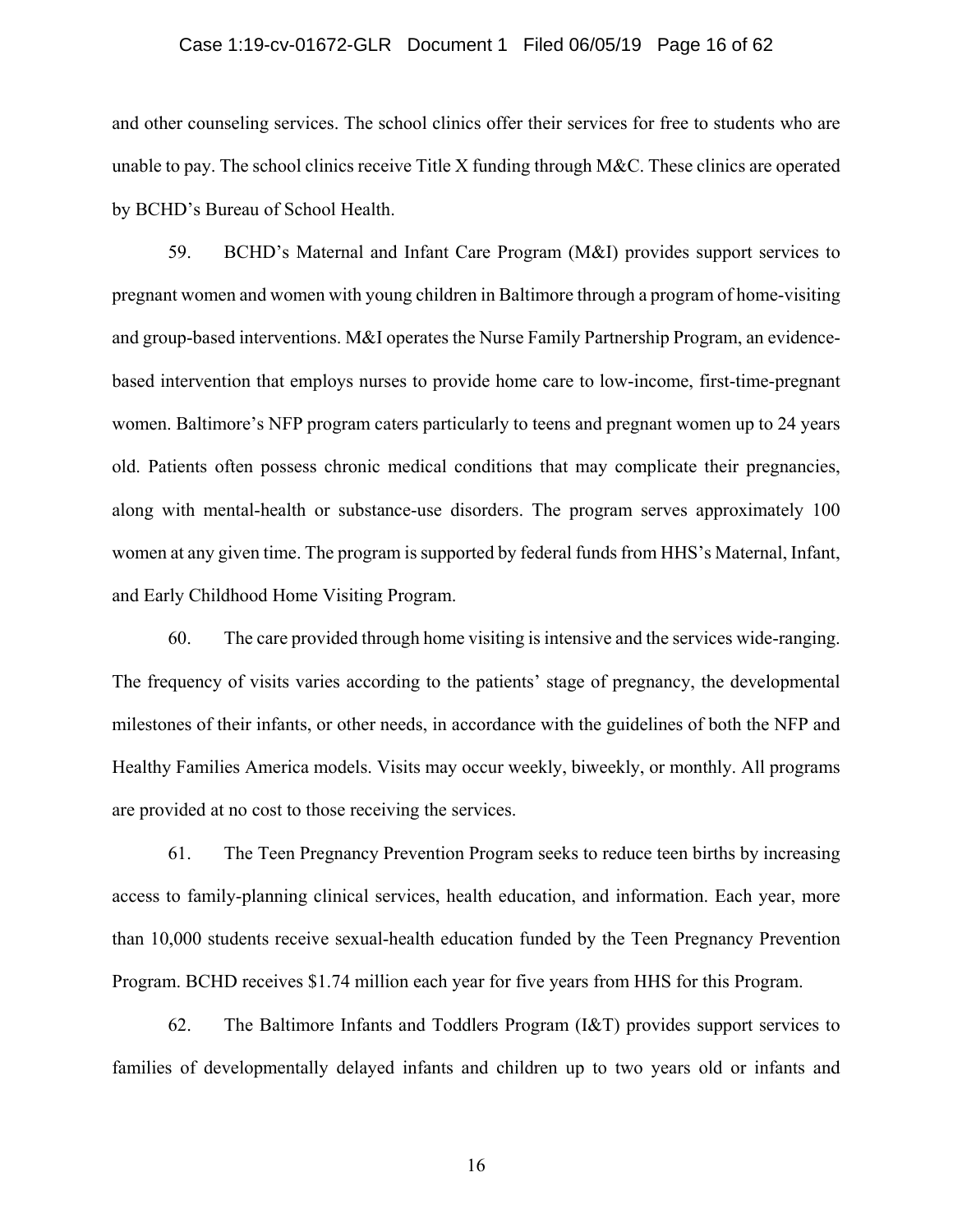and other counseling services. The school clinics offer their services for free to students who are unable to pay. The school clinics receive Title X funding through M&C. These clinics are operated by BCHD's Bureau of School Health.

59. BCHD's Maternal and Infant Care Program (M&I) provides support services to pregnant women and women with young children in Baltimore through a program of home-visiting and group-based interventions. M&I operates the Nurse Family Partnership Program, an evidence-based intervention that employs nurses to provide home care to low-income, first-time-pregnant women. Baltimore's NFP program caters particularly to teens and pregnant women up to 24 years old. Patients often possess chronic medical conditions that may complicate their pregnancies, along with mental-health or substance-use disorders. The program serves approximately 100 women at any given time. The program is supported by federal funds from HHS's Maternal, Infant, and Early Childhood Home Visiting Program.

60. The care provided through home visiting is intensive and the services wide-ranging. The frequency of visits varies according to the patients' stage of pregnancy, the developmental milestones of their infants, or other needs, in accordance with the guidelines of both the NFP and Healthy Families America models. Visits may occur weekly, biweekly, or monthly. All programs are provided at no cost to those receiving the services.

61. The Teen Pregnancy Prevention Program seeks to reduce teen births by increasing access to family-planning clinical services, health education, and information. Each year, more than 10,000 students receive sexual-health education funded by the Teen Pregnancy Prevention Program. BCHD receives $1.74 million each year for five years from HHS for this Program.

62. The Baltimore Infants and Toddlers Program (I&T) provides support services to families of developmentally delayed infants and children up to two years old or infants and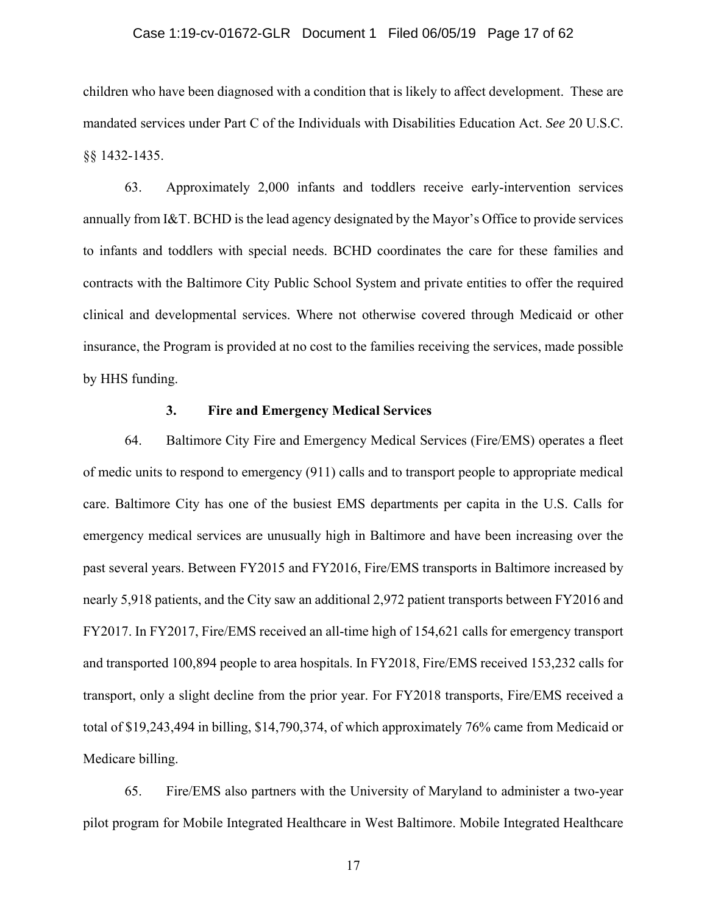children who have been diagnosed with a condition that is likely to affect development. These are mandated services under Part C of the Individuals with Disabilities Education Act. *See* 20 U.S.C. §§ 1432-1435.

63. Approximately 2,000 infants and toddlers receive early-intervention services annually from I&T. BCHD is the lead agency designated by the Mayor's Office to provide services to infants and toddlers with special needs. BCHD coordinates the care for these families and contracts with the Baltimore City Public School System and private entities to offer the required clinical and developmental services. Where not otherwise covered through Medicaid or other insurance, the Program is provided at no cost to the families receiving the services, made possible by HHS funding.

### 3. Fire and Emergency Medical Services

64. Baltimore City Fire and Emergency Medical Services (Fire/EMS) operates a fleet of medic units to respond to emergency (911) calls and to transport people to appropriate medical care. Baltimore City has one of the busiest EMS departments per capita in the U.S. Calls for emergency medical services are unusually high in Baltimore and have been increasing over the past several years. Between FY2015 and FY2016, Fire/EMS transports in Baltimore increased by nearly 5,918 patients, and the City saw an additional 2,972 patient transports between FY2016 and FY2017. In FY2017, Fire/EMS received an all-time high of 154,621 calls for emergency transport and transported 100,894 people to area hospitals. In FY2018, Fire/EMS received 153,232 calls for transport, only a slight decline from the prior year. For FY2018 transports, Fire/EMS received a total of $19,243,494 in billing, $14,790,374, of which approximately 76% came from Medicaid or Medicare billing.

65. Fire/EMS also partners with the University of Maryland to administer a two-year pilot program for Mobile Integrated Healthcare in West Baltimore. Mobile Integrated Healthcare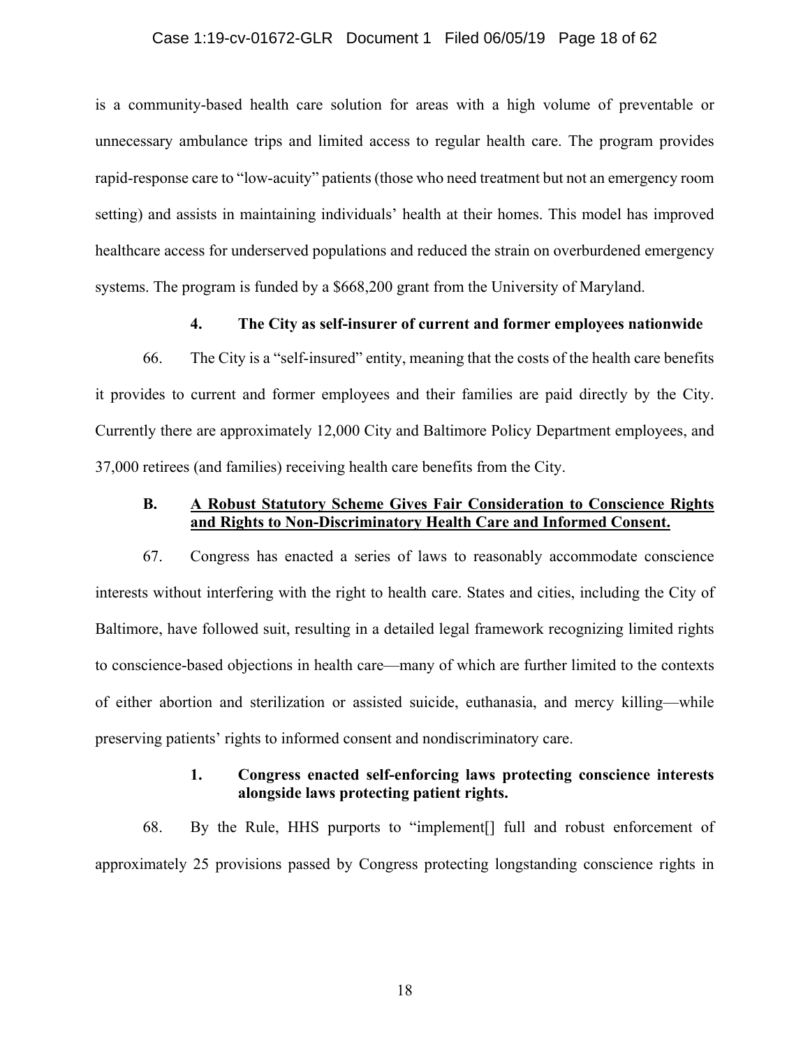is a community-based health care solution for areas with a high volume of preventable or unnecessary ambulance trips and limited access to regular health care. The program provides rapid-response care to "low-acuity" patients (those who need treatment but not an emergency room setting) and assists in maintaining individuals' health at their homes. This model has improved healthcare access for underserved populations and reduced the strain on overburdened emergency systems. The program is funded by a $668,200 grant from the University of Maryland.

#### 4. The City as self-insurer of current and former employees nationwide

66. The City is a "self-insured" entity, meaning that the costs of the health care benefits it provides to current and former employees and their families are paid directly by the City. Currently there are approximately 12,000 City and Baltimore Policy Department employees, and 37,000 retirees (and families) receiving health care benefits from the City.

### B. A Robust Statutory Scheme Gives Fair Consideration to Conscience Rights and Rights to Non-Discriminatory Health Care and Informed Consent.

67. Congress has enacted a series of laws to reasonably accommodate conscience interests without interfering with the right to health care. States and cities, including the City of Baltimore, have followed suit, resulting in a detailed legal framework recognizing limited rights to conscience-based objections in health care—many of which are further limited to the contexts of either abortion and sterilization or assisted suicide, euthanasia, and mercy killing—while preserving patients' rights to informed consent and nondiscriminatory care.

#### 1. Congress enacted self-enforcing laws protecting conscience interests alongside laws protecting patient rights.

68. By the Rule, HHS purports to "implement[] full and robust enforcement of approximately 25 provisions passed by Congress protecting longstanding conscience rights in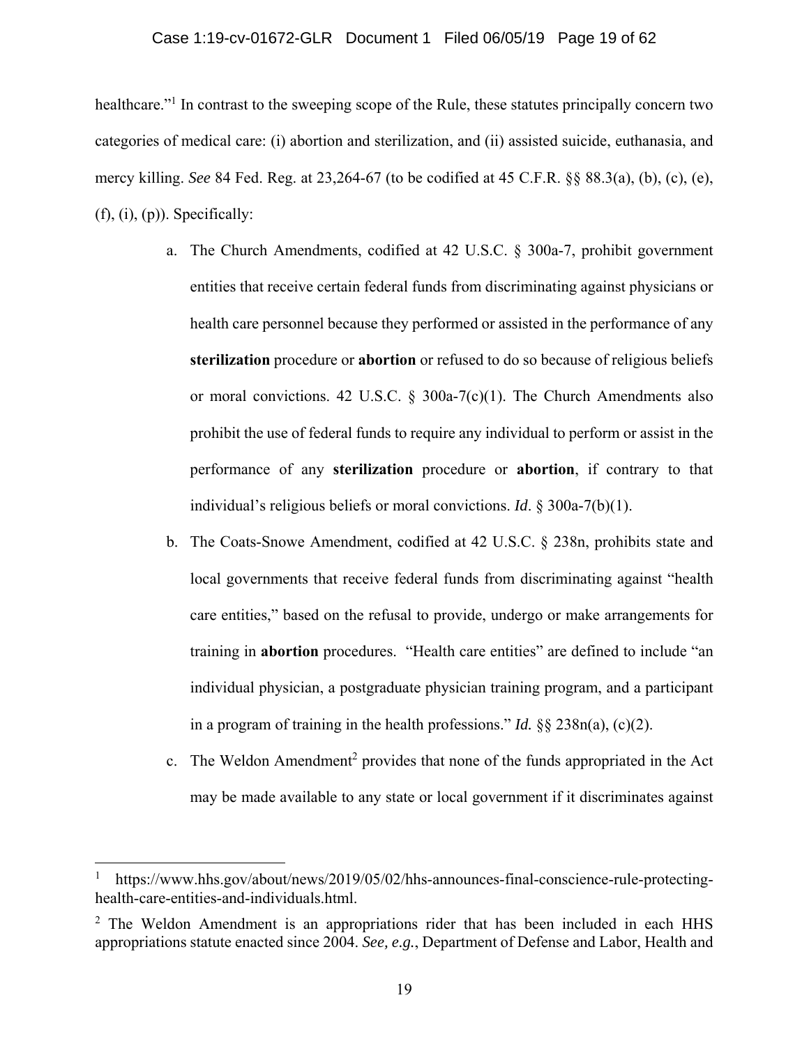healthcare."[1] In contrast to the sweeping scope of the Rule, these statutes principally concern two categories of medical care: (i) abortion and sterilization, and (ii) assisted suicide, euthanasia, and mercy killing. *See* 84 Fed. Reg. at 23,264-67 (to be codified at 45 C.F.R. §§ 88.3(a), (b), (c), (e), (f), (i), (p)). Specifically:

a. The Church Amendments, codified at 42 U.S.C. § 300a-7, prohibit government entities that receive certain federal funds from discriminating against physicians or health care personnel because they performed or assisted in the performance of any **sterilization** procedure or **abortion** or refused to do so because of religious beliefs or moral convictions. 42 U.S.C. § 300a-7(c)(1). The Church Amendments also prohibit the use of federal funds to require any individual to perform or assist in the performance of any **sterilization** procedure or **abortion**, if contrary to that individual's religious beliefs or moral convictions. *Id*. § 300a-7(b)(1).

b. The Coats-Snowe Amendment, codified at 42 U.S.C. § 238n, prohibits state and local governments that receive federal funds from discriminating against "health care entities," based on the refusal to provide, undergo or make arrangements for training in **abortion** procedures. "Health care entities" are defined to include "an individual physician, a postgraduate physician training program, and a participant in a program of training in the health professions." *Id.* §§ 238n(a), (c)(2).

c. The Weldon Amendment[2] provides that none of the funds appropriated in the Act may be made available to any state or local government if it discriminates against

---

[1] https://www.hhs.gov/about/news/2019/05/02/hhs-announces-final-conscience-rule-protecting-health-care-entities-and-individuals.html.

[2] The Weldon Amendment is an appropriations rider that has been included in each HHS appropriations statute enacted since 2004. *See, e.g.*, Department of Defense and Labor, Health and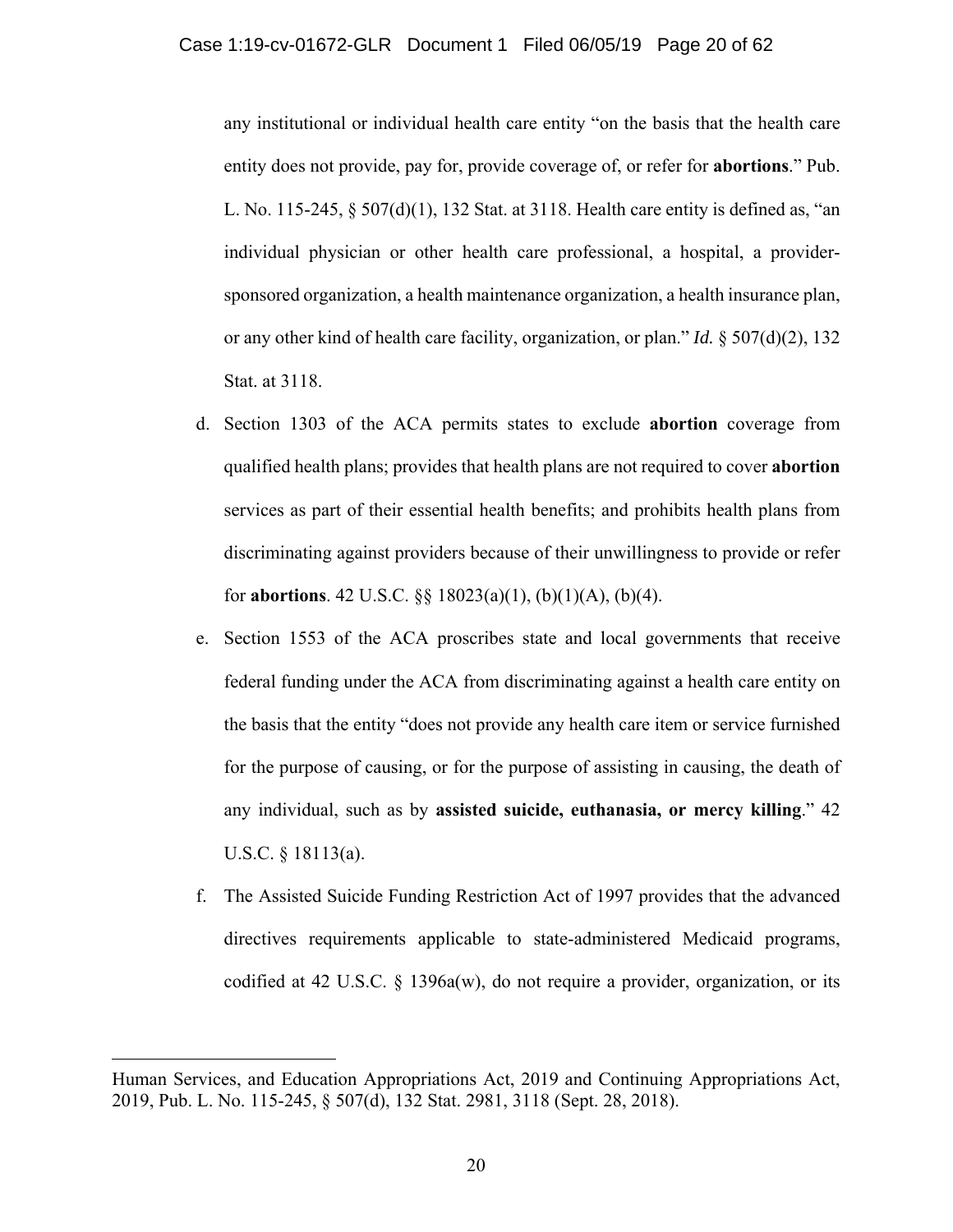any institutional or individual health care entity "on the basis that the health care entity does not provide, pay for, provide coverage of, or refer for **abortions**." Pub. L. No. 115-245, § 507(d)(1), 132 Stat. at 3118. Health care entity is defined as, "an individual physician or other health care professional, a hospital, a provider-sponsored organization, a health maintenance organization, a health insurance plan, or any other kind of health care facility, organization, or plan." *Id.* § 507(d)(2), 132 Stat. at 3118.

d. Section 1303 of the ACA permits states to exclude **abortion** coverage from qualified health plans; provides that health plans are not required to cover **abortion** services as part of their essential health benefits; and prohibits health plans from discriminating against providers because of their unwillingness to provide or refer for **abortions**. 42 U.S.C. §§ 18023(a)(1), (b)(1)(A), (b)(4).

e. Section 1553 of the ACA proscribes state and local governments that receive federal funding under the ACA from discriminating against a health care entity on the basis that the entity "does not provide any health care item or service furnished for the purpose of causing, or for the purpose of assisting in causing, the death of any individual, such as by **assisted suicide, euthanasia, or mercy killing**." 42 U.S.C. § 18113(a).

f. The Assisted Suicide Funding Restriction Act of 1997 provides that the advanced directives requirements applicable to state-administered Medicaid programs, codified at 42 U.S.C. § 1396a(w), do not require a provider, organization, or its

---

Human Services, and Education Appropriations Act, 2019 and Continuing Appropriations Act, 2019, Pub. L. No. 115-245, § 507(d), 132 Stat. 2981, 3118 (Sept. 28, 2018).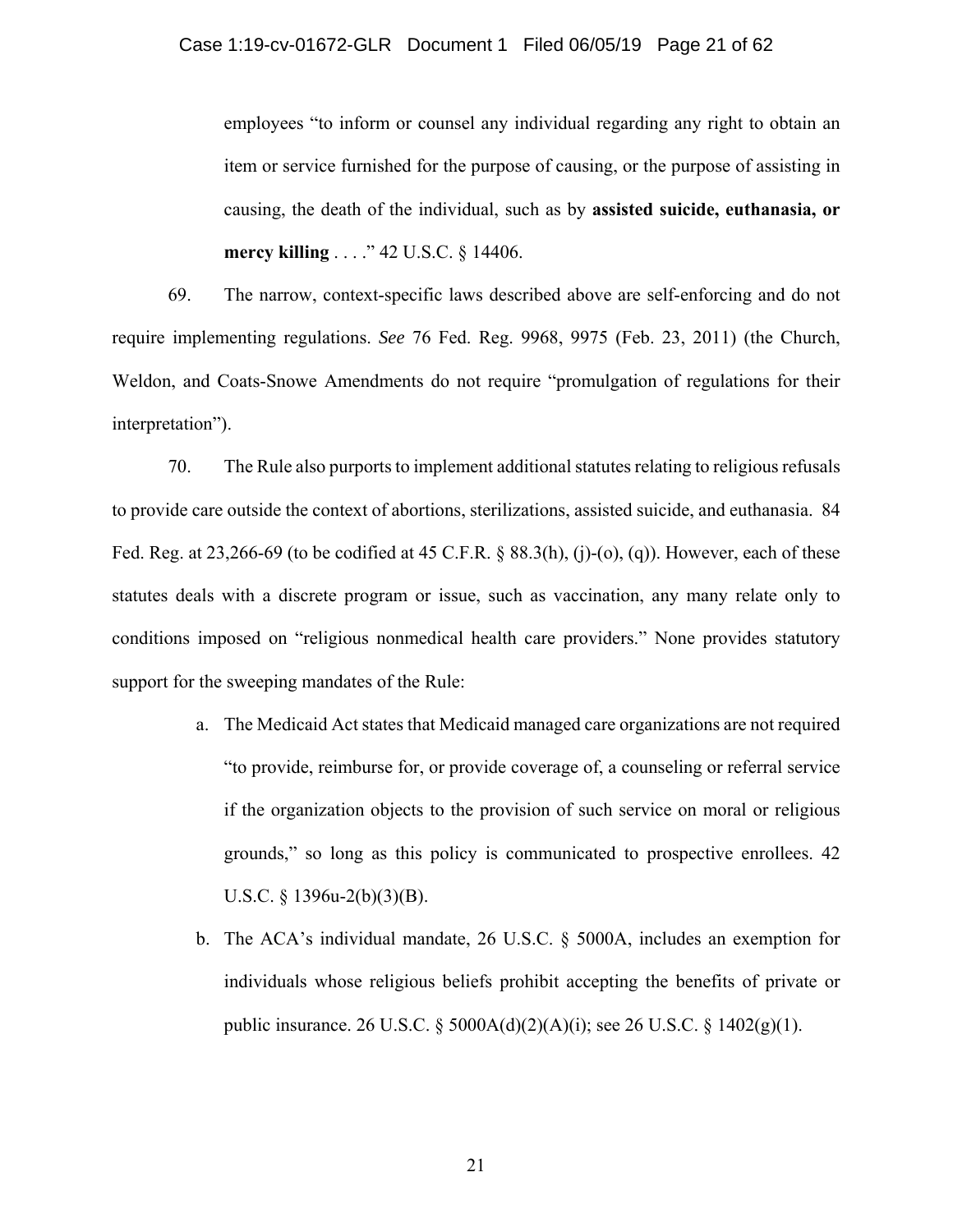employees "to inform or counsel any individual regarding any right to obtain an item or service furnished for the purpose of causing, or the purpose of assisting in causing, the death of the individual, such as by **assisted suicide, euthanasia, or mercy killing** . . . ." 42 U.S.C. § 14406.

69. The narrow, context-specific laws described above are self-enforcing and do not require implementing regulations. *See* 76 Fed. Reg. 9968, 9975 (Feb. 23, 2011) (the Church, Weldon, and Coats-Snowe Amendments do not require "promulgation of regulations for their interpretation").

70. The Rule also purports to implement additional statutes relating to religious refusals to provide care outside the context of abortions, sterilizations, assisted suicide, and euthanasia. 84 Fed. Reg. at 23,266-69 (to be codified at 45 C.F.R. § 88.3(h), (j)-(o), (q)). However, each of these statutes deals with a discrete program or issue, such as vaccination, any many relate only to conditions imposed on "religious nonmedical health care providers." None provides statutory support for the sweeping mandates of the Rule:

a. The Medicaid Act states that Medicaid managed care organizations are not required "to provide, reimburse for, or provide coverage of, a counseling or referral service if the organization objects to the provision of such service on moral or religious grounds," so long as this policy is communicated to prospective enrollees. 42 U.S.C. § 1396u-2(b)(3)(B).

b. The ACA's individual mandate, 26 U.S.C. § 5000A, includes an exemption for individuals whose religious beliefs prohibit accepting the benefits of private or public insurance. 26 U.S.C. § 5000A(d)(2)(A)(i); see 26 U.S.C. § 1402(g)(1).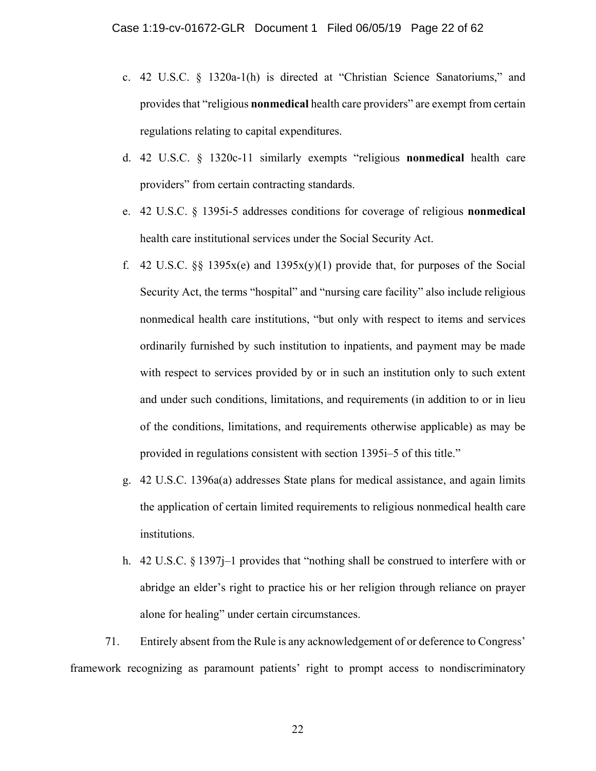c. 42 U.S.C. § 1320a-1(h) is directed at "Christian Science Sanatoriums," and provides that "religious **nonmedical** health care providers" are exempt from certain regulations relating to capital expenditures.

d. 42 U.S.C. § 1320c-11 similarly exempts "religious **nonmedical** health care providers" from certain contracting standards.

e. 42 U.S.C. § 1395i-5 addresses conditions for coverage of religious **nonmedical** health care institutional services under the Social Security Act.

f. 42 U.S.C. §§ 1395x(e) and 1395x(y)(1) provide that, for purposes of the Social Security Act, the terms "hospital" and "nursing care facility" also include religious nonmedical health care institutions, "but only with respect to items and services ordinarily furnished by such institution to inpatients, and payment may be made with respect to services provided by or in such an institution only to such extent and under such conditions, limitations, and requirements (in addition to or in lieu of the conditions, limitations, and requirements otherwise applicable) as may be provided in regulations consistent with section 1395i–5 of this title."

g. 42 U.S.C. 1396a(a) addresses State plans for medical assistance, and again limits the application of certain limited requirements to religious nonmedical health care institutions.

h. 42 U.S.C. § 1397j–1 provides that "nothing shall be construed to interfere with or abridge an elder's right to practice his or her religion through reliance on prayer alone for healing" under certain circumstances.

71. Entirely absent from the Rule is any acknowledgement of or deference to Congress' framework recognizing as paramount patients' right to prompt access to nondiscriminatory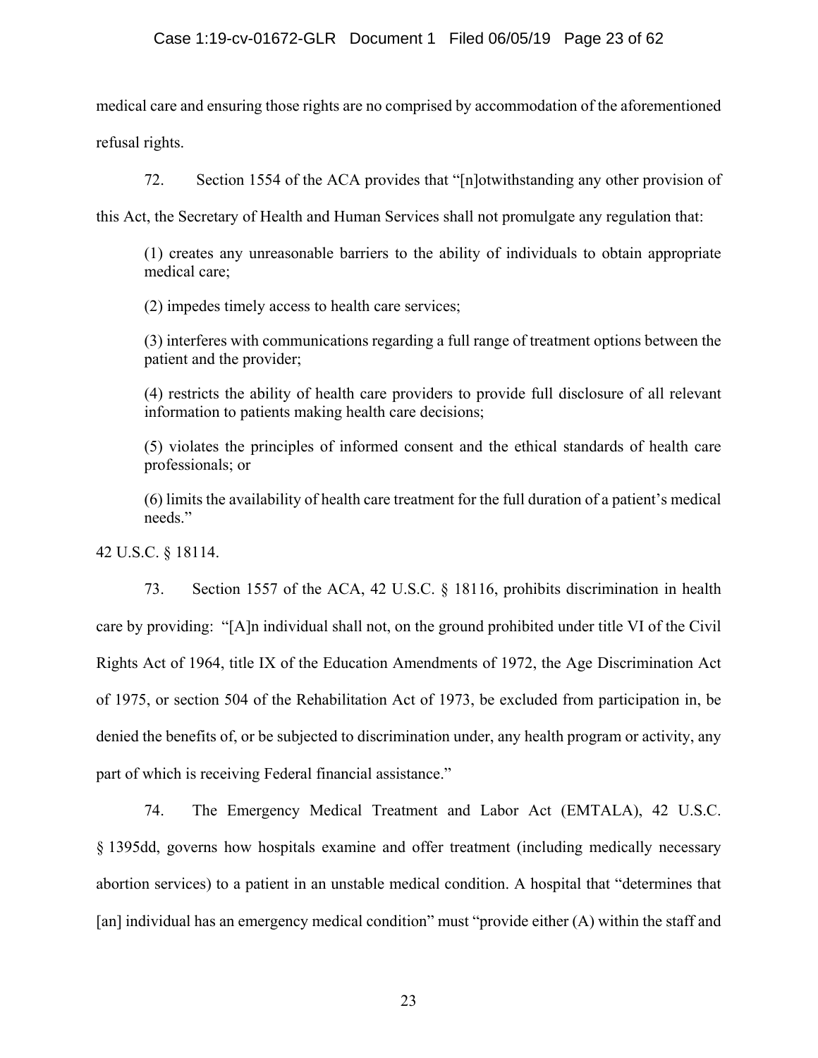medical care and ensuring those rights are no comprised by accommodation of the aforementioned refusal rights.

72. Section 1554 of the ACA provides that "[n]otwithstanding any other provision of this Act, the Secretary of Health and Human Services shall not promulgate any regulation that:

> (1) creates any unreasonable barriers to the ability of individuals to obtain appropriate medical care;
>
> (2) impedes timely access to health care services;
>
> (3) interferes with communications regarding a full range of treatment options between the patient and the provider;
>
> (4) restricts the ability of health care providers to provide full disclosure of all relevant information to patients making health care decisions;
>
> (5) violates the principles of informed consent and the ethical standards of health care professionals; or
>
> (6) limits the availability of health care treatment for the full duration of a patient's medical needs."

42 U.S.C. § 18114.

73. Section 1557 of the ACA, 42 U.S.C. § 18116, prohibits discrimination in health care by providing: "[A]n individual shall not, on the ground prohibited under title VI of the Civil Rights Act of 1964, title IX of the Education Amendments of 1972, the Age Discrimination Act of 1975, or section 504 of the Rehabilitation Act of 1973, be excluded from participation in, be denied the benefits of, or be subjected to discrimination under, any health program or activity, any part of which is receiving Federal financial assistance."

74. The Emergency Medical Treatment and Labor Act (EMTALA), 42 U.S.C. § 1395dd, governs how hospitals examine and offer treatment (including medically necessary abortion services) to a patient in an unstable medical condition. A hospital that "determines that [an] individual has an emergency medical condition" must "provide either (A) within the staff and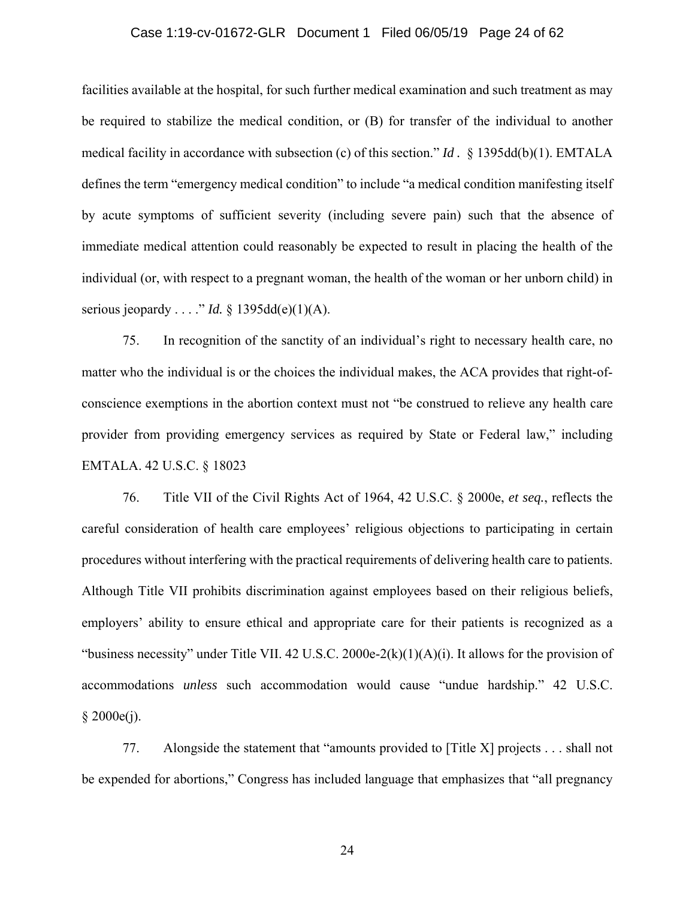facilities available at the hospital, for such further medical examination and such treatment as may be required to stabilize the medical condition, or (B) for transfer of the individual to another medical facility in accordance with subsection (c) of this section." *Id* . § 1395dd(b)(1). EMTALA defines the term "emergency medical condition" to include "a medical condition manifesting itself by acute symptoms of sufficient severity (including severe pain) such that the absence of immediate medical attention could reasonably be expected to result in placing the health of the individual (or, with respect to a pregnant woman, the health of the woman or her unborn child) in serious jeopardy . . . ." *Id.* § 1395dd(e)(1)(A).

75. In recognition of the sanctity of an individual's right to necessary health care, no matter who the individual is or the choices the individual makes, the ACA provides that right-of-conscience exemptions in the abortion context must not "be construed to relieve any health care provider from providing emergency services as required by State or Federal law," including EMTALA. 42 U.S.C. § 18023

76. Title VII of the Civil Rights Act of 1964, 42 U.S.C. § 2000e, *et seq.*, reflects the careful consideration of health care employees' religious objections to participating in certain procedures without interfering with the practical requirements of delivering health care to patients. Although Title VII prohibits discrimination against employees based on their religious beliefs, employers' ability to ensure ethical and appropriate care for their patients is recognized as a "business necessity" under Title VII. 42 U.S.C. 2000e-2(k)(1)(A)(i). It allows for the provision of accommodations *unless* such accommodation would cause "undue hardship." 42 U.S.C. § 2000e(j).

77. Alongside the statement that "amounts provided to [Title X] projects . . . shall not be expended for abortions," Congress has included language that emphasizes that "all pregnancy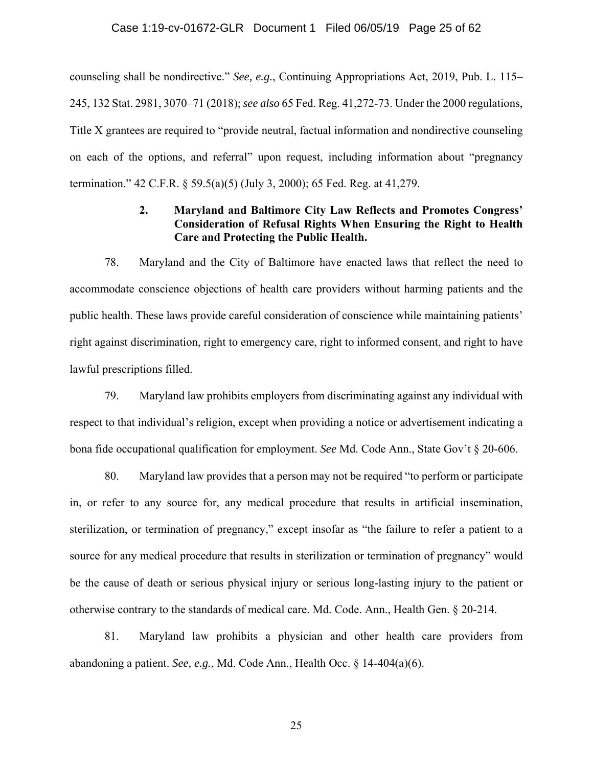counseling shall be nondirective." *See, e.g.*, Continuing Appropriations Act, 2019, Pub. L. 115–245, 132 Stat. 2981, 3070–71 (2018); *see also* 65 Fed. Reg. 41,272-73. Under the 2000 regulations, Title X grantees are required to "provide neutral, factual information and nondirective counseling on each of the options, and referral" upon request, including information about "pregnancy termination." 42 C.F.R. § 59.5(a)(5) (July 3, 2000); 65 Fed. Reg. at 41,279.

### 2. Maryland and Baltimore City Law Reflects and Promotes Congress' Consideration of Refusal Rights When Ensuring the Right to Health Care and Protecting the Public Health.

78. Maryland and the City of Baltimore have enacted laws that reflect the need to accommodate conscience objections of health care providers without harming patients and the public health. These laws provide careful consideration of conscience while maintaining patients' right against discrimination, right to emergency care, right to informed consent, and right to have lawful prescriptions filled.

79. Maryland law prohibits employers from discriminating against any individual with respect to that individual's religion, except when providing a notice or advertisement indicating a bona fide occupational qualification for employment. *See* Md. Code Ann., State Gov't § 20-606.

80. Maryland law provides that a person may not be required "to perform or participate in, or refer to any source for, any medical procedure that results in artificial insemination, sterilization, or termination of pregnancy," except insofar as "the failure to refer a patient to a source for any medical procedure that results in sterilization or termination of pregnancy" would be the cause of death or serious physical injury or serious long-lasting injury to the patient or otherwise contrary to the standards of medical care. Md. Code. Ann., Health Gen. § 20-214.

81. Maryland law prohibits a physician and other health care providers from abandoning a patient. *See, e.g.*, Md. Code Ann., Health Occ. § 14-404(a)(6).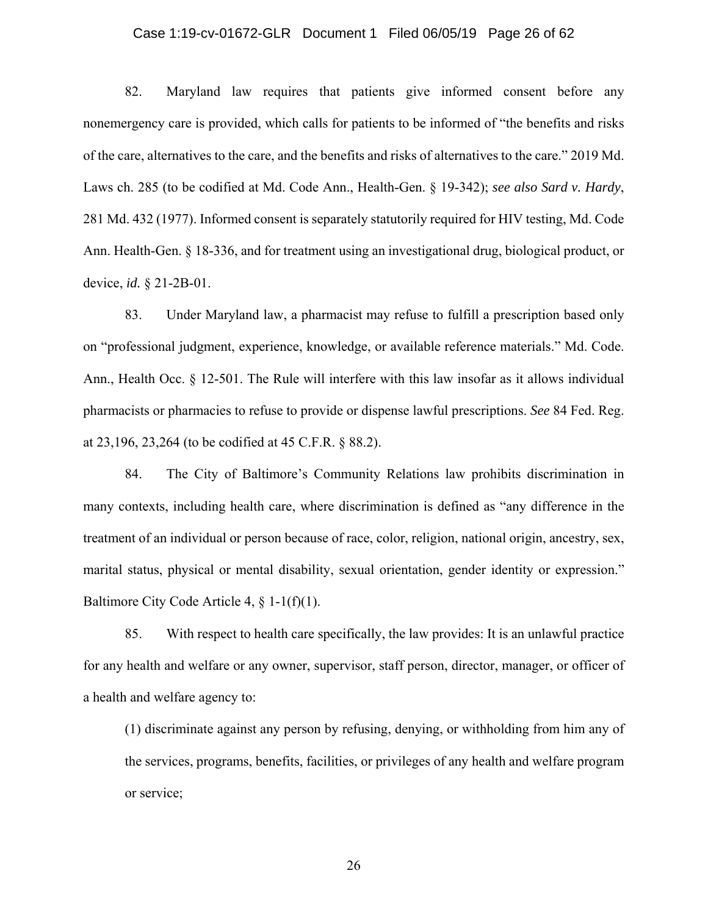82. Maryland law requires that patients give informed consent before any nonemergency care is provided, which calls for patients to be informed of "the benefits and risks of the care, alternatives to the care, and the benefits and risks of alternatives to the care." 2019 Md. Laws ch. 285 (to be codified at Md. Code Ann., Health-Gen. § 19-342); *see also Sard v. Hardy*, 281 Md. 432 (1977). Informed consent is separately statutorily required for HIV testing, Md. Code Ann. Health-Gen. § 18-336, and for treatment using an investigational drug, biological product, or device, *id.* § 21-2B-01.

83. Under Maryland law, a pharmacist may refuse to fulfill a prescription based only on "professional judgment, experience, knowledge, or available reference materials." Md. Code. Ann., Health Occ. § 12-501. The Rule will interfere with this law insofar as it allows individual pharmacists or pharmacies to refuse to provide or dispense lawful prescriptions. *See* 84 Fed. Reg. at 23,196, 23,264 (to be codified at 45 C.F.R. § 88.2).

84. The City of Baltimore's Community Relations law prohibits discrimination in many contexts, including health care, where discrimination is defined as "any difference in the treatment of an individual or person because of race, color, religion, national origin, ancestry, sex, marital status, physical or mental disability, sexual orientation, gender identity or expression." Baltimore City Code Article 4, § 1-1(f)(1).

85. With respect to health care specifically, the law provides: It is an unlawful practice for any health and welfare or any owner, supervisor, staff person, director, manager, or officer of a health and welfare agency to:

> (1) discriminate against any person by refusing, denying, or withholding from him any of the services, programs, benefits, facilities, or privileges of any health and welfare program or service;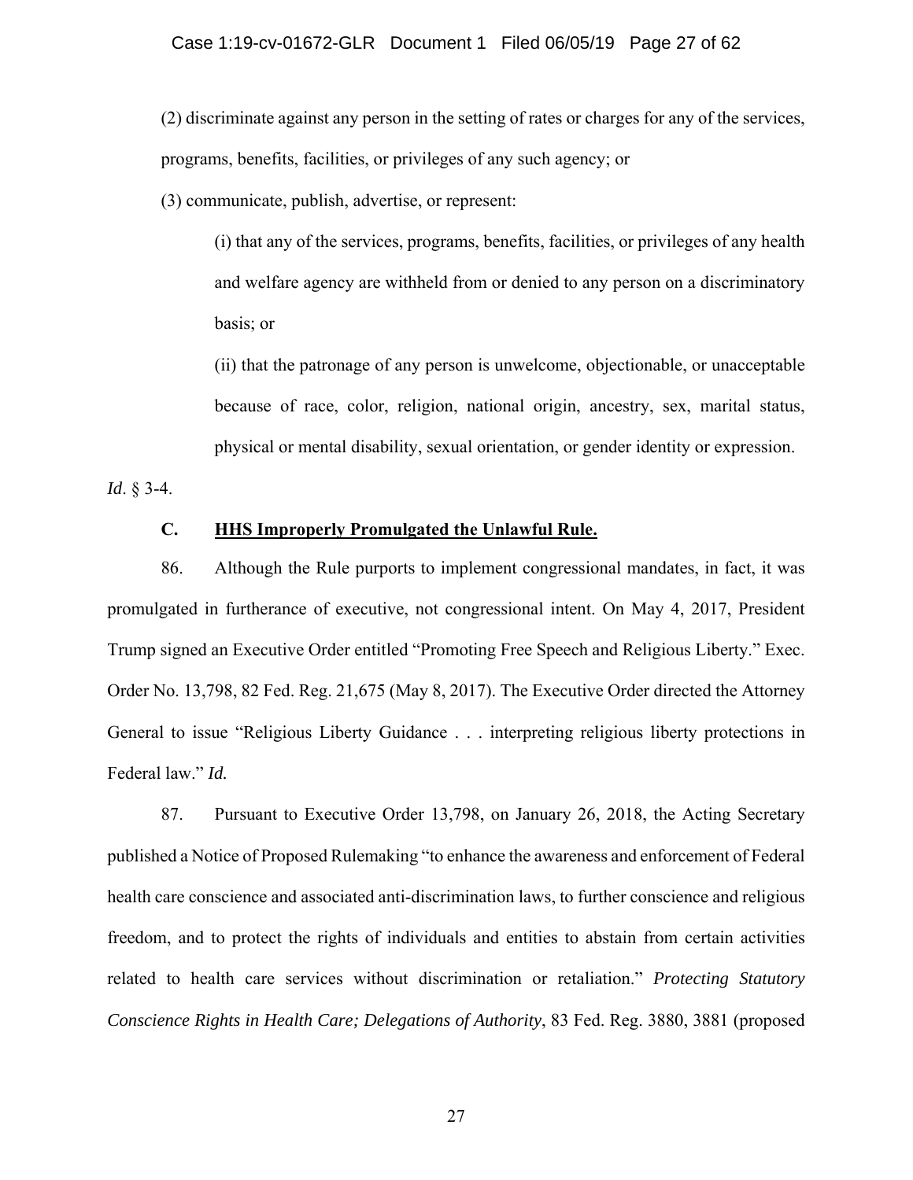(2) discriminate against any person in the setting of rates or charges for any of the services, programs, benefits, facilities, or privileges of any such agency; or

(3) communicate, publish, advertise, or represent:

> (i) that any of the services, programs, benefits, facilities, or privileges of any health and welfare agency are withheld from or denied to any person on a discriminatory basis; or
>
> (ii) that the patronage of any person is unwelcome, objectionable, or unacceptable because of race, color, religion, national origin, ancestry, sex, marital status, physical or mental disability, sexual orientation, or gender identity or expression.

*Id*. § 3-4.

### C. **HHS Improperly Promulgated the Unlawful Rule.**

86. Although the Rule purports to implement congressional mandates, in fact, it was promulgated in furtherance of executive, not congressional intent. On May 4, 2017, President Trump signed an Executive Order entitled "Promoting Free Speech and Religious Liberty." Exec. Order No. 13,798, 82 Fed. Reg. 21,675 (May 8, 2017). The Executive Order directed the Attorney General to issue "Religious Liberty Guidance . . . interpreting religious liberty protections in Federal law." *Id.*

87. Pursuant to Executive Order 13,798, on January 26, 2018, the Acting Secretary published a Notice of Proposed Rulemaking "to enhance the awareness and enforcement of Federal health care conscience and associated anti-discrimination laws, to further conscience and religious freedom, and to protect the rights of individuals and entities to abstain from certain activities related to health care services without discrimination or retaliation." *Protecting Statutory Conscience Rights in Health Care; Delegations of Authority*, 83 Fed. Reg. 3880, 3881 (proposed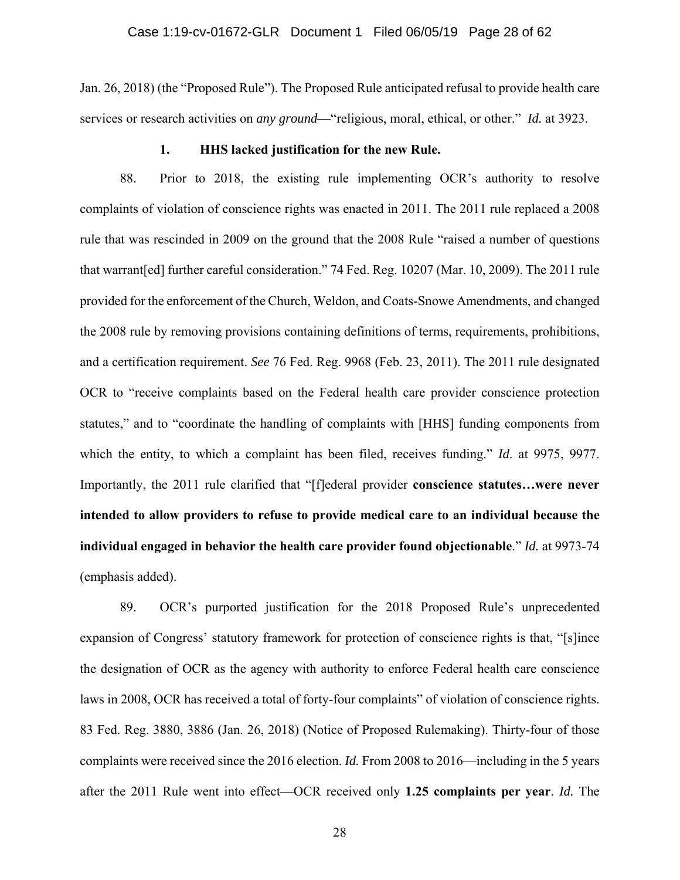Jan. 26, 2018) (the "Proposed Rule"). The Proposed Rule anticipated refusal to provide health care services or research activities on *any ground*—"religious, moral, ethical, or other." *Id.* at 3923.

### 1. HHS lacked justification for the new Rule.

88. Prior to 2018, the existing rule implementing OCR's authority to resolve complaints of violation of conscience rights was enacted in 2011. The 2011 rule replaced a 2008 rule that was rescinded in 2009 on the ground that the 2008 Rule "raised a number of questions that warrant[ed] further careful consideration." 74 Fed. Reg. 10207 (Mar. 10, 2009). The 2011 rule provided for the enforcement of the Church, Weldon, and Coats-Snowe Amendments, and changed the 2008 rule by removing provisions containing definitions of terms, requirements, prohibitions, and a certification requirement. *See* 76 Fed. Reg. 9968 (Feb. 23, 2011). The 2011 rule designated OCR to "receive complaints based on the Federal health care provider conscience protection statutes," and to "coordinate the handling of complaints with [HHS] funding components from which the entity, to which a complaint has been filed, receives funding." *Id*. at 9975, 9977. Importantly, the 2011 rule clarified that "[f]ederal provider **conscience statutes…were never intended to allow providers to refuse to provide medical care to an individual because the individual engaged in behavior the health care provider found objectionable**." *Id.* at 9973-74 (emphasis added).

89. OCR's purported justification for the 2018 Proposed Rule's unprecedented expansion of Congress' statutory framework for protection of conscience rights is that, "[s]ince the designation of OCR as the agency with authority to enforce Federal health care conscience laws in 2008, OCR has received a total of forty-four complaints" of violation of conscience rights. 83 Fed. Reg. 3880, 3886 (Jan. 26, 2018) (Notice of Proposed Rulemaking). Thirty-four of those complaints were received since the 2016 election. *Id.* From 2008 to 2016—including in the 5 years after the 2011 Rule went into effect—OCR received only **1.25 complaints per year**. *Id.* The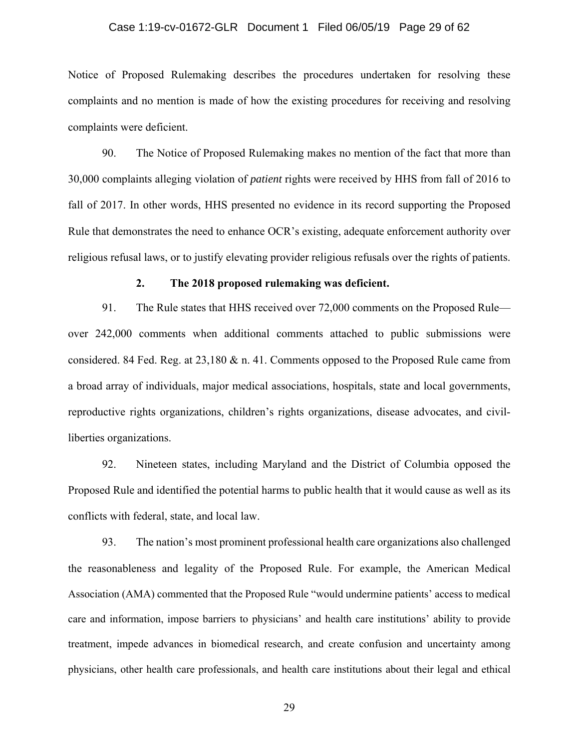Notice of Proposed Rulemaking describes the procedures undertaken for resolving these complaints and no mention is made of how the existing procedures for receiving and resolving complaints were deficient.

90. The Notice of Proposed Rulemaking makes no mention of the fact that more than 30,000 complaints alleging violation of *patient* rights were received by HHS from fall of 2016 to fall of 2017. In other words, HHS presented no evidence in its record supporting the Proposed Rule that demonstrates the need to enhance OCR's existing, adequate enforcement authority over religious refusal laws, or to justify elevating provider religious refusals over the rights of patients.

**2. The 2018 proposed rulemaking was deficient.**

91. The Rule states that HHS received over 72,000 comments on the Proposed Rule—over 242,000 comments when additional comments attached to public submissions were considered. 84 Fed. Reg. at 23,180 & n. 41. Comments opposed to the Proposed Rule came from a broad array of individuals, major medical associations, hospitals, state and local governments, reproductive rights organizations, children's rights organizations, disease advocates, and civil-liberties organizations.

92. Nineteen states, including Maryland and the District of Columbia opposed the Proposed Rule and identified the potential harms to public health that it would cause as well as its conflicts with federal, state, and local law.

93. The nation's most prominent professional health care organizations also challenged the reasonableness and legality of the Proposed Rule. For example, the American Medical Association (AMA) commented that the Proposed Rule "would undermine patients' access to medical care and information, impose barriers to physicians' and health care institutions' ability to provide treatment, impede advances in biomedical research, and create confusion and uncertainty among physicians, other health care professionals, and health care institutions about their legal and ethical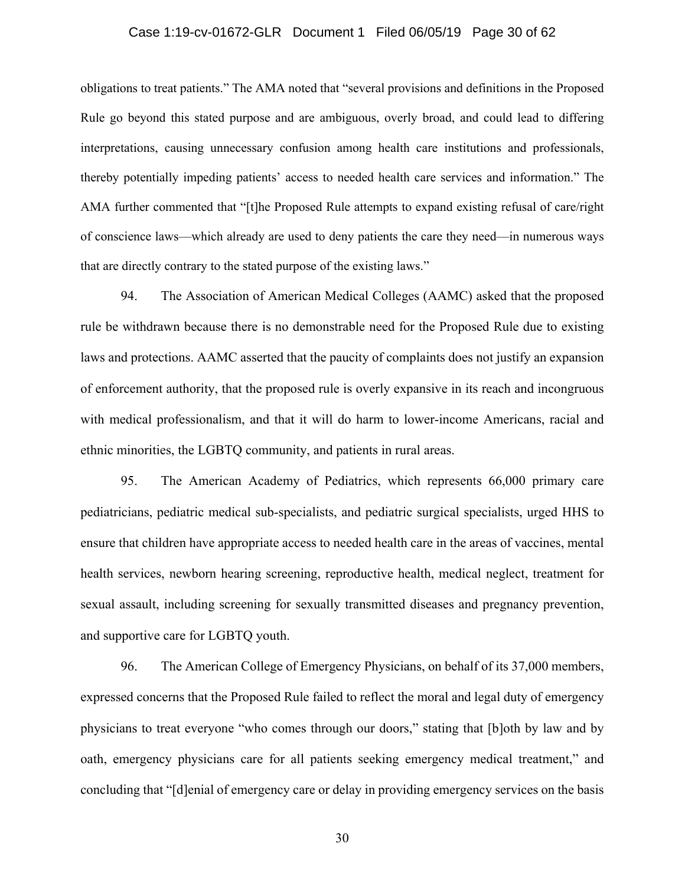obligations to treat patients." The AMA noted that "several provisions and definitions in the Proposed Rule go beyond this stated purpose and are ambiguous, overly broad, and could lead to differing interpretations, causing unnecessary confusion among health care institutions and professionals, thereby potentially impeding patients' access to needed health care services and information." The AMA further commented that "[t]he Proposed Rule attempts to expand existing refusal of care/right of conscience laws—which already are used to deny patients the care they need—in numerous ways that are directly contrary to the stated purpose of the existing laws."

94. The Association of American Medical Colleges (AAMC) asked that the proposed rule be withdrawn because there is no demonstrable need for the Proposed Rule due to existing laws and protections. AAMC asserted that the paucity of complaints does not justify an expansion of enforcement authority, that the proposed rule is overly expansive in its reach and incongruous with medical professionalism, and that it will do harm to lower-income Americans, racial and ethnic minorities, the LGBTQ community, and patients in rural areas.

95. The American Academy of Pediatrics, which represents 66,000 primary care pediatricians, pediatric medical sub-specialists, and pediatric surgical specialists, urged HHS to ensure that children have appropriate access to needed health care in the areas of vaccines, mental health services, newborn hearing screening, reproductive health, medical neglect, treatment for sexual assault, including screening for sexually transmitted diseases and pregnancy prevention, and supportive care for LGBTQ youth.

96. The American College of Emergency Physicians, on behalf of its 37,000 members, expressed concerns that the Proposed Rule failed to reflect the moral and legal duty of emergency physicians to treat everyone "who comes through our doors," stating that [b]oth by law and by oath, emergency physicians care for all patients seeking emergency medical treatment," and concluding that "[d]enial of emergency care or delay in providing emergency services on the basis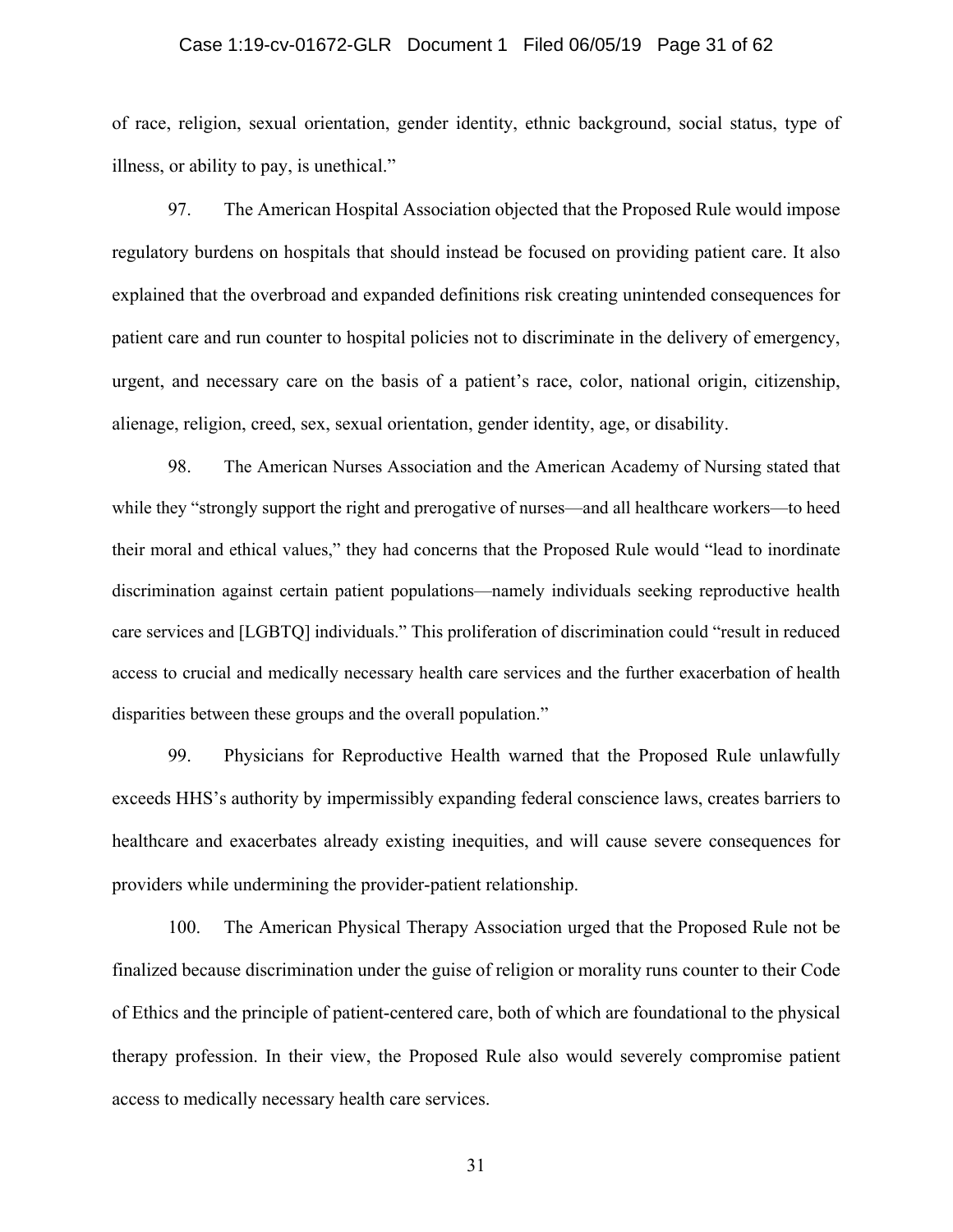of race, religion, sexual orientation, gender identity, ethnic background, social status, type of illness, or ability to pay, is unethical."

97. The American Hospital Association objected that the Proposed Rule would impose regulatory burdens on hospitals that should instead be focused on providing patient care. It also explained that the overbroad and expanded definitions risk creating unintended consequences for patient care and run counter to hospital policies not to discriminate in the delivery of emergency, urgent, and necessary care on the basis of a patient's race, color, national origin, citizenship, alienage, religion, creed, sex, sexual orientation, gender identity, age, or disability.

98. The American Nurses Association and the American Academy of Nursing stated that while they "strongly support the right and prerogative of nurses—and all healthcare workers—to heed their moral and ethical values," they had concerns that the Proposed Rule would "lead to inordinate discrimination against certain patient populations—namely individuals seeking reproductive health care services and [LGBTQ] individuals." This proliferation of discrimination could "result in reduced access to crucial and medically necessary health care services and the further exacerbation of health disparities between these groups and the overall population."

99. Physicians for Reproductive Health warned that the Proposed Rule unlawfully exceeds HHS's authority by impermissibly expanding federal conscience laws, creates barriers to healthcare and exacerbates already existing inequities, and will cause severe consequences for providers while undermining the provider-patient relationship.

100. The American Physical Therapy Association urged that the Proposed Rule not be finalized because discrimination under the guise of religion or morality runs counter to their Code of Ethics and the principle of patient-centered care, both of which are foundational to the physical therapy profession. In their view, the Proposed Rule also would severely compromise patient access to medically necessary health care services.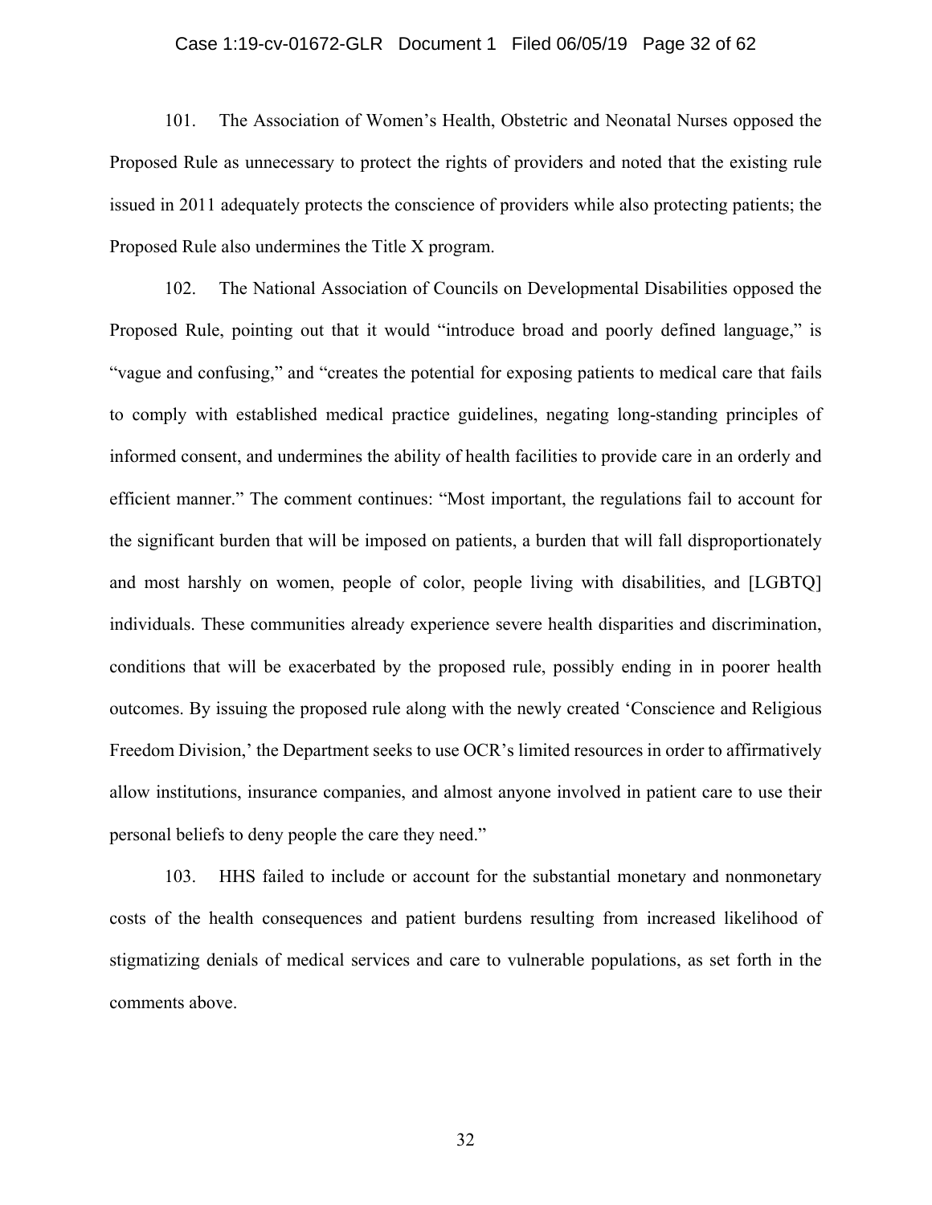101. The Association of Women's Health, Obstetric and Neonatal Nurses opposed the Proposed Rule as unnecessary to protect the rights of providers and noted that the existing rule issued in 2011 adequately protects the conscience of providers while also protecting patients; the Proposed Rule also undermines the Title X program.

102. The National Association of Councils on Developmental Disabilities opposed the Proposed Rule, pointing out that it would "introduce broad and poorly defined language," is "vague and confusing," and "creates the potential for exposing patients to medical care that fails to comply with established medical practice guidelines, negating long-standing principles of informed consent, and undermines the ability of health facilities to provide care in an orderly and efficient manner." The comment continues: "Most important, the regulations fail to account for the significant burden that will be imposed on patients, a burden that will fall disproportionately and most harshly on women, people of color, people living with disabilities, and [LGBTQ] individuals. These communities already experience severe health disparities and discrimination, conditions that will be exacerbated by the proposed rule, possibly ending in in poorer health outcomes. By issuing the proposed rule along with the newly created 'Conscience and Religious Freedom Division,' the Department seeks to use OCR's limited resources in order to affirmatively allow institutions, insurance companies, and almost anyone involved in patient care to use their personal beliefs to deny people the care they need."

103. HHS failed to include or account for the substantial monetary and nonmonetary costs of the health consequences and patient burdens resulting from increased likelihood of stigmatizing denials of medical services and care to vulnerable populations, as set forth in the comments above.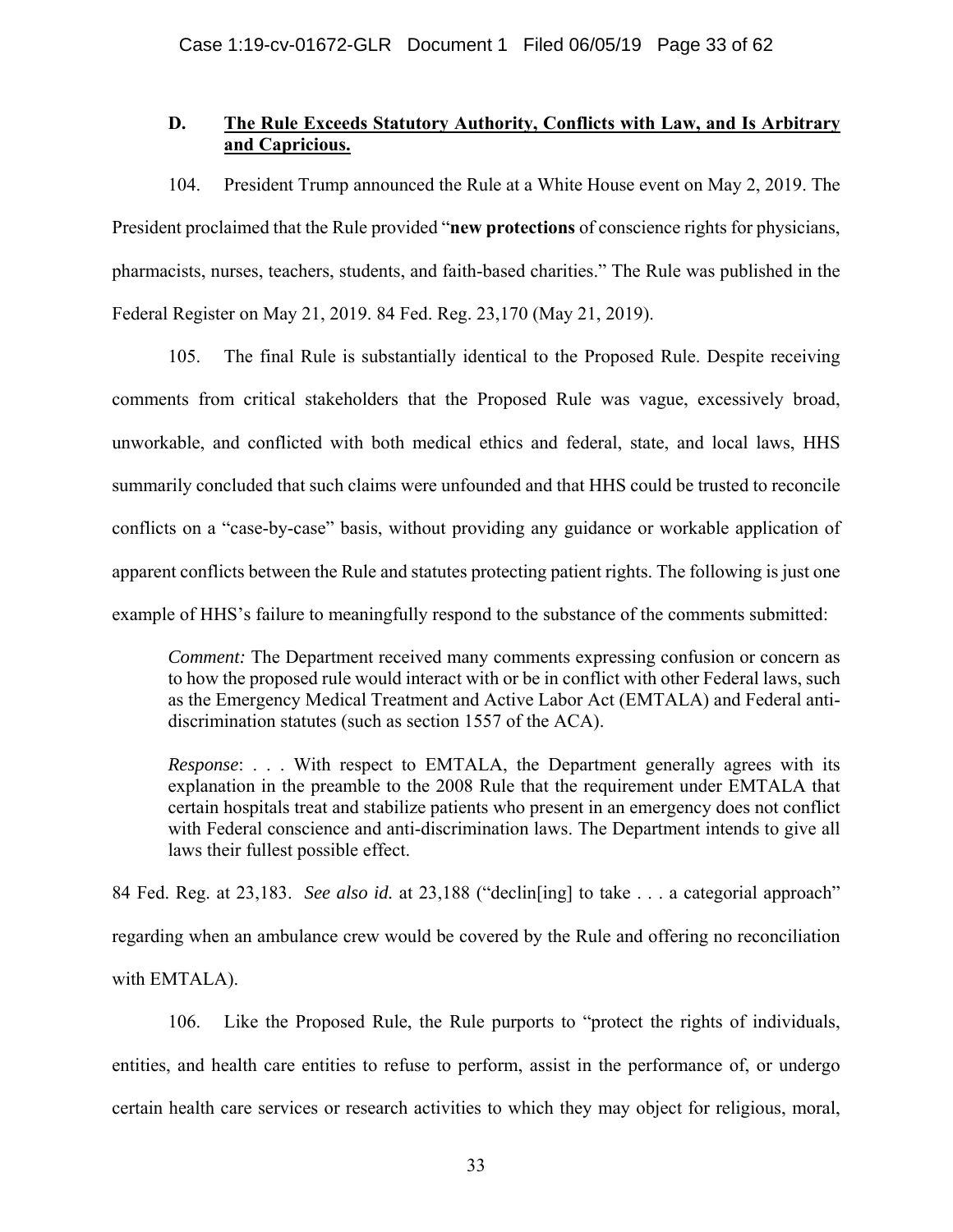### D. <u>The Rule Exceeds Statutory Authority, Conflicts with Law, and Is Arbitrary and Capricious.</u>

104. President Trump announced the Rule at a White House event on May 2, 2019. The President proclaimed that the Rule provided "**new protections** of conscience rights for physicians, pharmacists, nurses, teachers, students, and faith-based charities." The Rule was published in the Federal Register on May 21, 2019. 84 Fed. Reg. 23,170 (May 21, 2019).

105. The final Rule is substantially identical to the Proposed Rule. Despite receiving comments from critical stakeholders that the Proposed Rule was vague, excessively broad, unworkable, and conflicted with both medical ethics and federal, state, and local laws, HHS summarily concluded that such claims were unfounded and that HHS could be trusted to reconcile conflicts on a "case-by-case" basis, without providing any guidance or workable application of apparent conflicts between the Rule and statutes protecting patient rights. The following is just one example of HHS's failure to meaningfully respond to the substance of the comments submitted:

> *Comment:* The Department received many comments expressing confusion or concern as to how the proposed rule would interact with or be in conflict with other Federal laws, such as the Emergency Medical Treatment and Active Labor Act (EMTALA) and Federal anti-discrimination statutes (such as section 1557 of the ACA).
>
> *Response*: . . . With respect to EMTALA, the Department generally agrees with its explanation in the preamble to the 2008 Rule that the requirement under EMTALA that certain hospitals treat and stabilize patients who present in an emergency does not conflict with Federal conscience and anti-discrimination laws. The Department intends to give all laws their fullest possible effect.

84 Fed. Reg. at 23,183. *See also id.* at 23,188 ("declin[ing] to take . . . a categorial approach" regarding when an ambulance crew would be covered by the Rule and offering no reconciliation with EMTALA).

106. Like the Proposed Rule, the Rule purports to "protect the rights of individuals, entities, and health care entities to refuse to perform, assist in the performance of, or undergo certain health care services or research activities to which they may object for religious, moral,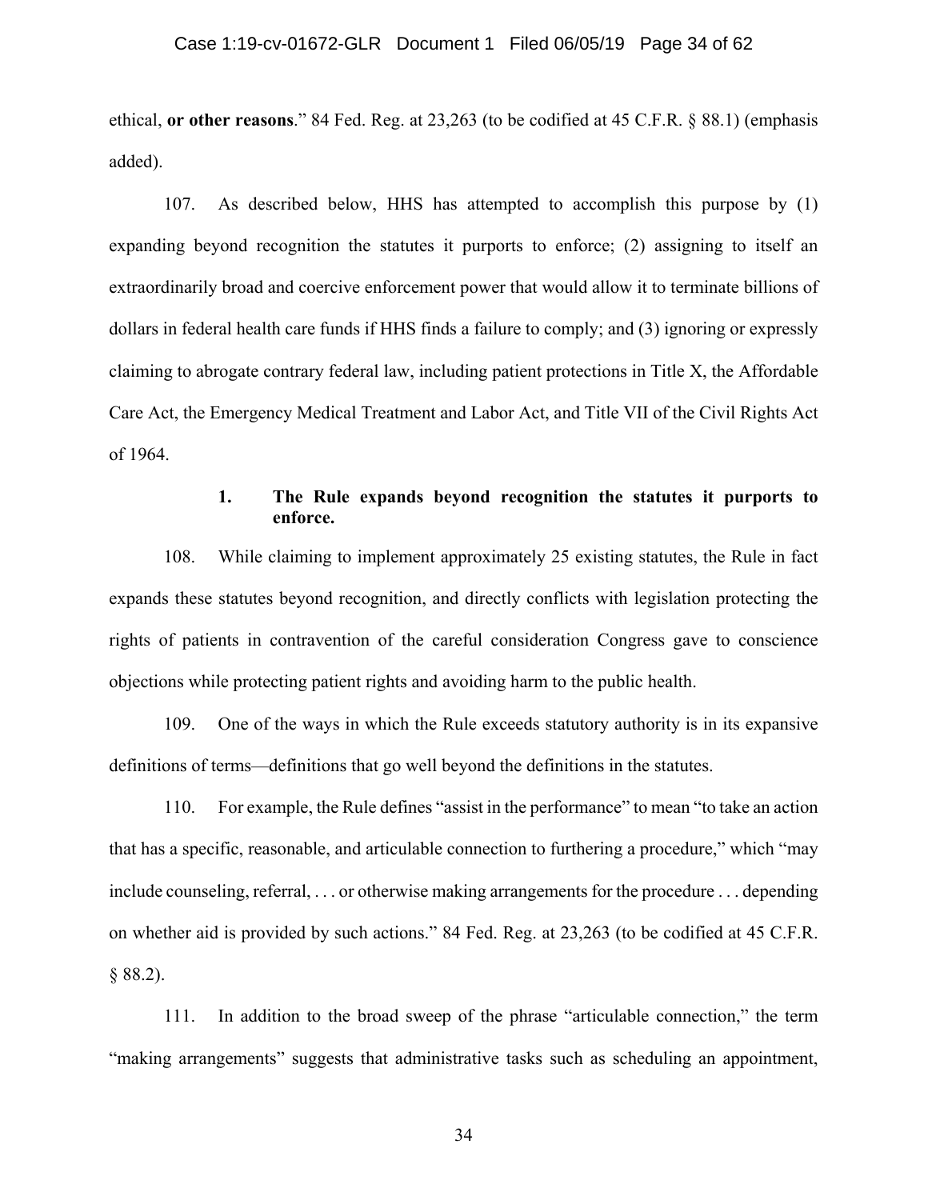ethical, **or other reasons**." 84 Fed. Reg. at 23,263 (to be codified at 45 C.F.R. § 88.1) (emphasis added).

107. As described below, HHS has attempted to accomplish this purpose by (1) expanding beyond recognition the statutes it purports to enforce; (2) assigning to itself an extraordinarily broad and coercive enforcement power that would allow it to terminate billions of dollars in federal health care funds if HHS finds a failure to comply; and (3) ignoring or expressly claiming to abrogate contrary federal law, including patient protections in Title X, the Affordable Care Act, the Emergency Medical Treatment and Labor Act, and Title VII of the Civil Rights Act of 1964.

### 1. The Rule expands beyond recognition the statutes it purports to enforce.

108. While claiming to implement approximately 25 existing statutes, the Rule in fact expands these statutes beyond recognition, and directly conflicts with legislation protecting the rights of patients in contravention of the careful consideration Congress gave to conscience objections while protecting patient rights and avoiding harm to the public health.

109. One of the ways in which the Rule exceeds statutory authority is in its expansive definitions of terms—definitions that go well beyond the definitions in the statutes.

110. For example, the Rule defines "assist in the performance" to mean "to take an action that has a specific, reasonable, and articulable connection to furthering a procedure," which "may include counseling, referral, . . . or otherwise making arrangements for the procedure . . . depending on whether aid is provided by such actions." 84 Fed. Reg. at 23,263 (to be codified at 45 C.F.R. § 88.2).

111. In addition to the broad sweep of the phrase "articulable connection," the term "making arrangements" suggests that administrative tasks such as scheduling an appointment,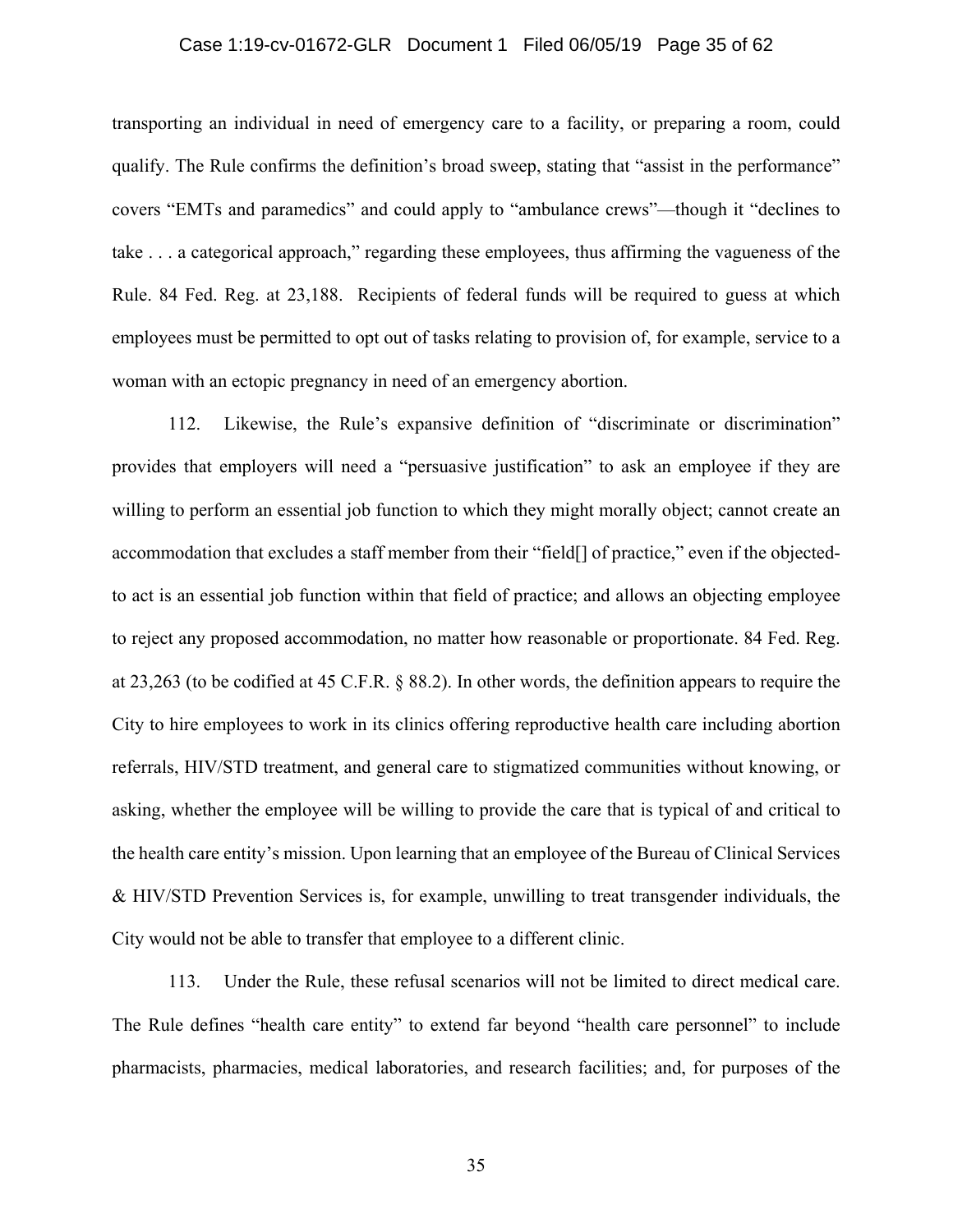transporting an individual in need of emergency care to a facility, or preparing a room, could qualify. The Rule confirms the definition's broad sweep, stating that "assist in the performance" covers "EMTs and paramedics" and could apply to "ambulance crews"—though it "declines to take . . . a categorical approach," regarding these employees, thus affirming the vagueness of the Rule. 84 Fed. Reg. at 23,188. Recipients of federal funds will be required to guess at which employees must be permitted to opt out of tasks relating to provision of, for example, service to a woman with an ectopic pregnancy in need of an emergency abortion.

112. Likewise, the Rule's expansive definition of "discriminate or discrimination" provides that employers will need a "persuasive justification" to ask an employee if they are willing to perform an essential job function to which they might morally object; cannot create an accommodation that excludes a staff member from their "field[] of practice," even if the objected-to act is an essential job function within that field of practice; and allows an objecting employee to reject any proposed accommodation, no matter how reasonable or proportionate. 84 Fed. Reg. at 23,263 (to be codified at 45 C.F.R. § 88.2). In other words, the definition appears to require the City to hire employees to work in its clinics offering reproductive health care including abortion referrals, HIV/STD treatment, and general care to stigmatized communities without knowing, or asking, whether the employee will be willing to provide the care that is typical of and critical to the health care entity's mission. Upon learning that an employee of the Bureau of Clinical Services & HIV/STD Prevention Services is, for example, unwilling to treat transgender individuals, the City would not be able to transfer that employee to a different clinic.

113. Under the Rule, these refusal scenarios will not be limited to direct medical care. The Rule defines "health care entity" to extend far beyond "health care personnel" to include pharmacists, pharmacies, medical laboratories, and research facilities; and, for purposes of the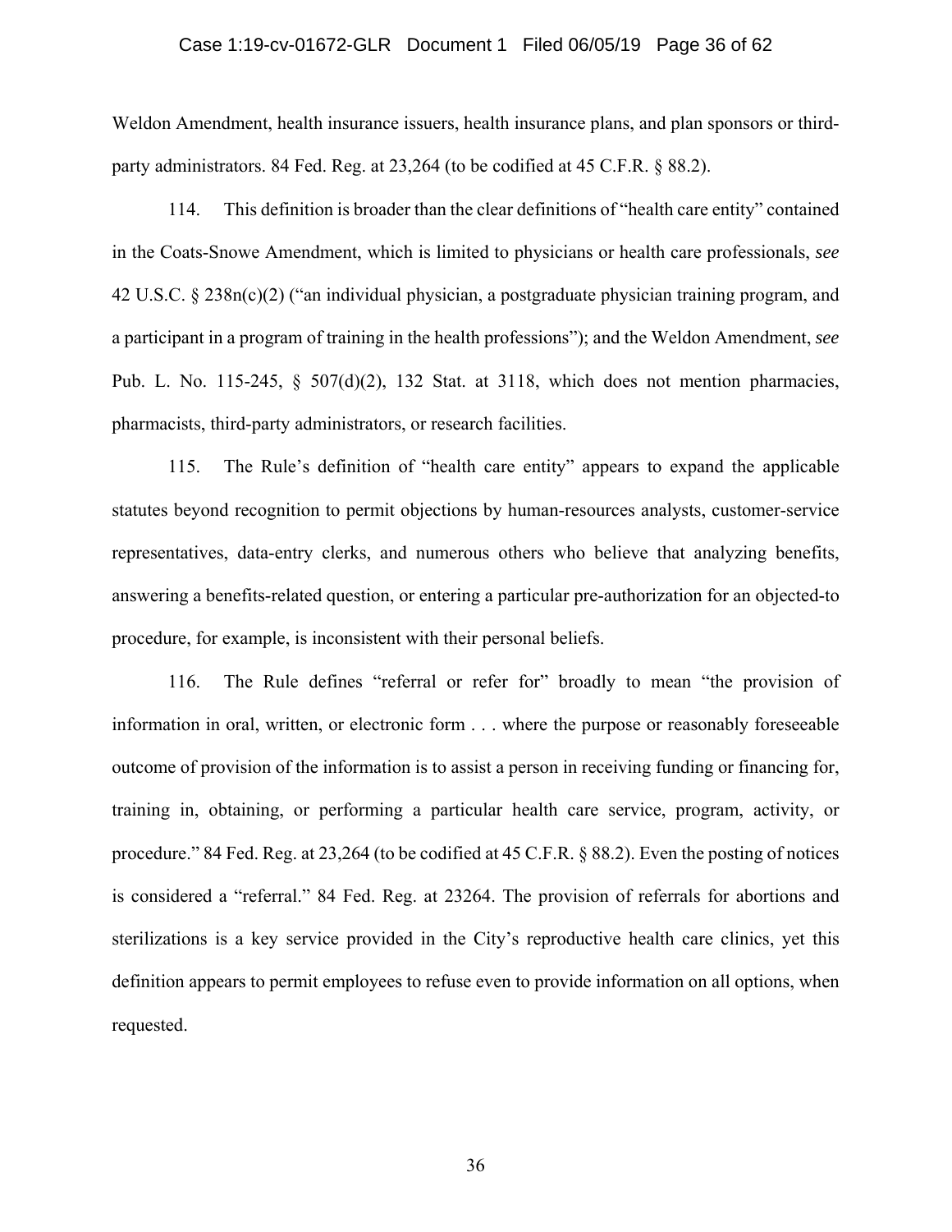Weldon Amendment, health insurance issuers, health insurance plans, and plan sponsors or third-party administrators. 84 Fed. Reg. at 23,264 (to be codified at 45 C.F.R. § 88.2).

114. This definition is broader than the clear definitions of "health care entity" contained in the Coats-Snowe Amendment, which is limited to physicians or health care professionals, *see* 42 U.S.C. § 238n(c)(2) ("an individual physician, a postgraduate physician training program, and a participant in a program of training in the health professions"); and the Weldon Amendment, *see* Pub. L. No. 115-245, § 507(d)(2), 132 Stat. at 3118, which does not mention pharmacies, pharmacists, third-party administrators, or research facilities.

115. The Rule's definition of "health care entity" appears to expand the applicable statutes beyond recognition to permit objections by human-resources analysts, customer-service representatives, data-entry clerks, and numerous others who believe that analyzing benefits, answering a benefits-related question, or entering a particular pre-authorization for an objected-to procedure, for example, is inconsistent with their personal beliefs.

116. The Rule defines "referral or refer for" broadly to mean "the provision of information in oral, written, or electronic form . . . where the purpose or reasonably foreseeable outcome of provision of the information is to assist a person in receiving funding or financing for, training in, obtaining, or performing a particular health care service, program, activity, or procedure." 84 Fed. Reg. at 23,264 (to be codified at 45 C.F.R. § 88.2). Even the posting of notices is considered a "referral." 84 Fed. Reg. at 23264. The provision of referrals for abortions and sterilizations is a key service provided in the City's reproductive health care clinics, yet this definition appears to permit employees to refuse even to provide information on all options, when requested.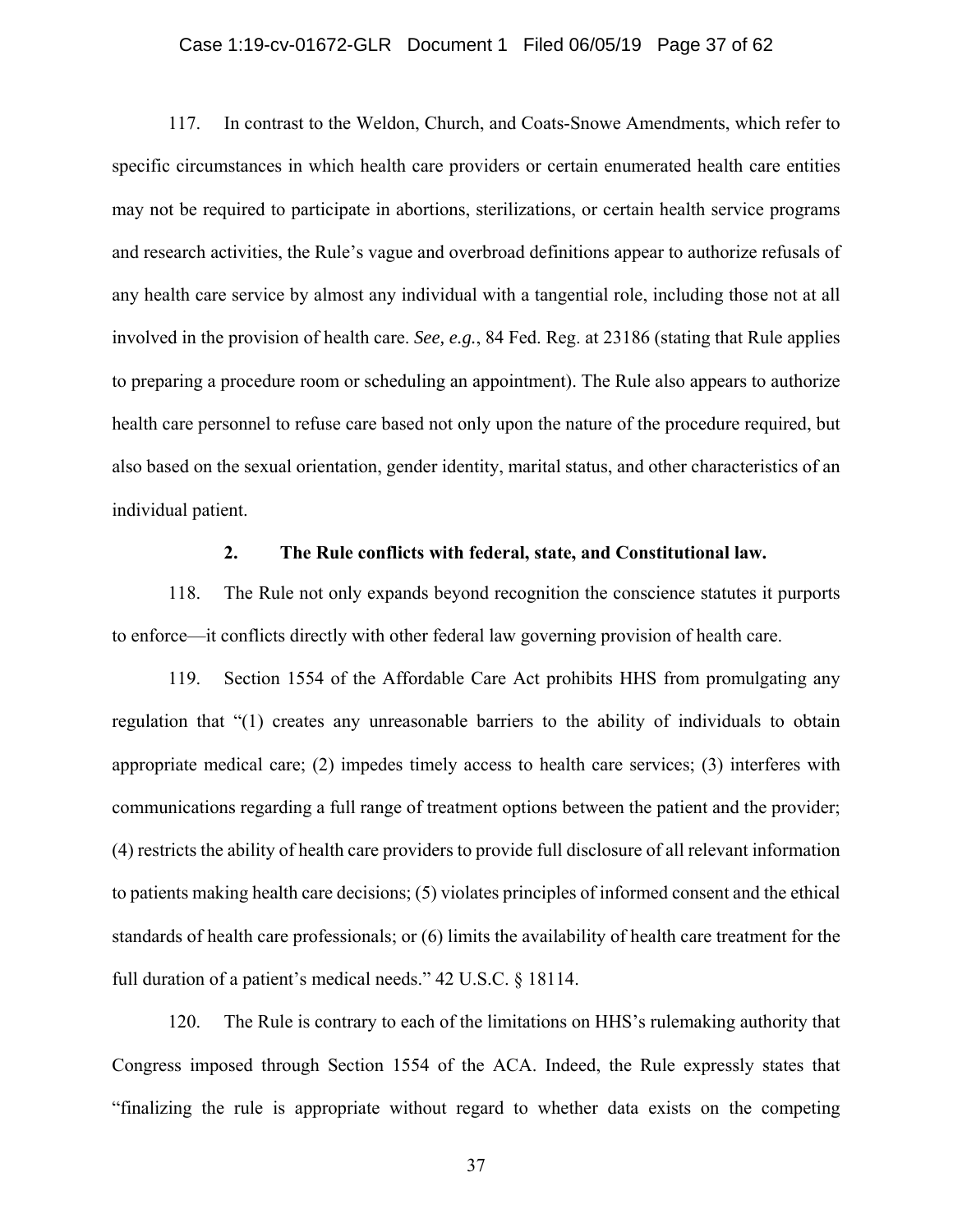117. In contrast to the Weldon, Church, and Coats-Snowe Amendments, which refer to specific circumstances in which health care providers or certain enumerated health care entities may not be required to participate in abortions, sterilizations, or certain health service programs and research activities, the Rule's vague and overbroad definitions appear to authorize refusals of any health care service by almost any individual with a tangential role, including those not at all involved in the provision of health care. *See, e.g.*, 84 Fed. Reg. at 23186 (stating that Rule applies to preparing a procedure room or scheduling an appointment). The Rule also appears to authorize health care personnel to refuse care based not only upon the nature of the procedure required, but also based on the sexual orientation, gender identity, marital status, and other characteristics of an individual patient.

### 2. The Rule conflicts with federal, state, and Constitutional law.

118. The Rule not only expands beyond recognition the conscience statutes it purports to enforce—it conflicts directly with other federal law governing provision of health care.

119. Section 1554 of the Affordable Care Act prohibits HHS from promulgating any regulation that "(1) creates any unreasonable barriers to the ability of individuals to obtain appropriate medical care; (2) impedes timely access to health care services; (3) interferes with communications regarding a full range of treatment options between the patient and the provider; (4) restricts the ability of health care providers to provide full disclosure of all relevant information to patients making health care decisions; (5) violates principles of informed consent and the ethical standards of health care professionals; or (6) limits the availability of health care treatment for the full duration of a patient's medical needs." 42 U.S.C. § 18114.

120. The Rule is contrary to each of the limitations on HHS's rulemaking authority that Congress imposed through Section 1554 of the ACA. Indeed, the Rule expressly states that "finalizing the rule is appropriate without regard to whether data exists on the competing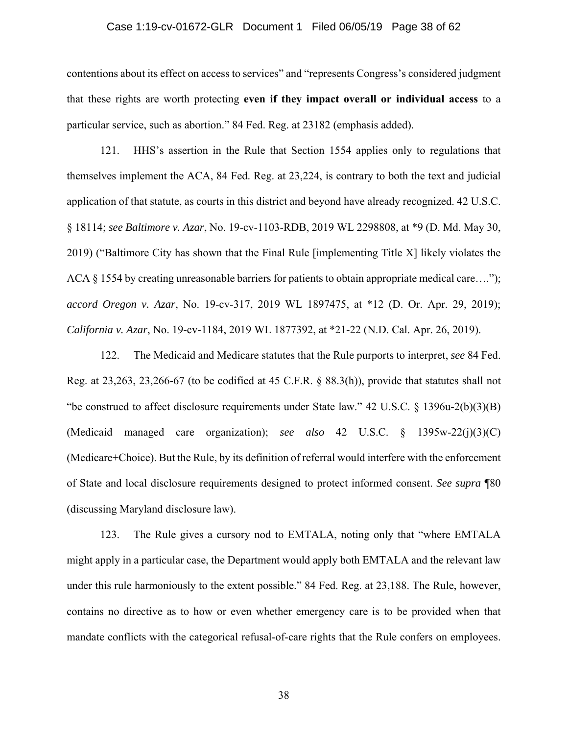contentions about its effect on access to services" and "represents Congress's considered judgment that these rights are worth protecting **even if they impact overall or individual access** to a particular service, such as abortion." 84 Fed. Reg. at 23182 (emphasis added).

121. HHS's assertion in the Rule that Section 1554 applies only to regulations that themselves implement the ACA, 84 Fed. Reg. at 23,224, is contrary to both the text and judicial application of that statute, as courts in this district and beyond have already recognized. 42 U.S.C. § 18114; *see Baltimore v. Azar*, No. 19-cv-1103-RDB, 2019 WL 2298808, at *9 (D. Md. May 30, 2019) ("Baltimore City has shown that the Final Rule [implementing Title X] likely violates the ACA § 1554 by creating unreasonable barriers for patients to obtain appropriate medical care…."); *accord Oregon v. Azar*, No. 19-cv-317, 2019 WL 1897475, at *12 (D. Or. Apr. 29, 2019); *California v. Azar*, No. 19-cv-1184, 2019 WL 1877392, at *21-22 (N.D. Cal. Apr. 26, 2019).

122. The Medicaid and Medicare statutes that the Rule purports to interpret, *see* 84 Fed. Reg. at 23,263, 23,266-67 (to be codified at 45 C.F.R. § 88.3(h)), provide that statutes shall not "be construed to affect disclosure requirements under State law." 42 U.S.C. § 1396u-2(b)(3)(B) (Medicaid managed care organization); *see also* 42 U.S.C. § 1395w-22(j)(3)(C) (Medicare+Choice). But the Rule, by its definition of referral would interfere with the enforcement of State and local disclosure requirements designed to protect informed consent. *See supra* ¶80 (discussing Maryland disclosure law).

123. The Rule gives a cursory nod to EMTALA, noting only that "where EMTALA might apply in a particular case, the Department would apply both EMTALA and the relevant law under this rule harmoniously to the extent possible." 84 Fed. Reg. at 23,188. The Rule, however, contains no directive as to how or even whether emergency care is to be provided when that mandate conflicts with the categorical refusal-of-care rights that the Rule confers on employees.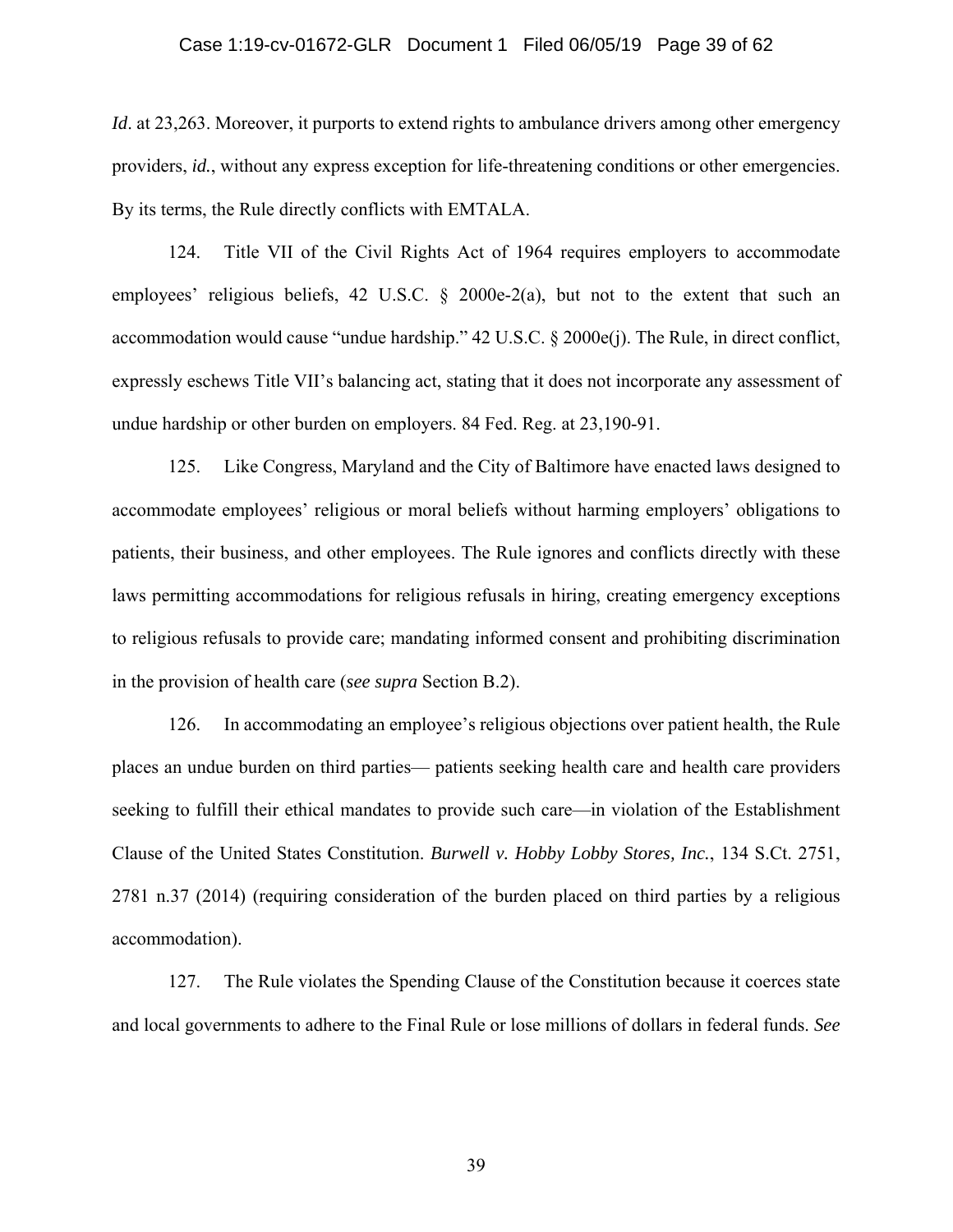*Id*. at 23,263. Moreover, it purports to extend rights to ambulance drivers among other emergency providers, *id.*, without any express exception for life-threatening conditions or other emergencies. By its terms, the Rule directly conflicts with EMTALA.

124. Title VII of the Civil Rights Act of 1964 requires employers to accommodate employees' religious beliefs, 42 U.S.C. § 2000e-2(a), but not to the extent that such an accommodation would cause "undue hardship." 42 U.S.C. § 2000e(j). The Rule, in direct conflict, expressly eschews Title VII's balancing act, stating that it does not incorporate any assessment of undue hardship or other burden on employers. 84 Fed. Reg. at 23,190-91.

125. Like Congress, Maryland and the City of Baltimore have enacted laws designed to accommodate employees' religious or moral beliefs without harming employers' obligations to patients, their business, and other employees. The Rule ignores and conflicts directly with these laws permitting accommodations for religious refusals in hiring, creating emergency exceptions to religious refusals to provide care; mandating informed consent and prohibiting discrimination in the provision of health care (*see supra* Section B.2).

126. In accommodating an employee's religious objections over patient health, the Rule places an undue burden on third parties— patients seeking health care and health care providers seeking to fulfill their ethical mandates to provide such care—in violation of the Establishment Clause of the United States Constitution. *Burwell v. Hobby Lobby Stores, Inc.*, 134 S.Ct. 2751, 2781 n.37 (2014) (requiring consideration of the burden placed on third parties by a religious accommodation).

127. The Rule violates the Spending Clause of the Constitution because it coerces state and local governments to adhere to the Final Rule or lose millions of dollars in federal funds. *See*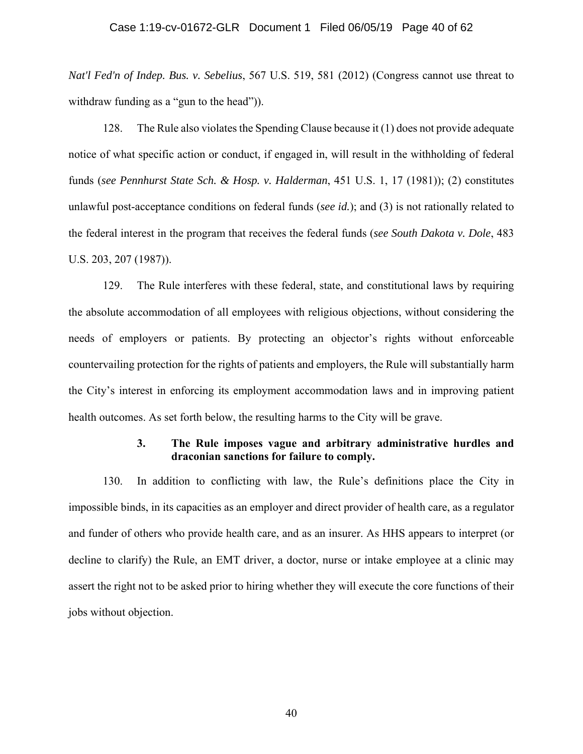*Nat'l Fed'n of Indep. Bus. v. Sebelius*, 567 U.S. 519, 581 (2012) (Congress cannot use threat to withdraw funding as a "gun to the head")).

128. The Rule also violates the Spending Clause because it (1) does not provide adequate notice of what specific action or conduct, if engaged in, will result in the withholding of federal funds (*see Pennhurst State Sch. & Hosp. v. Halderman*, 451 U.S. 1, 17 (1981)); (2) constitutes unlawful post-acceptance conditions on federal funds (*see id.*); and (3) is not rationally related to the federal interest in the program that receives the federal funds (*see South Dakota v. Dole*, 483 U.S. 203, 207 (1987)).

129. The Rule interferes with these federal, state, and constitutional laws by requiring the absolute accommodation of all employees with religious objections, without considering the needs of employers or patients. By protecting an objector's rights without enforceable countervailing protection for the rights of patients and employers, the Rule will substantially harm the City's interest in enforcing its employment accommodation laws and in improving patient health outcomes. As set forth below, the resulting harms to the City will be grave.

### 3. The Rule imposes vague and arbitrary administrative hurdles and draconian sanctions for failure to comply.

130. In addition to conflicting with law, the Rule's definitions place the City in impossible binds, in its capacities as an employer and direct provider of health care, as a regulator and funder of others who provide health care, and as an insurer. As HHS appears to interpret (or decline to clarify) the Rule, an EMT driver, a doctor, nurse or intake employee at a clinic may assert the right not to be asked prior to hiring whether they will execute the core functions of their jobs without objection.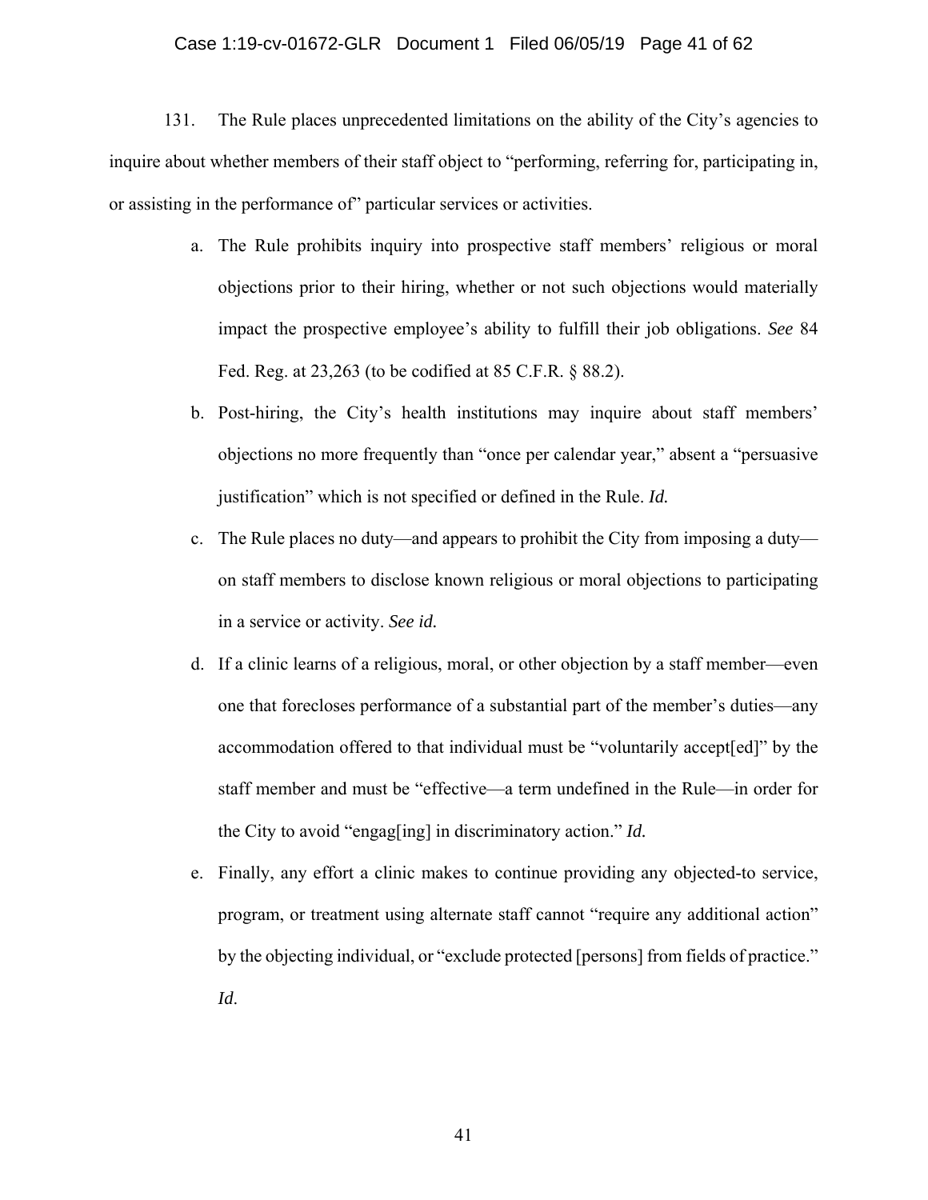131. The Rule places unprecedented limitations on the ability of the City's agencies to inquire about whether members of their staff object to "performing, referring for, participating in, or assisting in the performance of" particular services or activities.

a. The Rule prohibits inquiry into prospective staff members' religious or moral objections prior to their hiring, whether or not such objections would materially impact the prospective employee's ability to fulfill their job obligations. *See* 84 Fed. Reg. at 23,263 (to be codified at 85 C.F.R. § 88.2).

b. Post-hiring, the City's health institutions may inquire about staff members' objections no more frequently than "once per calendar year," absent a "persuasive justification" which is not specified or defined in the Rule. *Id.*

c. The Rule places no duty—and appears to prohibit the City from imposing a duty—on staff members to disclose known religious or moral objections to participating in a service or activity. *See id.*

d. If a clinic learns of a religious, moral, or other objection by a staff member—even one that forecloses performance of a substantial part of the member's duties—any accommodation offered to that individual must be "voluntarily accept[ed]" by the staff member and must be "effective—a term undefined in the Rule—in order for the City to avoid "engag[ing] in discriminatory action." *Id.*

e. Finally, any effort a clinic makes to continue providing any objected-to service, program, or treatment using alternate staff cannot "require any additional action" by the objecting individual, or "exclude protected [persons] from fields of practice." *Id*.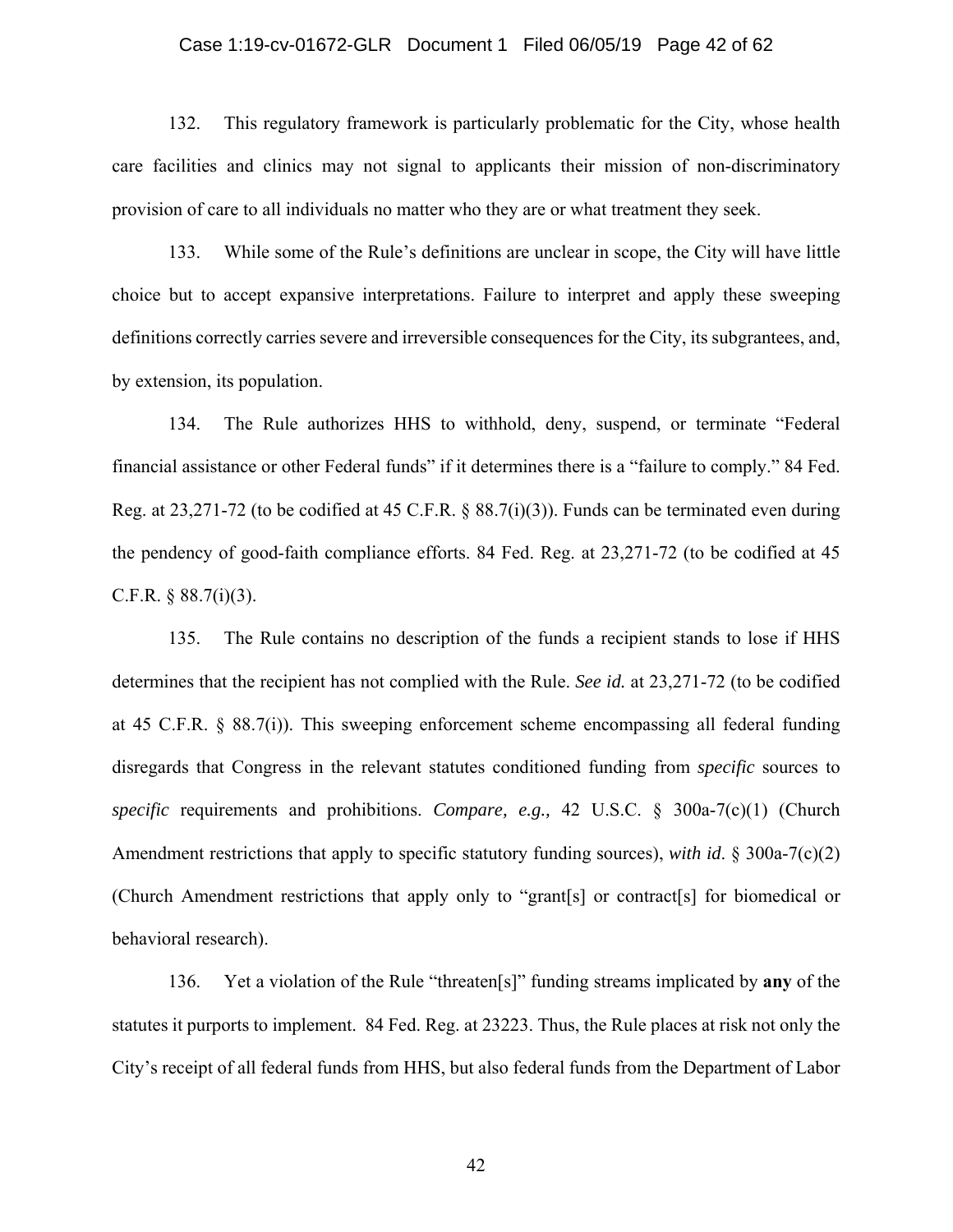132. This regulatory framework is particularly problematic for the City, whose health care facilities and clinics may not signal to applicants their mission of non-discriminatory provision of care to all individuals no matter who they are or what treatment they seek.

133. While some of the Rule's definitions are unclear in scope, the City will have little choice but to accept expansive interpretations. Failure to interpret and apply these sweeping definitions correctly carries severe and irreversible consequences for the City, its subgrantees, and, by extension, its population.

134. The Rule authorizes HHS to withhold, deny, suspend, or terminate "Federal financial assistance or other Federal funds" if it determines there is a "failure to comply." 84 Fed. Reg. at 23,271-72 (to be codified at 45 C.F.R. § 88.7(i)(3)). Funds can be terminated even during the pendency of good-faith compliance efforts. 84 Fed. Reg. at 23,271-72 (to be codified at 45 C.F.R. § 88.7(i)(3).

135. The Rule contains no description of the funds a recipient stands to lose if HHS determines that the recipient has not complied with the Rule. *See id.* at 23,271-72 (to be codified at 45 C.F.R. § 88.7(i)). This sweeping enforcement scheme encompassing all federal funding disregards that Congress in the relevant statutes conditioned funding from *specific* sources to *specific* requirements and prohibitions. *Compare, e.g.,* 42 U.S.C. § 300a-7(c)(1) (Church Amendment restrictions that apply to specific statutory funding sources), *with id*. § 300a-7(c)(2) (Church Amendment restrictions that apply only to "grant[s] or contract[s] for biomedical or behavioral research).

136. Yet a violation of the Rule "threaten[s]" funding streams implicated by **any** of the statutes it purports to implement. 84 Fed. Reg. at 23223. Thus, the Rule places at risk not only the City's receipt of all federal funds from HHS, but also federal funds from the Department of Labor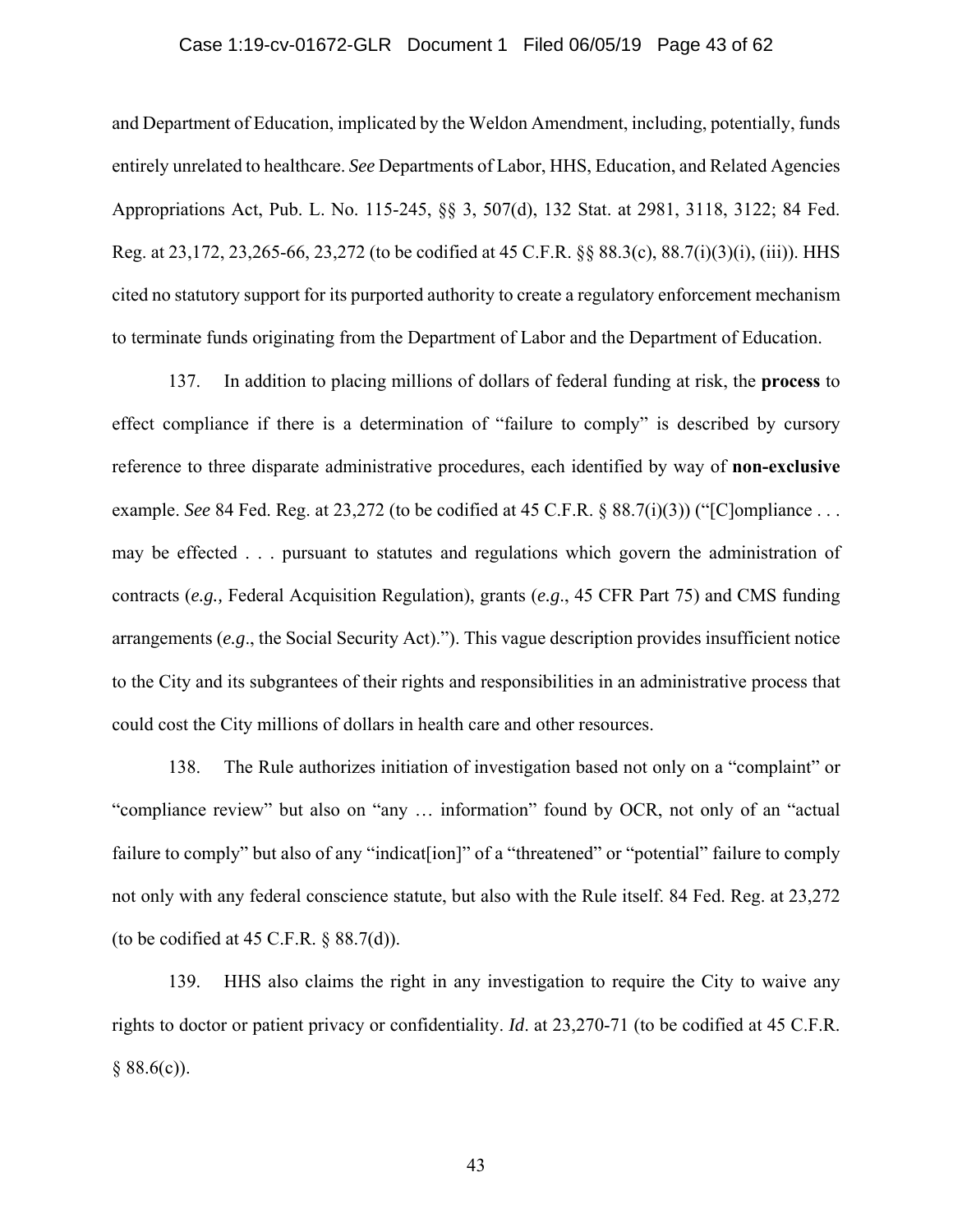and Department of Education, implicated by the Weldon Amendment, including, potentially, funds entirely unrelated to healthcare. *See* Departments of Labor, HHS, Education, and Related Agencies Appropriations Act, Pub. L. No. 115-245, §§ 3, 507(d), 132 Stat. at 2981, 3118, 3122; 84 Fed. Reg. at 23,172, 23,265-66, 23,272 (to be codified at 45 C.F.R. §§ 88.3(c), 88.7(i)(3)(i), (iii)). HHS cited no statutory support for its purported authority to create a regulatory enforcement mechanism to terminate funds originating from the Department of Labor and the Department of Education.

137. In addition to placing millions of dollars of federal funding at risk, the **process** to effect compliance if there is a determination of "failure to comply" is described by cursory reference to three disparate administrative procedures, each identified by way of **non-exclusive** example. *See* 84 Fed. Reg. at 23,272 (to be codified at 45 C.F.R. § 88.7(i)(3)) ("[C]ompliance . . . may be effected . . . pursuant to statutes and regulations which govern the administration of contracts (*e.g.,* Federal Acquisition Regulation), grants (*e.g*., 45 CFR Part 75) and CMS funding arrangements (*e.g*., the Social Security Act)."). This vague description provides insufficient notice to the City and its subgrantees of their rights and responsibilities in an administrative process that could cost the City millions of dollars in health care and other resources.

138. The Rule authorizes initiation of investigation based not only on a "complaint" or "compliance review" but also on "any … information" found by OCR, not only of an "actual failure to comply" but also of any "indicat[ion]" of a "threatened" or "potential" failure to comply not only with any federal conscience statute, but also with the Rule itself. 84 Fed. Reg. at 23,272 (to be codified at 45 C.F.R. § 88.7(d)).

139. HHS also claims the right in any investigation to require the City to waive any rights to doctor or patient privacy or confidentiality. *Id*. at 23,270-71 (to be codified at 45 C.F.R. § 88.6(c)).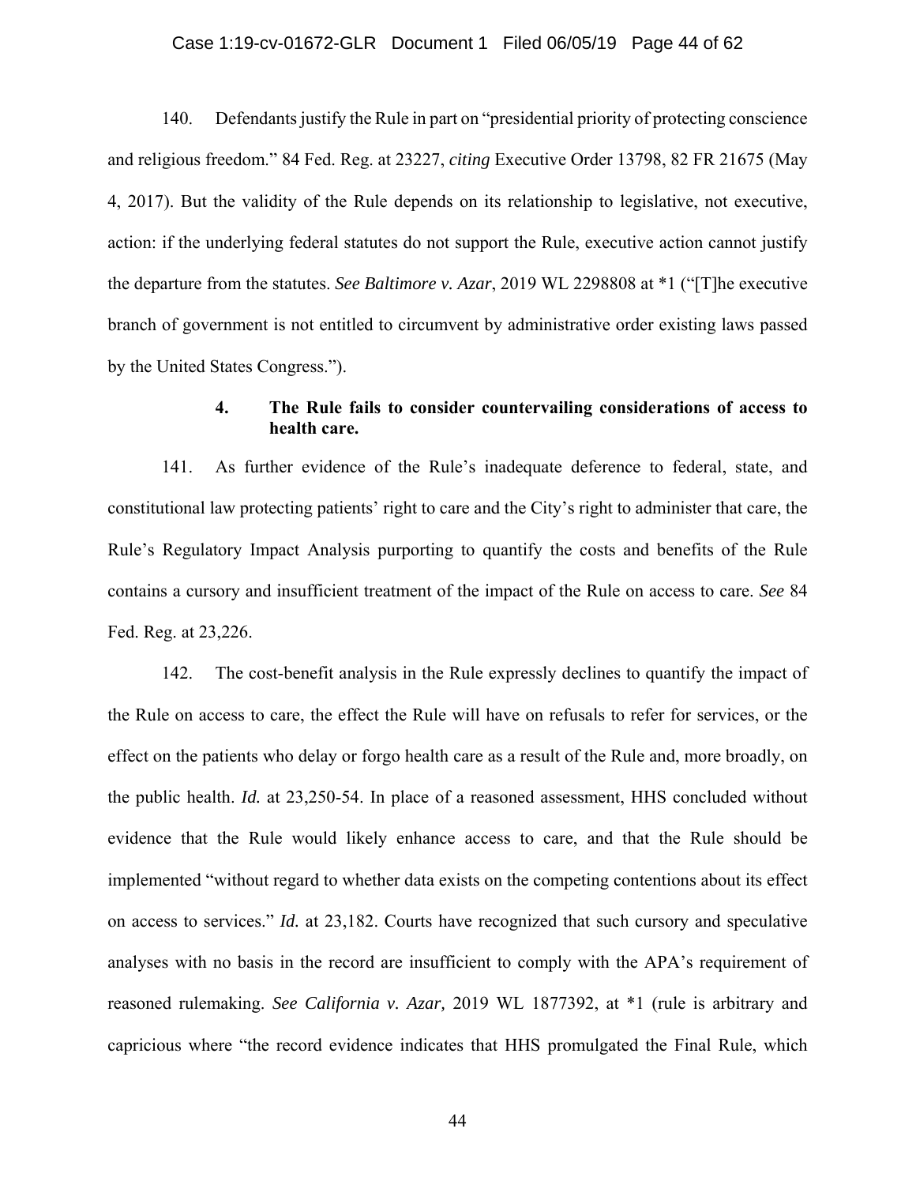140. Defendants justify the Rule in part on "presidential priority of protecting conscience and religious freedom." 84 Fed. Reg. at 23227, *citing* Executive Order 13798, 82 FR 21675 (May 4, 2017). But the validity of the Rule depends on its relationship to legislative, not executive, action: if the underlying federal statutes do not support the Rule, executive action cannot justify the departure from the statutes. *See Baltimore v. Azar*, 2019 WL 2298808 at *1 ("[T]he executive branch of government is not entitled to circumvent by administrative order existing laws passed by the United States Congress.").

#### 4. The Rule fails to consider countervailing considerations of access to health care.

141. As further evidence of the Rule's inadequate deference to federal, state, and constitutional law protecting patients' right to care and the City's right to administer that care, the Rule's Regulatory Impact Analysis purporting to quantify the costs and benefits of the Rule contains a cursory and insufficient treatment of the impact of the Rule on access to care. *See* 84 Fed. Reg. at 23,226.

142. The cost-benefit analysis in the Rule expressly declines to quantify the impact of the Rule on access to care, the effect the Rule will have on refusals to refer for services, or the effect on the patients who delay or forgo health care as a result of the Rule and, more broadly, on the public health. *Id.* at 23,250-54. In place of a reasoned assessment, HHS concluded without evidence that the Rule would likely enhance access to care, and that the Rule should be implemented "without regard to whether data exists on the competing contentions about its effect on access to services." *Id.* at 23,182. Courts have recognized that such cursory and speculative analyses with no basis in the record are insufficient to comply with the APA's requirement of reasoned rulemaking. *See California v. Azar,* 2019 WL 1877392, at *1 (rule is arbitrary and capricious where "the record evidence indicates that HHS promulgated the Final Rule, which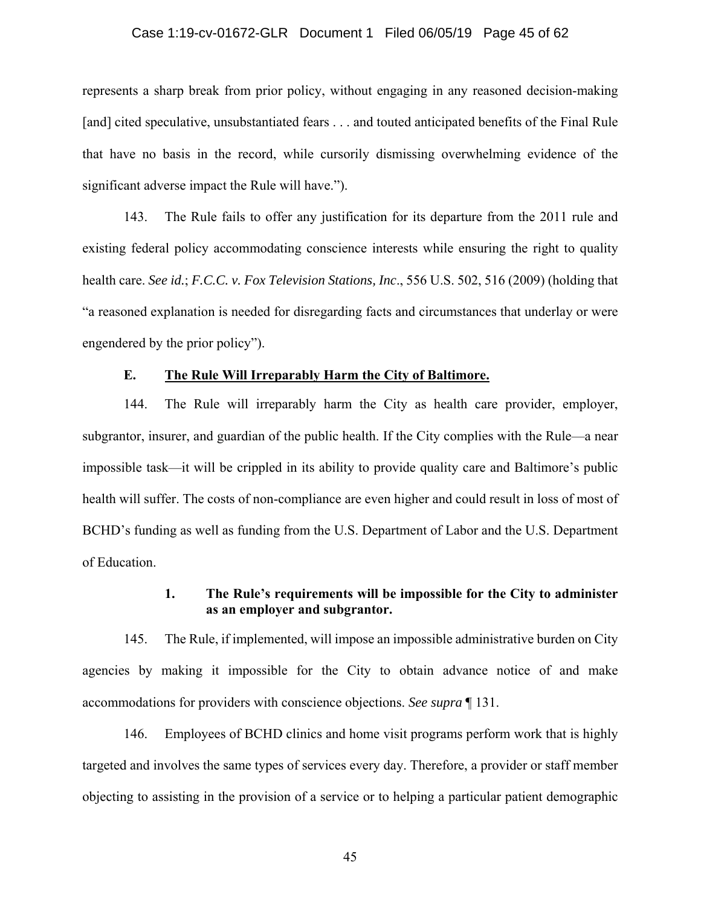represents a sharp break from prior policy, without engaging in any reasoned decision-making [and] cited speculative, unsubstantiated fears . . . and touted anticipated benefits of the Final Rule that have no basis in the record, while cursorily dismissing overwhelming evidence of the significant adverse impact the Rule will have.").

143. The Rule fails to offer any justification for its departure from the 2011 rule and existing federal policy accommodating conscience interests while ensuring the right to quality health care. *See id.*; *F.C.C. v. Fox Television Stations, Inc*., 556 U.S. 502, 516 (2009) (holding that "a reasoned explanation is needed for disregarding facts and circumstances that underlay or were engendered by the prior policy").

### E. <u>The Rule Will Irreparably Harm the City of Baltimore.</u>

144. The Rule will irreparably harm the City as health care provider, employer, subgrantor, insurer, and guardian of the public health. If the City complies with the Rule—a near impossible task—it will be crippled in its ability to provide quality care and Baltimore's public health will suffer. The costs of non-compliance are even higher and could result in loss of most of BCHD's funding as well as funding from the U.S. Department of Labor and the U.S. Department of Education.

#### 1. The Rule's requirements will be impossible for the City to administer as an employer and subgrantor.

145. The Rule, if implemented, will impose an impossible administrative burden on City agencies by making it impossible for the City to obtain advance notice of and make accommodations for providers with conscience objections. *See supra* ¶ 131.

146. Employees of BCHD clinics and home visit programs perform work that is highly targeted and involves the same types of services every day. Therefore, a provider or staff member objecting to assisting in the provision of a service or to helping a particular patient demographic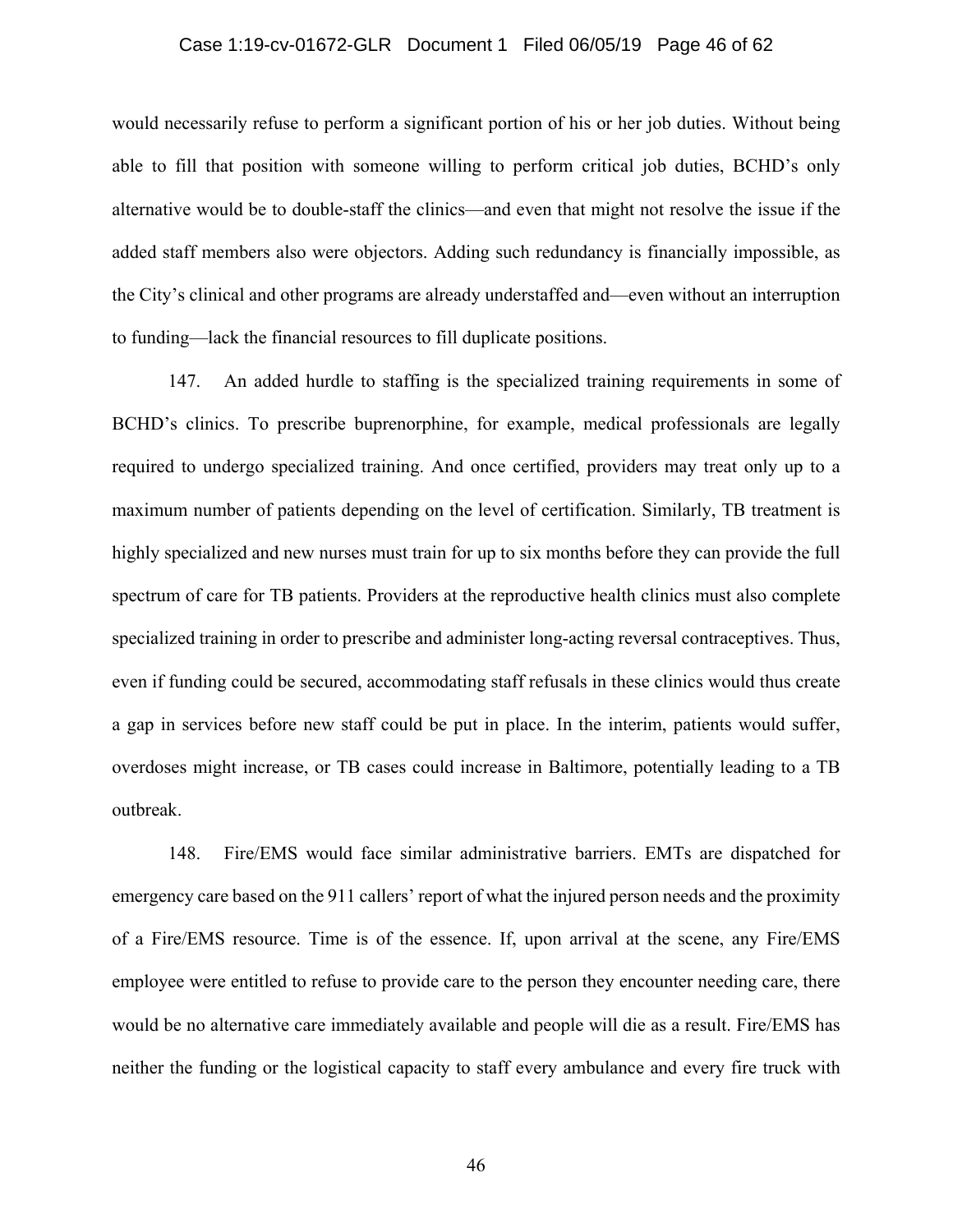would necessarily refuse to perform a significant portion of his or her job duties. Without being able to fill that position with someone willing to perform critical job duties, BCHD's only alternative would be to double-staff the clinics—and even that might not resolve the issue if the added staff members also were objectors. Adding such redundancy is financially impossible, as the City's clinical and other programs are already understaffed and—even without an interruption to funding—lack the financial resources to fill duplicate positions.

147. An added hurdle to staffing is the specialized training requirements in some of BCHD's clinics. To prescribe buprenorphine, for example, medical professionals are legally required to undergo specialized training. And once certified, providers may treat only up to a maximum number of patients depending on the level of certification. Similarly, TB treatment is highly specialized and new nurses must train for up to six months before they can provide the full spectrum of care for TB patients. Providers at the reproductive health clinics must also complete specialized training in order to prescribe and administer long-acting reversal contraceptives. Thus, even if funding could be secured, accommodating staff refusals in these clinics would thus create a gap in services before new staff could be put in place. In the interim, patients would suffer, overdoses might increase, or TB cases could increase in Baltimore, potentially leading to a TB outbreak.

148. Fire/EMS would face similar administrative barriers. EMTs are dispatched for emergency care based on the 911 callers' report of what the injured person needs and the proximity of a Fire/EMS resource. Time is of the essence. If, upon arrival at the scene, any Fire/EMS employee were entitled to refuse to provide care to the person they encounter needing care, there would be no alternative care immediately available and people will die as a result. Fire/EMS has neither the funding or the logistical capacity to staff every ambulance and every fire truck with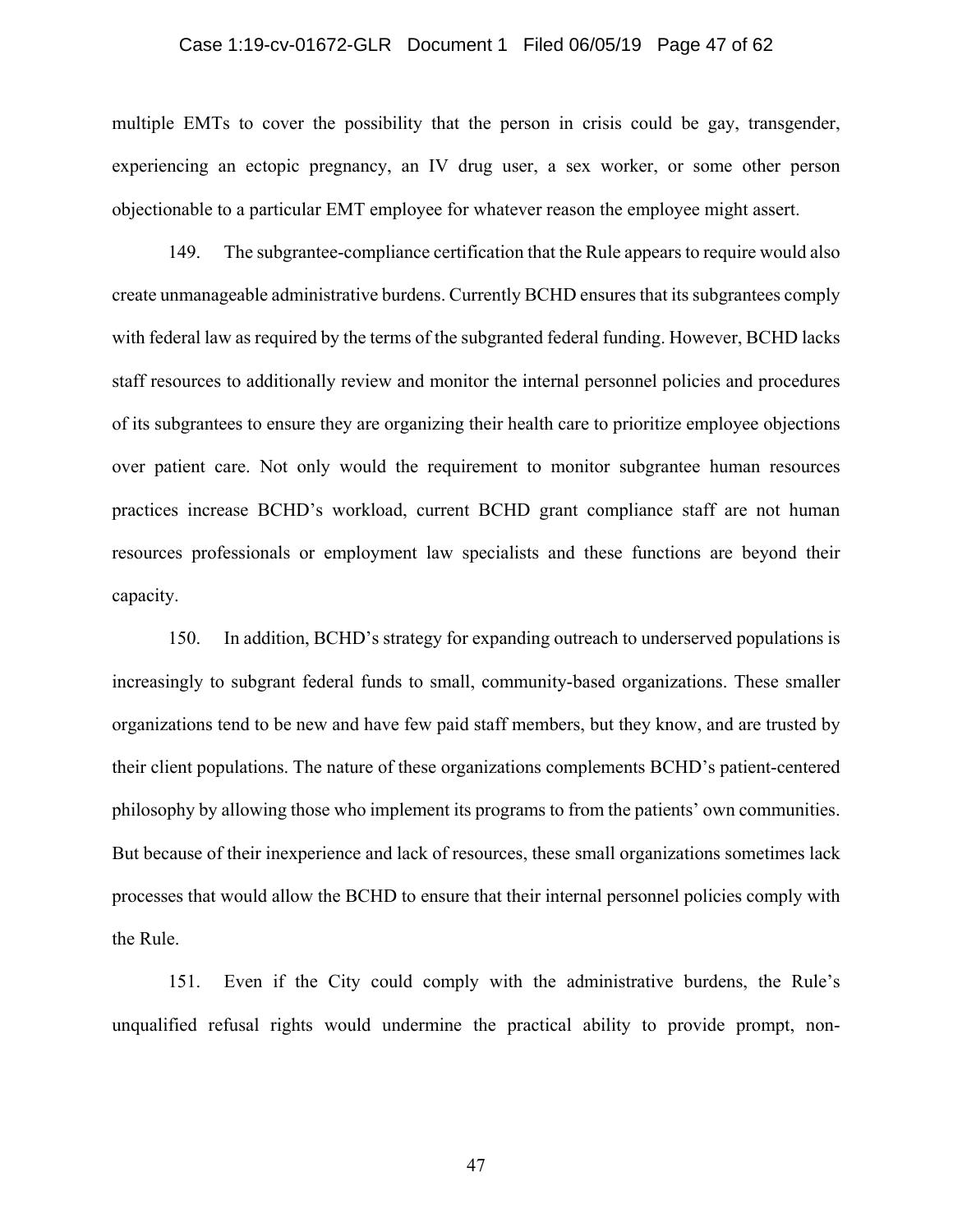multiple EMTs to cover the possibility that the person in crisis could be gay, transgender, experiencing an ectopic pregnancy, an IV drug user, a sex worker, or some other person objectionable to a particular EMT employee for whatever reason the employee might assert.

149. The subgrantee-compliance certification that the Rule appears to require would also create unmanageable administrative burdens. Currently BCHD ensures that its subgrantees comply with federal law as required by the terms of the subgranted federal funding. However, BCHD lacks staff resources to additionally review and monitor the internal personnel policies and procedures of its subgrantees to ensure they are organizing their health care to prioritize employee objections over patient care. Not only would the requirement to monitor subgrantee human resources practices increase BCHD's workload, current BCHD grant compliance staff are not human resources professionals or employment law specialists and these functions are beyond their capacity.

150. In addition, BCHD's strategy for expanding outreach to underserved populations is increasingly to subgrant federal funds to small, community-based organizations. These smaller organizations tend to be new and have few paid staff members, but they know, and are trusted by their client populations. The nature of these organizations complements BCHD's patient-centered philosophy by allowing those who implement its programs to from the patients' own communities. But because of their inexperience and lack of resources, these small organizations sometimes lack processes that would allow the BCHD to ensure that their internal personnel policies comply with the Rule.

151. Even if the City could comply with the administrative burdens, the Rule's unqualified refusal rights would undermine the practical ability to provide prompt, non-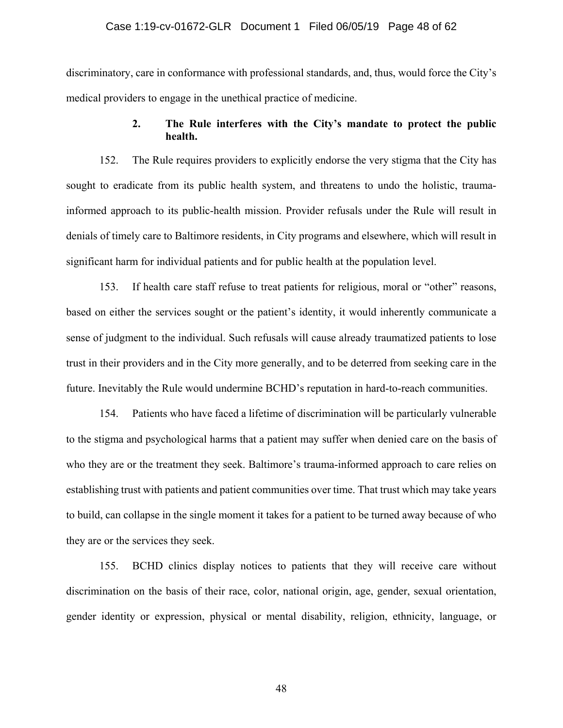discriminatory, care in conformance with professional standards, and, thus, would force the City's medical providers to engage in the unethical practice of medicine.

### 2. The Rule interferes with the City's mandate to protect the public health.

152. The Rule requires providers to explicitly endorse the very stigma that the City has sought to eradicate from its public health system, and threatens to undo the holistic, trauma-informed approach to its public-health mission. Provider refusals under the Rule will result in denials of timely care to Baltimore residents, in City programs and elsewhere, which will result in significant harm for individual patients and for public health at the population level.

153. If health care staff refuse to treat patients for religious, moral or "other" reasons, based on either the services sought or the patient's identity, it would inherently communicate a sense of judgment to the individual. Such refusals will cause already traumatized patients to lose trust in their providers and in the City more generally, and to be deterred from seeking care in the future. Inevitably the Rule would undermine BCHD's reputation in hard-to-reach communities.

154. Patients who have faced a lifetime of discrimination will be particularly vulnerable to the stigma and psychological harms that a patient may suffer when denied care on the basis of who they are or the treatment they seek. Baltimore's trauma-informed approach to care relies on establishing trust with patients and patient communities over time. That trust which may take years to build, can collapse in the single moment it takes for a patient to be turned away because of who they are or the services they seek.

155. BCHD clinics display notices to patients that they will receive care without discrimination on the basis of their race, color, national origin, age, gender, sexual orientation, gender identity or expression, physical or mental disability, religion, ethnicity, language, or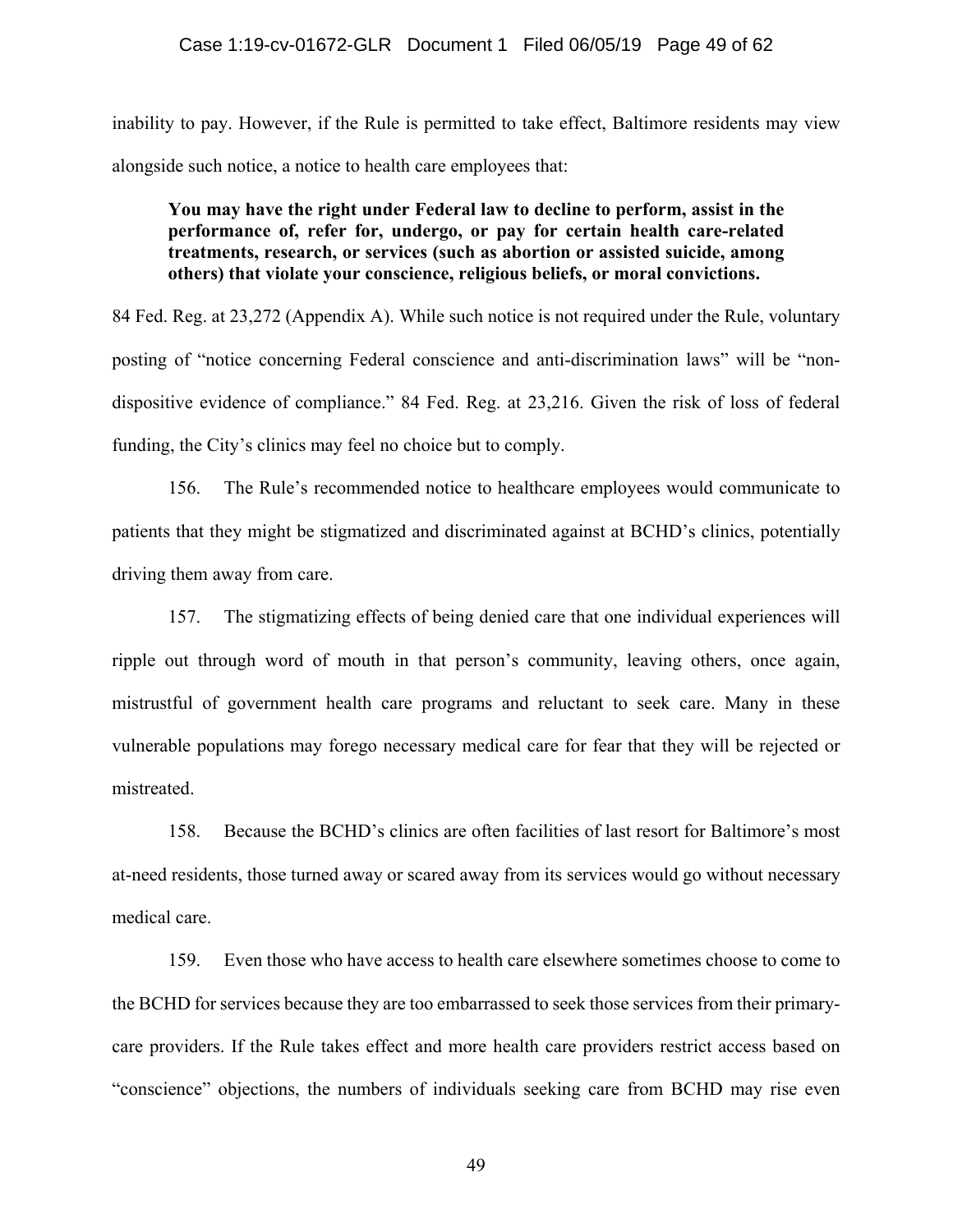inability to pay. However, if the Rule is permitted to take effect, Baltimore residents may view alongside such notice, a notice to health care employees that:

> **You may have the right under Federal law to decline to perform, assist in the performance of, refer for, undergo, or pay for certain health care-related treatments, research, or services (such as abortion or assisted suicide, among others) that violate your conscience, religious beliefs, or moral convictions.**

84 Fed. Reg. at 23,272 (Appendix A). While such notice is not required under the Rule, voluntary posting of "notice concerning Federal conscience and anti-discrimination laws" will be "non-dispositive evidence of compliance." 84 Fed. Reg. at 23,216. Given the risk of loss of federal funding, the City's clinics may feel no choice but to comply.

156. The Rule's recommended notice to healthcare employees would communicate to patients that they might be stigmatized and discriminated against at BCHD's clinics, potentially driving them away from care.

157. The stigmatizing effects of being denied care that one individual experiences will ripple out through word of mouth in that person's community, leaving others, once again, mistrustful of government health care programs and reluctant to seek care. Many in these vulnerable populations may forego necessary medical care for fear that they will be rejected or mistreated.

158. Because the BCHD's clinics are often facilities of last resort for Baltimore's most at-need residents, those turned away or scared away from its services would go without necessary medical care.

159. Even those who have access to health care elsewhere sometimes choose to come to the BCHD for services because they are too embarrassed to seek those services from their primary-care providers. If the Rule takes effect and more health care providers restrict access based on "conscience" objections, the numbers of individuals seeking care from BCHD may rise even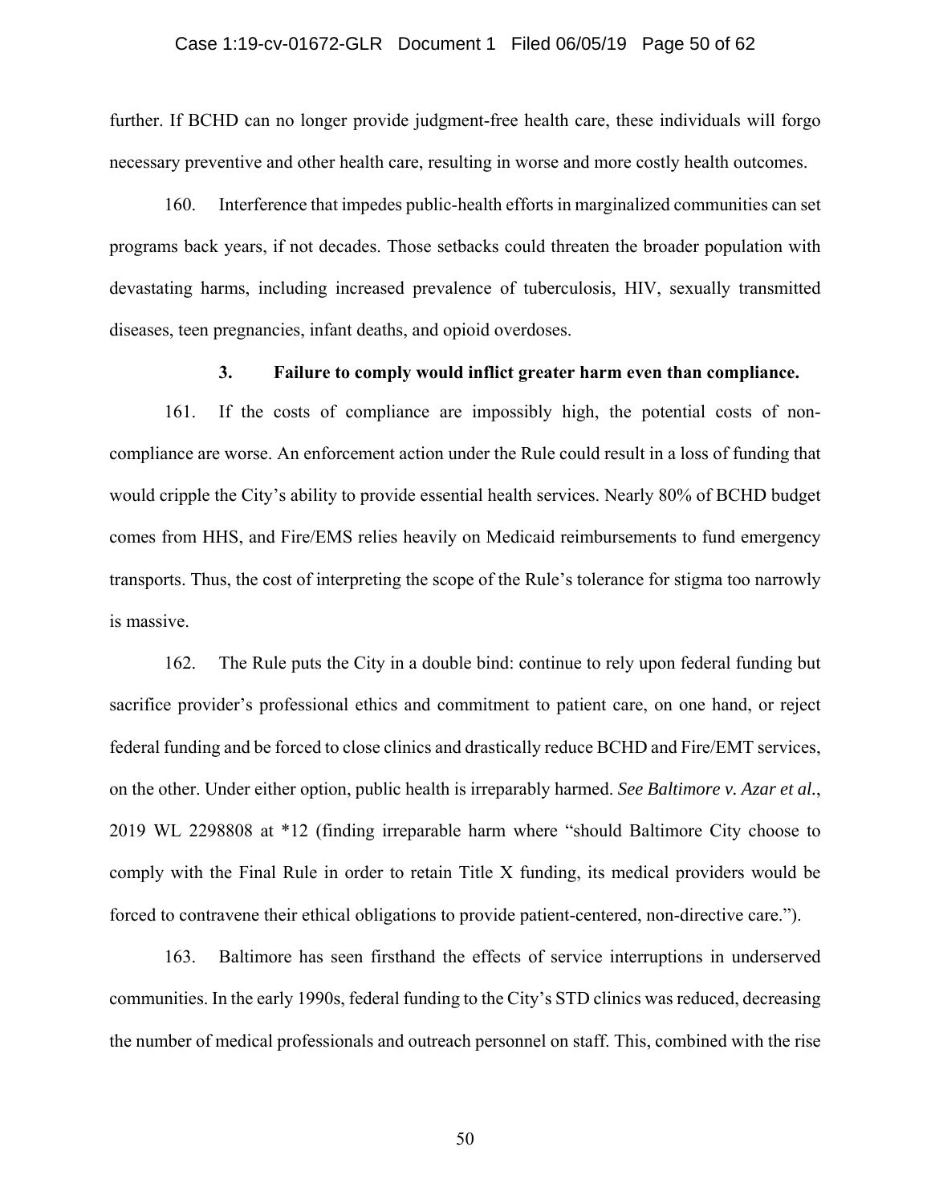further. If BCHD can no longer provide judgment-free health care, these individuals will forgo necessary preventive and other health care, resulting in worse and more costly health outcomes.

160. Interference that impedes public-health efforts in marginalized communities can set programs back years, if not decades. Those setbacks could threaten the broader population with devastating harms, including increased prevalence of tuberculosis, HIV, sexually transmitted diseases, teen pregnancies, infant deaths, and opioid overdoses.

### 3. Failure to comply would inflict greater harm even than compliance.

161. If the costs of compliance are impossibly high, the potential costs of non-compliance are worse. An enforcement action under the Rule could result in a loss of funding that would cripple the City's ability to provide essential health services. Nearly 80% of BCHD budget comes from HHS, and Fire/EMS relies heavily on Medicaid reimbursements to fund emergency transports. Thus, the cost of interpreting the scope of the Rule's tolerance for stigma too narrowly is massive.

162. The Rule puts the City in a double bind: continue to rely upon federal funding but sacrifice provider's professional ethics and commitment to patient care, on one hand, or reject federal funding and be forced to close clinics and drastically reduce BCHD and Fire/EMT services, on the other. Under either option, public health is irreparably harmed. *See Baltimore v. Azar et al.*, 2019 WL 2298808 at *12 (finding irreparable harm where "should Baltimore City choose to comply with the Final Rule in order to retain Title X funding, its medical providers would be forced to contravene their ethical obligations to provide patient-centered, non-directive care.").

163. Baltimore has seen firsthand the effects of service interruptions in underserved communities. In the early 1990s, federal funding to the City's STD clinics was reduced, decreasing the number of medical professionals and outreach personnel on staff. This, combined with the rise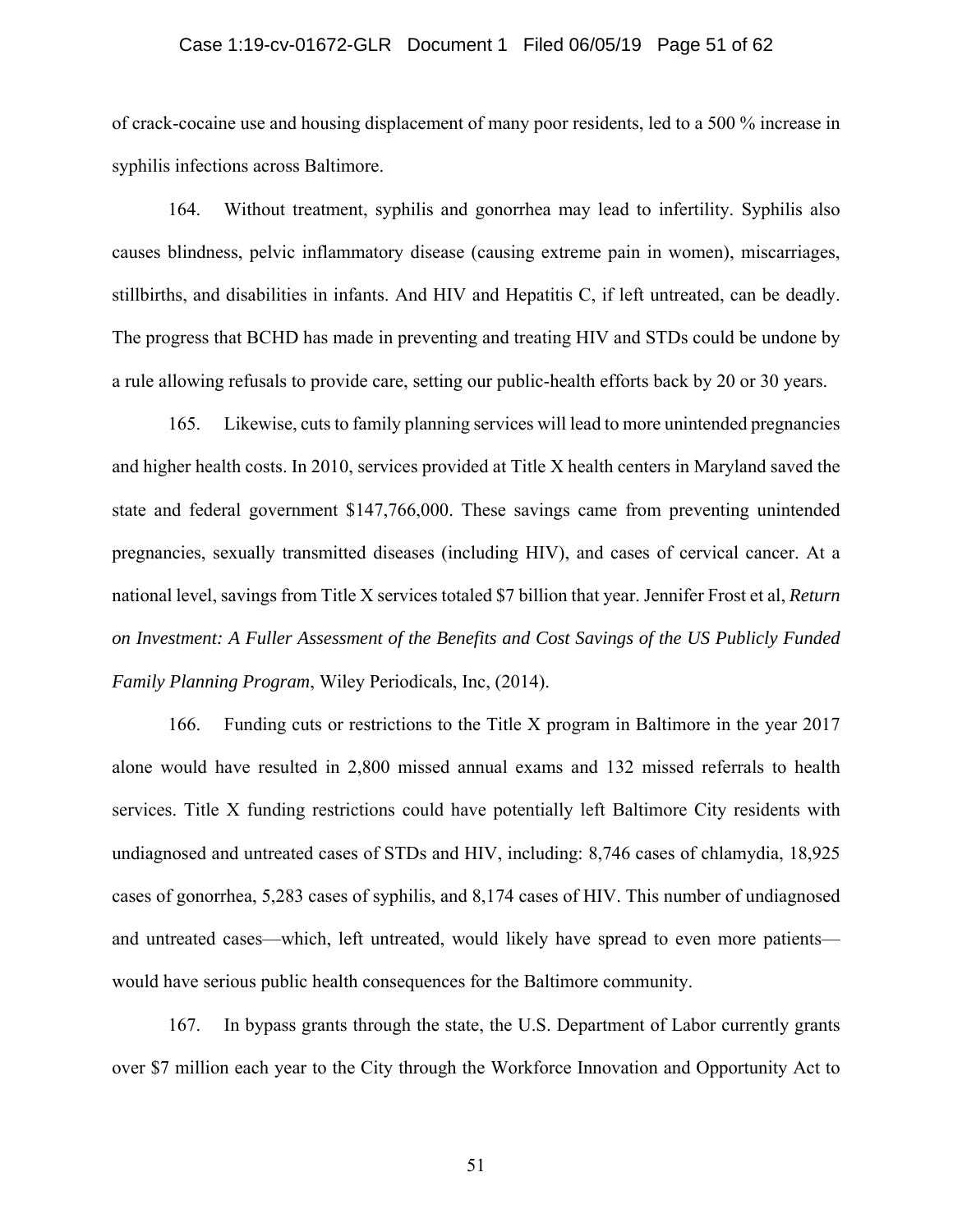of crack-cocaine use and housing displacement of many poor residents, led to a 500 % increase in syphilis infections across Baltimore.

164. Without treatment, syphilis and gonorrhea may lead to infertility. Syphilis also causes blindness, pelvic inflammatory disease (causing extreme pain in women), miscarriages, stillbirths, and disabilities in infants. And HIV and Hepatitis C, if left untreated, can be deadly. The progress that BCHD has made in preventing and treating HIV and STDs could be undone by a rule allowing refusals to provide care, setting our public-health efforts back by 20 or 30 years.

165. Likewise, cuts to family planning services will lead to more unintended pregnancies and higher health costs. In 2010, services provided at Title X health centers in Maryland saved the state and federal government $147,766,000. These savings came from preventing unintended pregnancies, sexually transmitted diseases (including HIV), and cases of cervical cancer. At a national level, savings from Title X services totaled $7 billion that year. Jennifer Frost et al, *Return on Investment: A Fuller Assessment of the Benefits and Cost Savings of the US Publicly Funded Family Planning Program*, Wiley Periodicals, Inc, (2014).

166. Funding cuts or restrictions to the Title X program in Baltimore in the year 2017 alone would have resulted in 2,800 missed annual exams and 132 missed referrals to health services. Title X funding restrictions could have potentially left Baltimore City residents with undiagnosed and untreated cases of STDs and HIV, including: 8,746 cases of chlamydia, 18,925 cases of gonorrhea, 5,283 cases of syphilis, and 8,174 cases of HIV. This number of undiagnosed and untreated cases—which, left untreated, would likely have spread to even more patients—would have serious public health consequences for the Baltimore community.

167. In bypass grants through the state, the U.S. Department of Labor currently grants over $7 million each year to the City through the Workforce Innovation and Opportunity Act to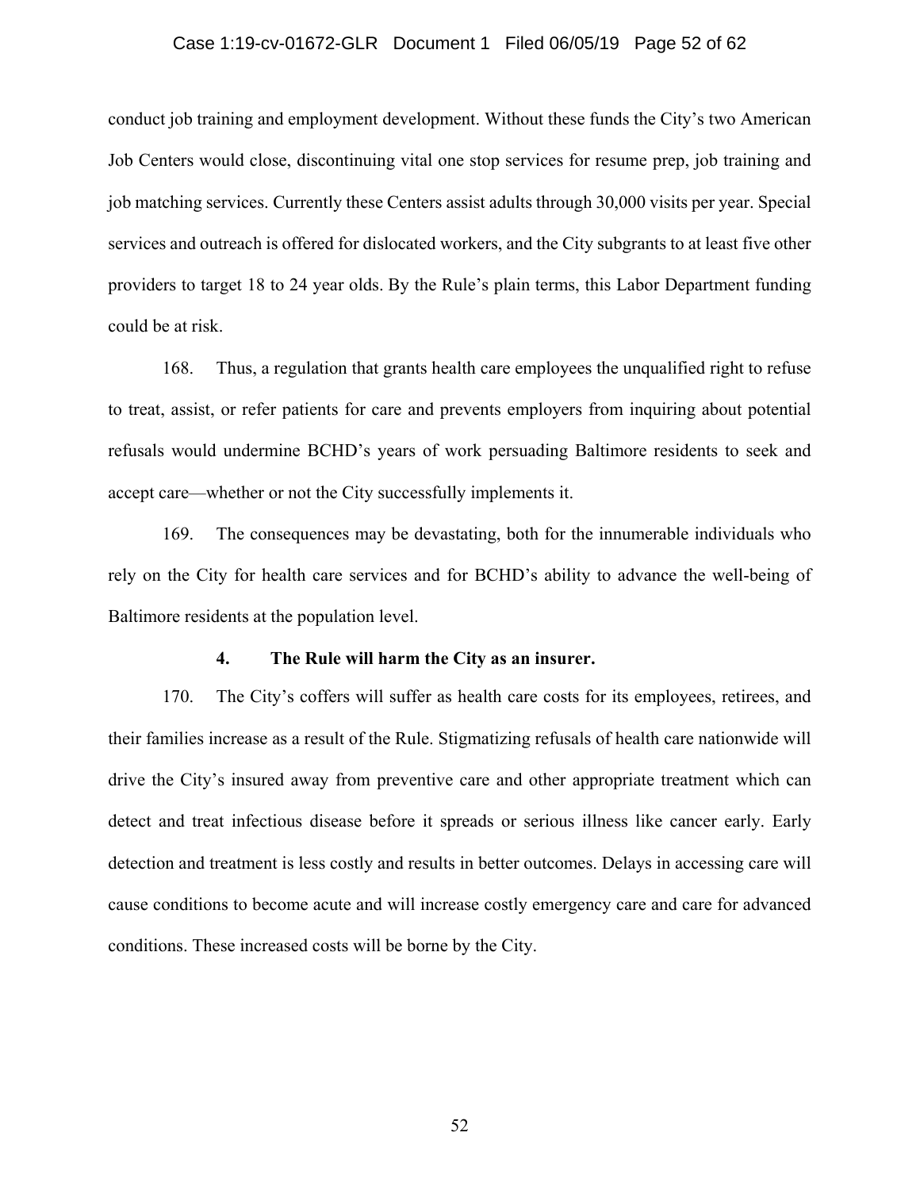conduct job training and employment development. Without these funds the City's two American Job Centers would close, discontinuing vital one stop services for resume prep, job training and job matching services. Currently these Centers assist adults through 30,000 visits per year. Special services and outreach is offered for dislocated workers, and the City subgrants to at least five other providers to target 18 to 24 year olds. By the Rule's plain terms, this Labor Department funding could be at risk.

168. Thus, a regulation that grants health care employees the unqualified right to refuse to treat, assist, or refer patients for care and prevents employers from inquiring about potential refusals would undermine BCHD's years of work persuading Baltimore residents to seek and accept care—whether or not the City successfully implements it.

169. The consequences may be devastating, both for the innumerable individuals who rely on the City for health care services and for BCHD's ability to advance the well-being of Baltimore residents at the population level.

### 4. The Rule will harm the City as an insurer.

170. The City's coffers will suffer as health care costs for its employees, retirees, and their families increase as a result of the Rule. Stigmatizing refusals of health care nationwide will drive the City's insured away from preventive care and other appropriate treatment which can detect and treat infectious disease before it spreads or serious illness like cancer early. Early detection and treatment is less costly and results in better outcomes. Delays in accessing care will cause conditions to become acute and will increase costly emergency care and care for advanced conditions. These increased costs will be borne by the City.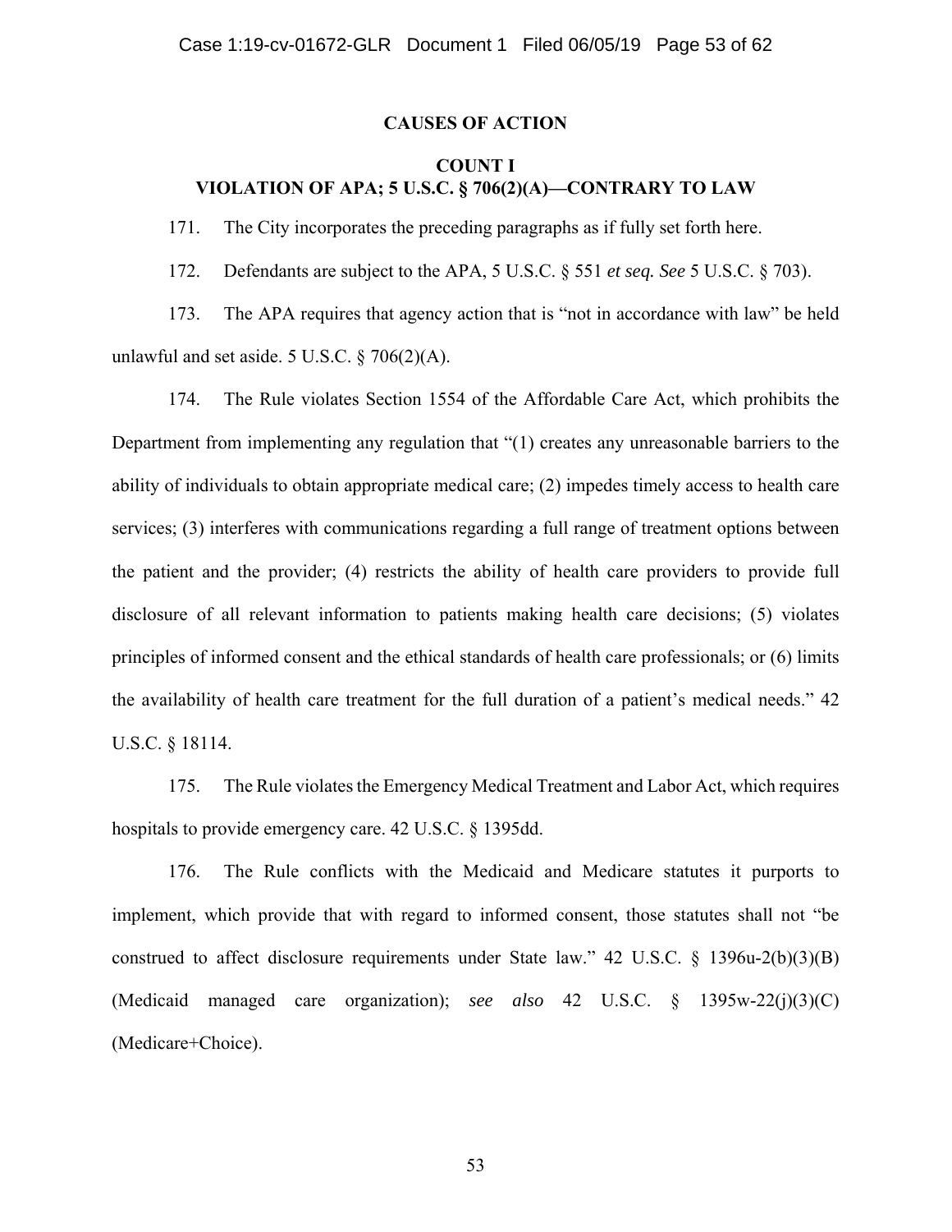## CAUSES OF ACTION

### COUNT I
### VIOLATION OF APA; 5 U.S.C. § 706(2)(A)—CONTRARY TO LAW

171. The City incorporates the preceding paragraphs as if fully set forth here.

172. Defendants are subject to the APA, 5 U.S.C. § 551 *et seq. See* 5 U.S.C. § 703).

173. The APA requires that agency action that is "not in accordance with law" be held unlawful and set aside. 5 U.S.C. § 706(2)(A).

174. The Rule violates Section 1554 of the Affordable Care Act, which prohibits the Department from implementing any regulation that "(1) creates any unreasonable barriers to the ability of individuals to obtain appropriate medical care; (2) impedes timely access to health care services; (3) interferes with communications regarding a full range of treatment options between the patient and the provider; (4) restricts the ability of health care providers to provide full disclosure of all relevant information to patients making health care decisions; (5) violates principles of informed consent and the ethical standards of health care professionals; or (6) limits the availability of health care treatment for the full duration of a patient's medical needs." 42 U.S.C. § 18114.

175. The Rule violates the Emergency Medical Treatment and Labor Act, which requires hospitals to provide emergency care. 42 U.S.C. § 1395dd.

176. The Rule conflicts with the Medicaid and Medicare statutes it purports to implement, which provide that with regard to informed consent, those statutes shall not "be construed to affect disclosure requirements under State law." 42 U.S.C. § 1396u-2(b)(3)(B) (Medicaid managed care organization); *see also* 42 U.S.C. § 1395w-22(j)(3)(C) (Medicare+Choice).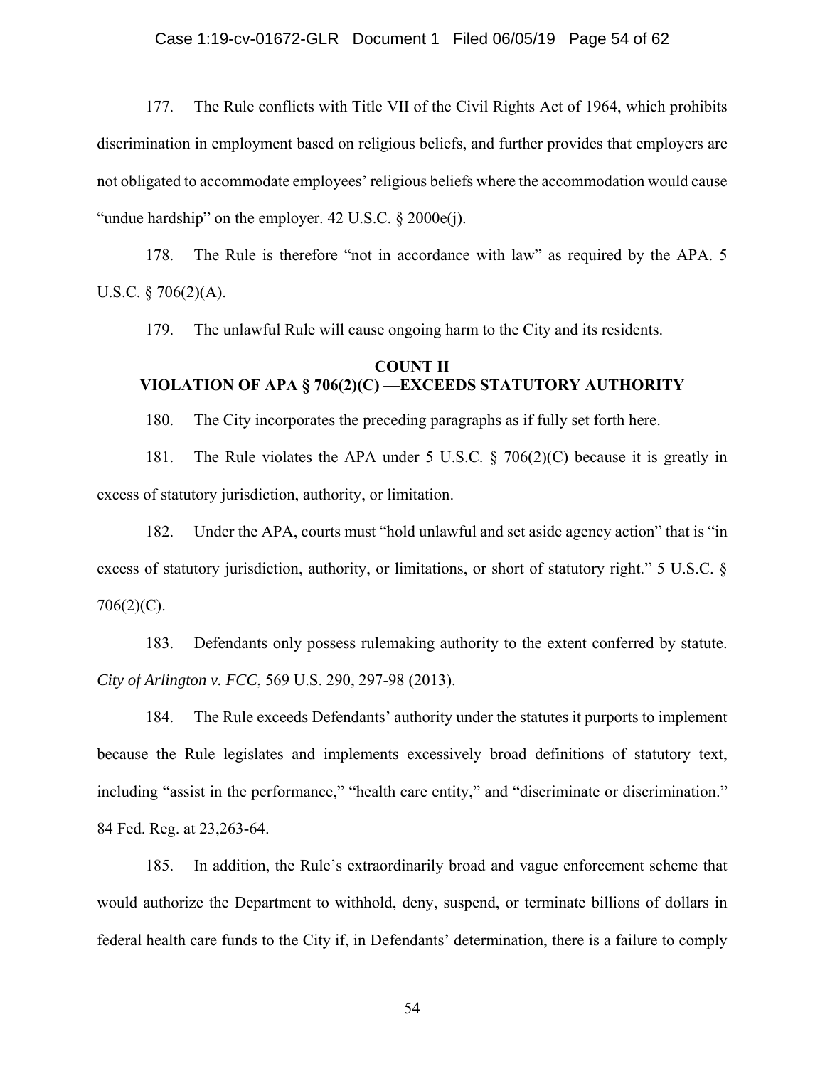177. The Rule conflicts with Title VII of the Civil Rights Act of 1964, which prohibits discrimination in employment based on religious beliefs, and further provides that employers are not obligated to accommodate employees' religious beliefs where the accommodation would cause "undue hardship" on the employer. 42 U.S.C. § 2000e(j).

178. The Rule is therefore "not in accordance with law" as required by the APA. 5 U.S.C. § 706(2)(A).

179. The unlawful Rule will cause ongoing harm to the City and its residents.

## COUNT II
## VIOLATION OF APA § 706(2)(C) —EXCEEDS STATUTORY AUTHORITY

180. The City incorporates the preceding paragraphs as if fully set forth here.

181. The Rule violates the APA under 5 U.S.C. § 706(2)(C) because it is greatly in excess of statutory jurisdiction, authority, or limitation.

182. Under the APA, courts must "hold unlawful and set aside agency action" that is "in excess of statutory jurisdiction, authority, or limitations, or short of statutory right." 5 U.S.C. § 706(2)(C).

183. Defendants only possess rulemaking authority to the extent conferred by statute. *City of Arlington v. FCC*, 569 U.S. 290, 297-98 (2013).

184. The Rule exceeds Defendants' authority under the statutes it purports to implement because the Rule legislates and implements excessively broad definitions of statutory text, including "assist in the performance," "health care entity," and "discriminate or discrimination." 84 Fed. Reg. at 23,263-64.

185. In addition, the Rule's extraordinarily broad and vague enforcement scheme that would authorize the Department to withhold, deny, suspend, or terminate billions of dollars in federal health care funds to the City if, in Defendants' determination, there is a failure to comply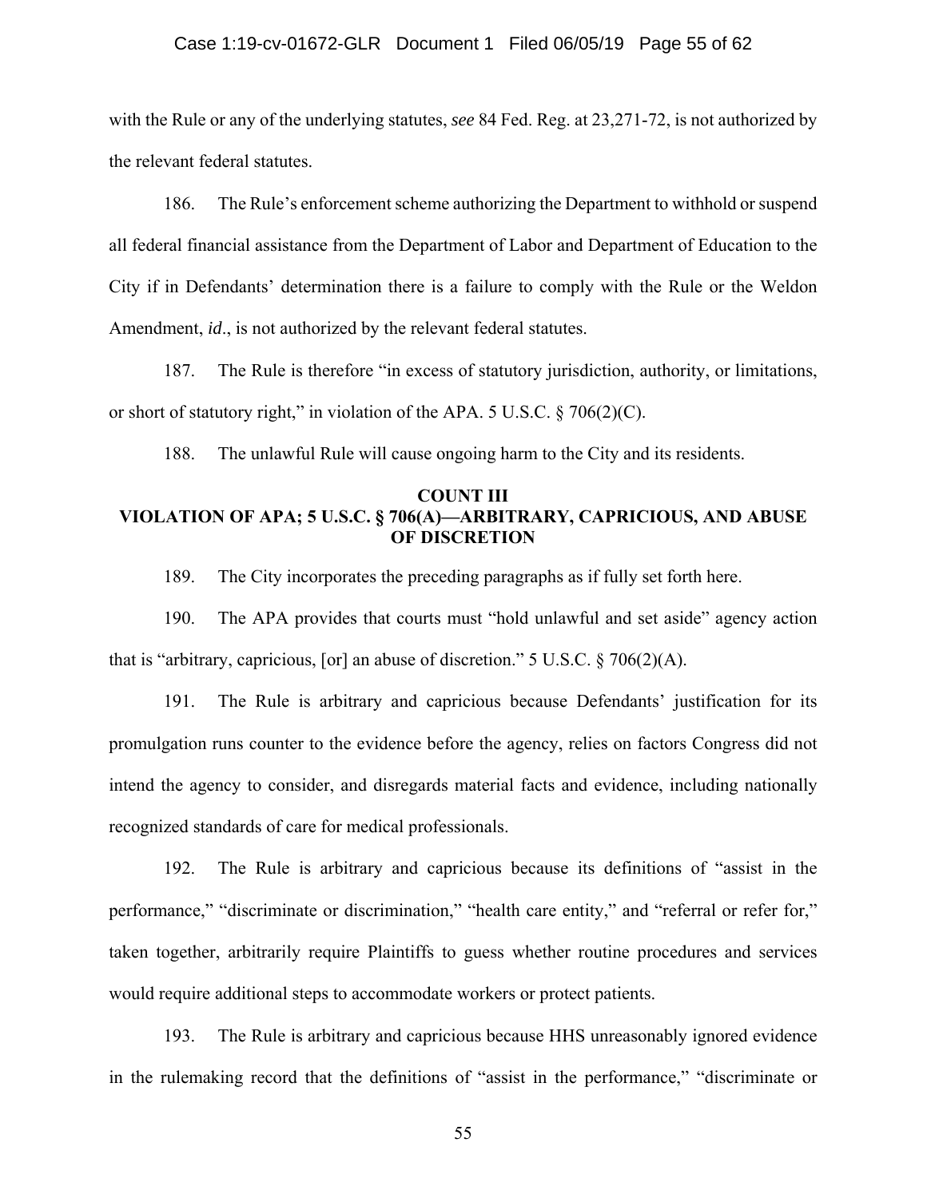with the Rule or any of the underlying statutes, *see* 84 Fed. Reg. at 23,271-72, is not authorized by the relevant federal statutes.

186. The Rule's enforcement scheme authorizing the Department to withhold or suspend all federal financial assistance from the Department of Labor and Department of Education to the City if in Defendants' determination there is a failure to comply with the Rule or the Weldon Amendment, *id*., is not authorized by the relevant federal statutes.

187. The Rule is therefore "in excess of statutory jurisdiction, authority, or limitations, or short of statutory right," in violation of the APA. 5 U.S.C. § 706(2)(C).

188. The unlawful Rule will cause ongoing harm to the City and its residents.

## COUNT III
## VIOLATION OF APA; 5 U.S.C. § 706(A)—ARBITRARY, CAPRICIOUS, AND ABUSE OF DISCRETION

189. The City incorporates the preceding paragraphs as if fully set forth here.

190. The APA provides that courts must "hold unlawful and set aside" agency action that is "arbitrary, capricious, [or] an abuse of discretion." 5 U.S.C. § 706(2)(A).

191. The Rule is arbitrary and capricious because Defendants' justification for its promulgation runs counter to the evidence before the agency, relies on factors Congress did not intend the agency to consider, and disregards material facts and evidence, including nationally recognized standards of care for medical professionals.

192. The Rule is arbitrary and capricious because its definitions of "assist in the performance," "discriminate or discrimination," "health care entity," and "referral or refer for," taken together, arbitrarily require Plaintiffs to guess whether routine procedures and services would require additional steps to accommodate workers or protect patients.

193. The Rule is arbitrary and capricious because HHS unreasonably ignored evidence in the rulemaking record that the definitions of "assist in the performance," "discriminate or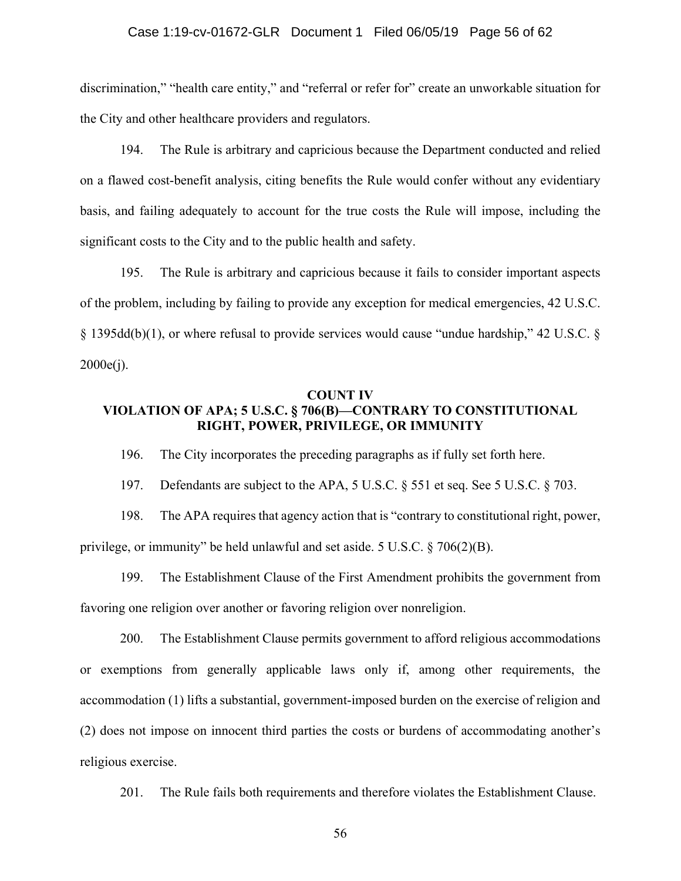discrimination," "health care entity," and "referral or refer for" create an unworkable situation for the City and other healthcare providers and regulators.

194. The Rule is arbitrary and capricious because the Department conducted and relied on a flawed cost-benefit analysis, citing benefits the Rule would confer without any evidentiary basis, and failing adequately to account for the true costs the Rule will impose, including the significant costs to the City and to the public health and safety.

195. The Rule is arbitrary and capricious because it fails to consider important aspects of the problem, including by failing to provide any exception for medical emergencies, 42 U.S.C. § 1395dd(b)(1), or where refusal to provide services would cause "undue hardship," 42 U.S.C. § 2000e(j).

**COUNT IV**
**VIOLATION OF APA; 5 U.S.C. § 706(B)—CONTRARY TO CONSTITUTIONAL RIGHT, POWER, PRIVILEGE, OR IMMUNITY**

196. The City incorporates the preceding paragraphs as if fully set forth here.

197. Defendants are subject to the APA, 5 U.S.C. § 551 et seq. See 5 U.S.C. § 703.

198. The APA requires that agency action that is "contrary to constitutional right, power, privilege, or immunity" be held unlawful and set aside. 5 U.S.C. § 706(2)(B).

199. The Establishment Clause of the First Amendment prohibits the government from favoring one religion over another or favoring religion over nonreligion.

200. The Establishment Clause permits government to afford religious accommodations or exemptions from generally applicable laws only if, among other requirements, the accommodation (1) lifts a substantial, government-imposed burden on the exercise of religion and (2) does not impose on innocent third parties the costs or burdens of accommodating another's religious exercise.

201. The Rule fails both requirements and therefore violates the Establishment Clause.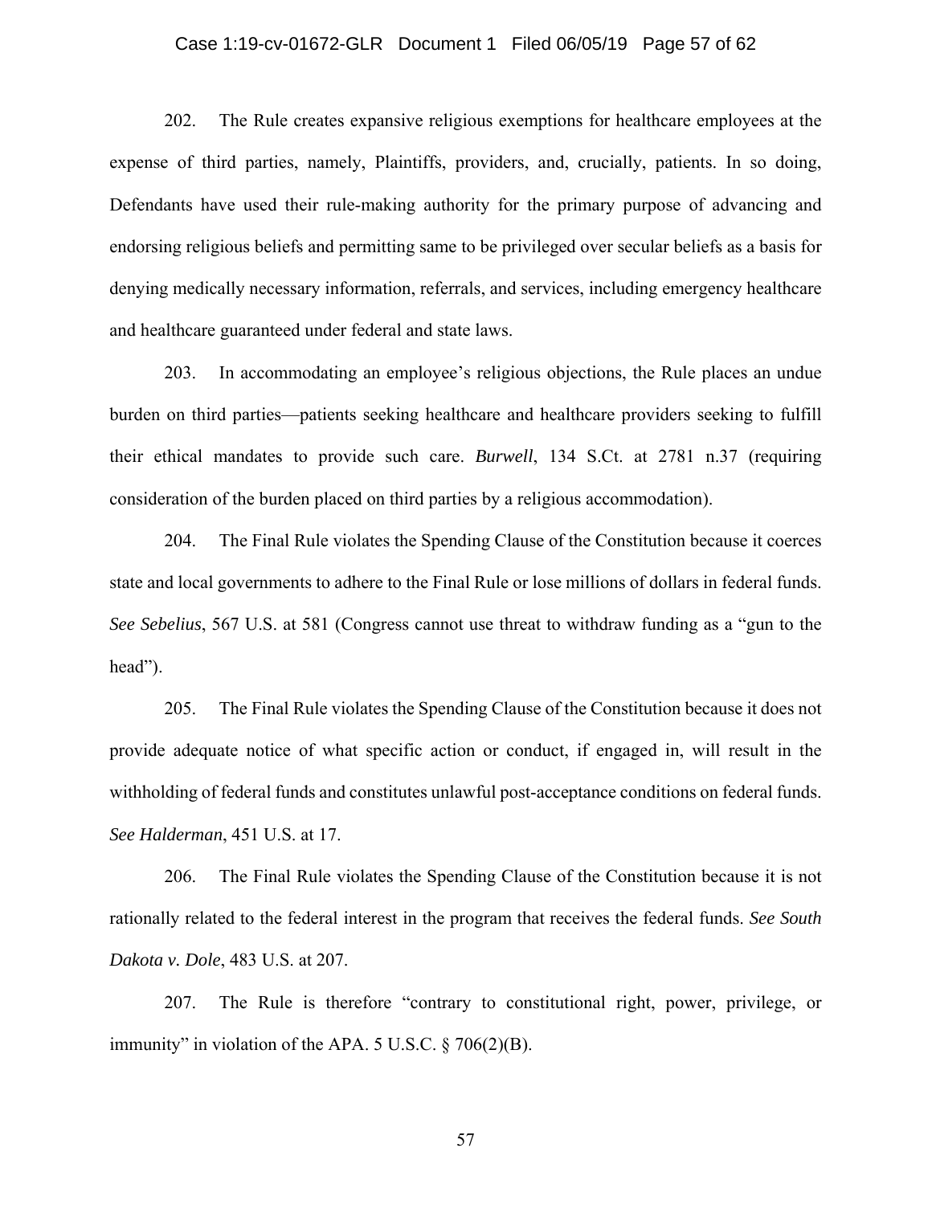202. The Rule creates expansive religious exemptions for healthcare employees at the expense of third parties, namely, Plaintiffs, providers, and, crucially, patients. In so doing, Defendants have used their rule-making authority for the primary purpose of advancing and endorsing religious beliefs and permitting same to be privileged over secular beliefs as a basis for denying medically necessary information, referrals, and services, including emergency healthcare and healthcare guaranteed under federal and state laws.

203. In accommodating an employee's religious objections, the Rule places an undue burden on third parties—patients seeking healthcare and healthcare providers seeking to fulfill their ethical mandates to provide such care. *Burwell*, 134 S.Ct. at 2781 n.37 (requiring consideration of the burden placed on third parties by a religious accommodation).

204. The Final Rule violates the Spending Clause of the Constitution because it coerces state and local governments to adhere to the Final Rule or lose millions of dollars in federal funds. *See Sebelius*, 567 U.S. at 581 (Congress cannot use threat to withdraw funding as a "gun to the head").

205. The Final Rule violates the Spending Clause of the Constitution because it does not provide adequate notice of what specific action or conduct, if engaged in, will result in the withholding of federal funds and constitutes unlawful post-acceptance conditions on federal funds. *See Halderman*, 451 U.S. at 17.

206. The Final Rule violates the Spending Clause of the Constitution because it is not rationally related to the federal interest in the program that receives the federal funds. *See South Dakota v. Dole*, 483 U.S. at 207.

207. The Rule is therefore "contrary to constitutional right, power, privilege, or immunity" in violation of the APA. 5 U.S.C. § 706(2)(B).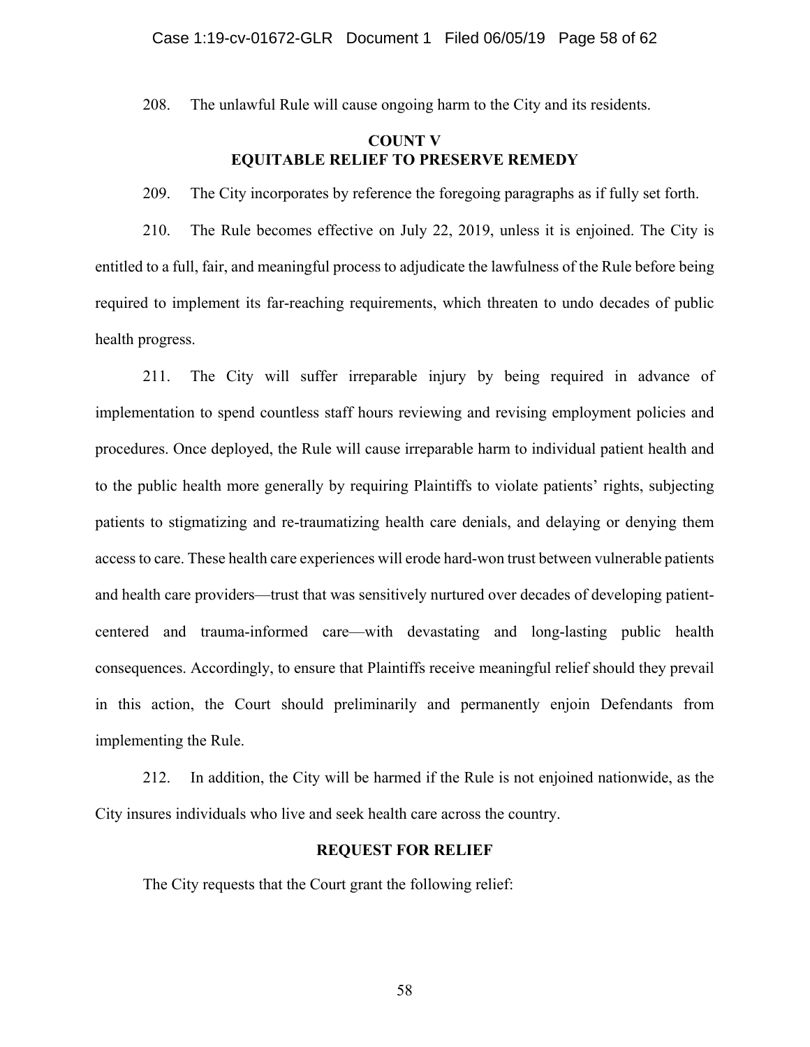208. The unlawful Rule will cause ongoing harm to the City and its residents.

**COUNT V**
**EQUITABLE RELIEF TO PRESERVE REMEDY**

209. The City incorporates by reference the foregoing paragraphs as if fully set forth.

210. The Rule becomes effective on July 22, 2019, unless it is enjoined. The City is entitled to a full, fair, and meaningful process to adjudicate the lawfulness of the Rule before being required to implement its far-reaching requirements, which threaten to undo decades of public health progress.

211. The City will suffer irreparable injury by being required in advance of implementation to spend countless staff hours reviewing and revising employment policies and procedures. Once deployed, the Rule will cause irreparable harm to individual patient health and to the public health more generally by requiring Plaintiffs to violate patients' rights, subjecting patients to stigmatizing and re-traumatizing health care denials, and delaying or denying them access to care. These health care experiences will erode hard-won trust between vulnerable patients and health care providers—trust that was sensitively nurtured over decades of developing patient-centered and trauma-informed care—with devastating and long-lasting public health consequences. Accordingly, to ensure that Plaintiffs receive meaningful relief should they prevail in this action, the Court should preliminarily and permanently enjoin Defendants from implementing the Rule.

212. In addition, the City will be harmed if the Rule is not enjoined nationwide, as the City insures individuals who live and seek health care across the country.

**REQUEST FOR RELIEF**

The City requests that the Court grant the following relief: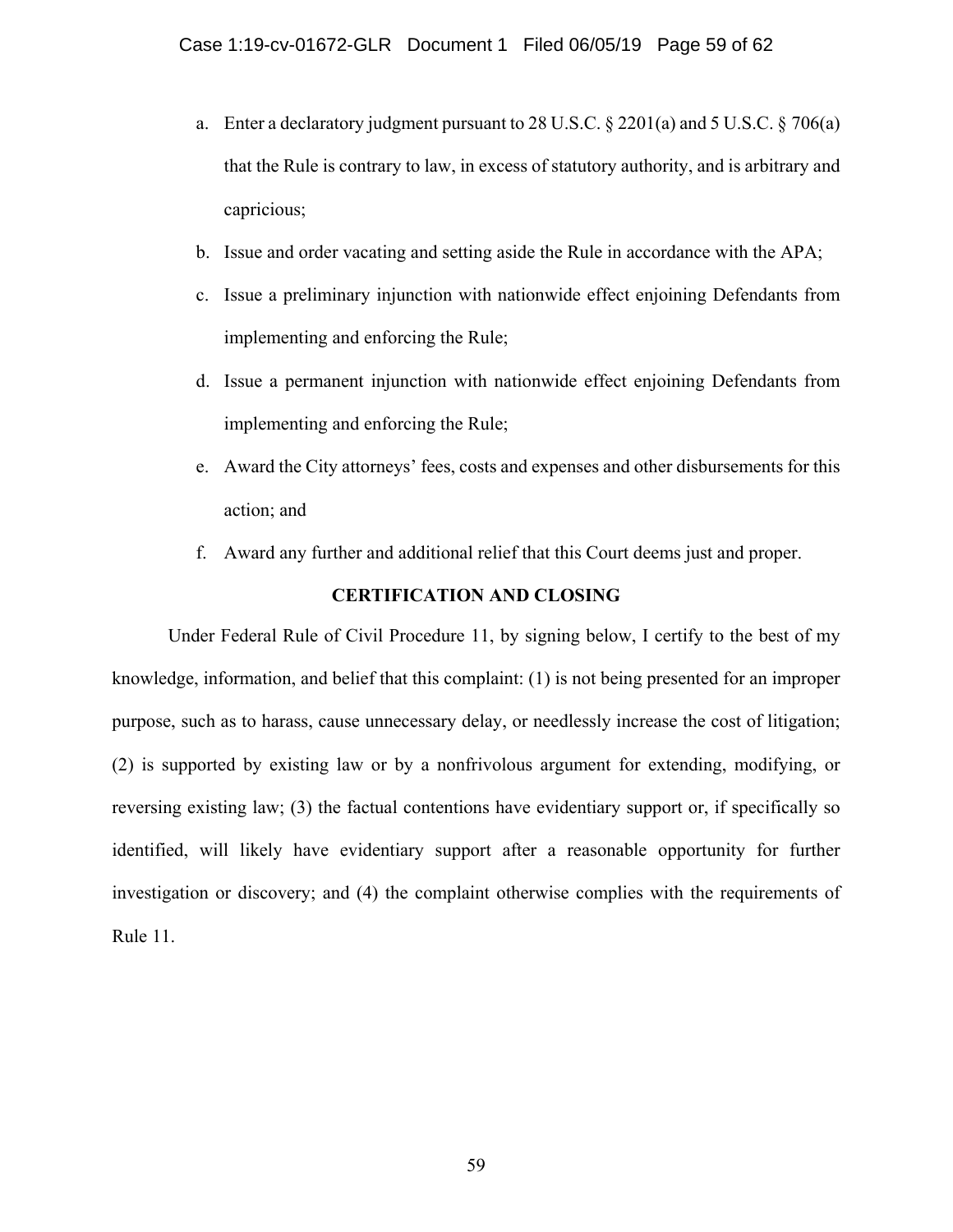a. Enter a declaratory judgment pursuant to 28 U.S.C. § 2201(a) and 5 U.S.C. § 706(a) that the Rule is contrary to law, in excess of statutory authority, and is arbitrary and capricious;

b. Issue and order vacating and setting aside the Rule in accordance with the APA;

c. Issue a preliminary injunction with nationwide effect enjoining Defendants from implementing and enforcing the Rule;

d. Issue a permanent injunction with nationwide effect enjoining Defendants from implementing and enforcing the Rule;

e. Award the City attorneys' fees, costs and expenses and other disbursements for this action; and

f. Award any further and additional relief that this Court deems just and proper.

**CERTIFICATION AND CLOSING**

Under Federal Rule of Civil Procedure 11, by signing below, I certify to the best of my knowledge, information, and belief that this complaint: (1) is not being presented for an improper purpose, such as to harass, cause unnecessary delay, or needlessly increase the cost of litigation; (2) is supported by existing law or by a nonfrivolous argument for extending, modifying, or reversing existing law; (3) the factual contentions have evidentiary support or, if specifically so identified, will likely have evidentiary support after a reasonable opportunity for further investigation or discovery; and (4) the complaint otherwise complies with the requirements of Rule 11.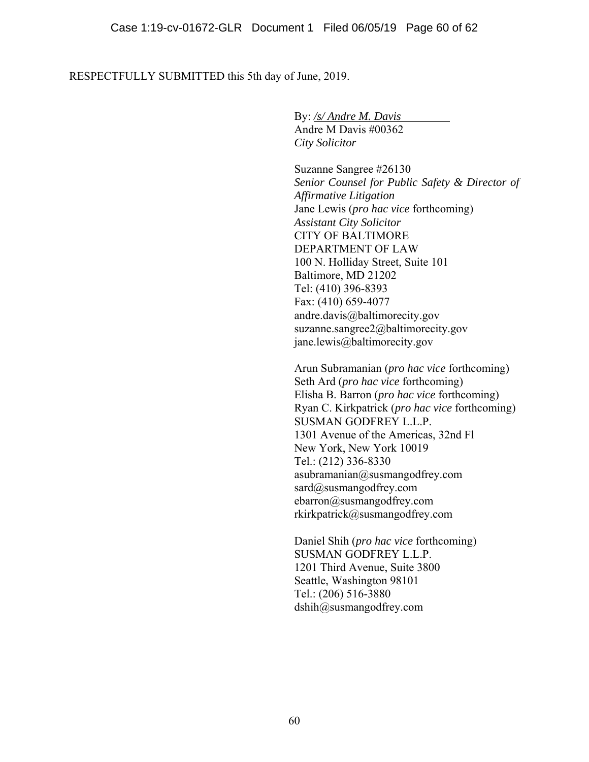RESPECTFULLY SUBMITTED this 5th day of June, 2019.

By: */s/ Andre M. Davis*  
Andre M Davis #00362  
*City Solicitor*

Suzanne Sangree #26130  
*Senior Counsel for Public Safety & Director of Affirmative Litigation*  
Jane Lewis (*pro hac vice* forthcoming)  
*Assistant City Solicitor*  
CITY OF BALTIMORE  
DEPARTMENT OF LAW  
100 N. Holliday Street, Suite 101  
Baltimore, MD 21202  
Tel: (410) 396-8393  
Fax: (410) 659-4077  
andre.davis@baltimorecity.gov  
suzanne.sangree2@baltimorecity.gov  
jane.lewis@baltimorecity.gov

Arun Subramanian (*pro hac vice* forthcoming)  
Seth Ard (*pro hac vice* forthcoming)  
Elisha B. Barron (*pro hac vice* forthcoming)  
Ryan C. Kirkpatrick (*pro hac vice* forthcoming)  
SUSMAN GODFREY L.L.P.  
1301 Avenue of the Americas, 32nd Fl  
New York, New York 10019  
Tel.: (212) 336-8330  
asubramanian@susmangodfrey.com  
sard@susmangodfrey.com  
ebarron@susmangodfrey.com  
rkirkpatrick@susmangodfrey.com

Daniel Shih (*pro hac vice* forthcoming)  
SUSMAN GODFREY L.L.P.  
1201 Third Avenue, Suite 3800  
Seattle, Washington 98101  
Tel.: (206) 516-3880  
dshih@susmangodfrey.com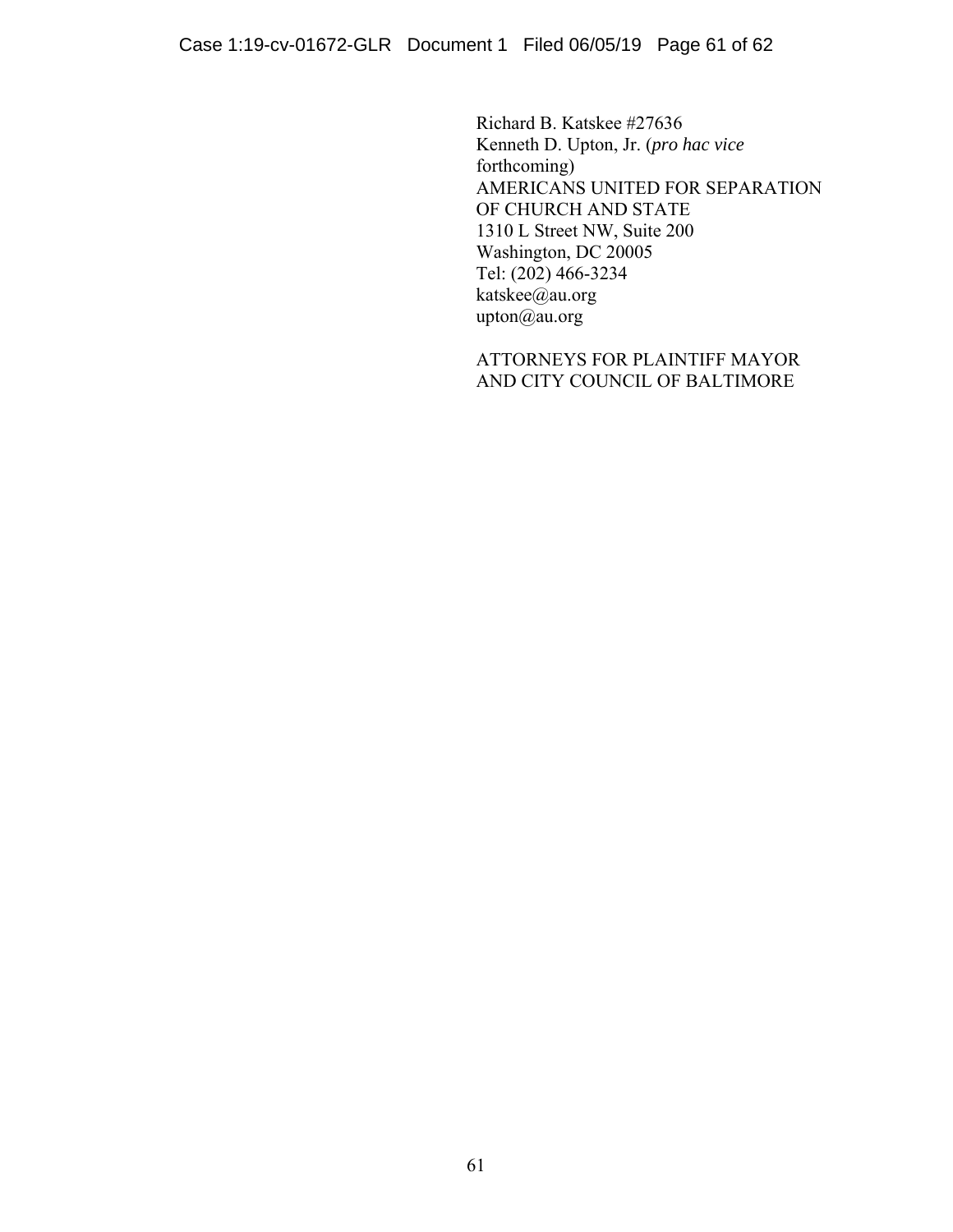Richard B. Katskee #27636
Kenneth D. Upton, Jr. (*pro hac vice* forthcoming)
AMERICANS UNITED FOR SEPARATION OF CHURCH AND STATE
1310 L Street NW, Suite 200
Washington, DC 20005
Tel: (202) 466-3234
katskee@au.org
upton@au.org

ATTORNEYS FOR PLAINTIFF MAYOR AND CITY COUNCIL OF BALTIMORE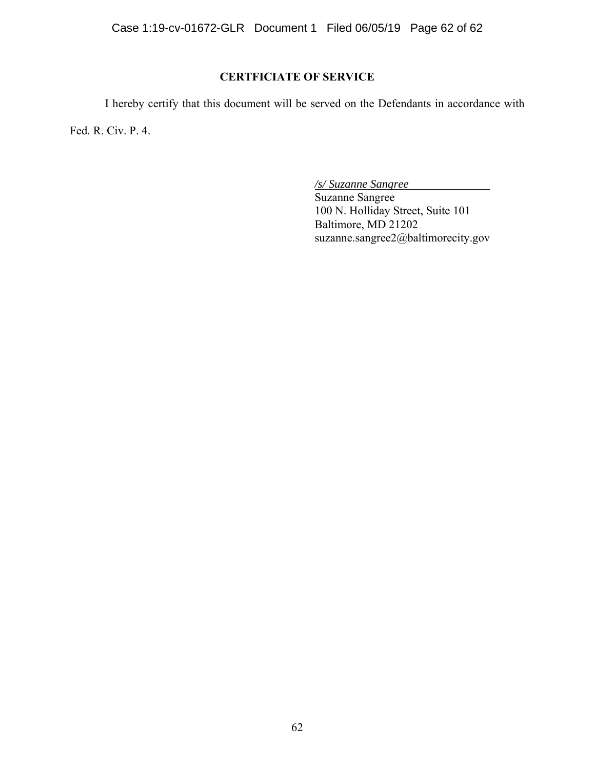## CERTFICIATE OF SERVICE

I hereby certify that this document will be served on the Defendants in accordance with Fed. R. Civ. P. 4.

*/s/ Suzanne Sangree*
Suzanne Sangree
100 N. Holliday Street, Suite 101
Baltimore, MD 21202
suzanne.sangree2@baltimorecity.gov